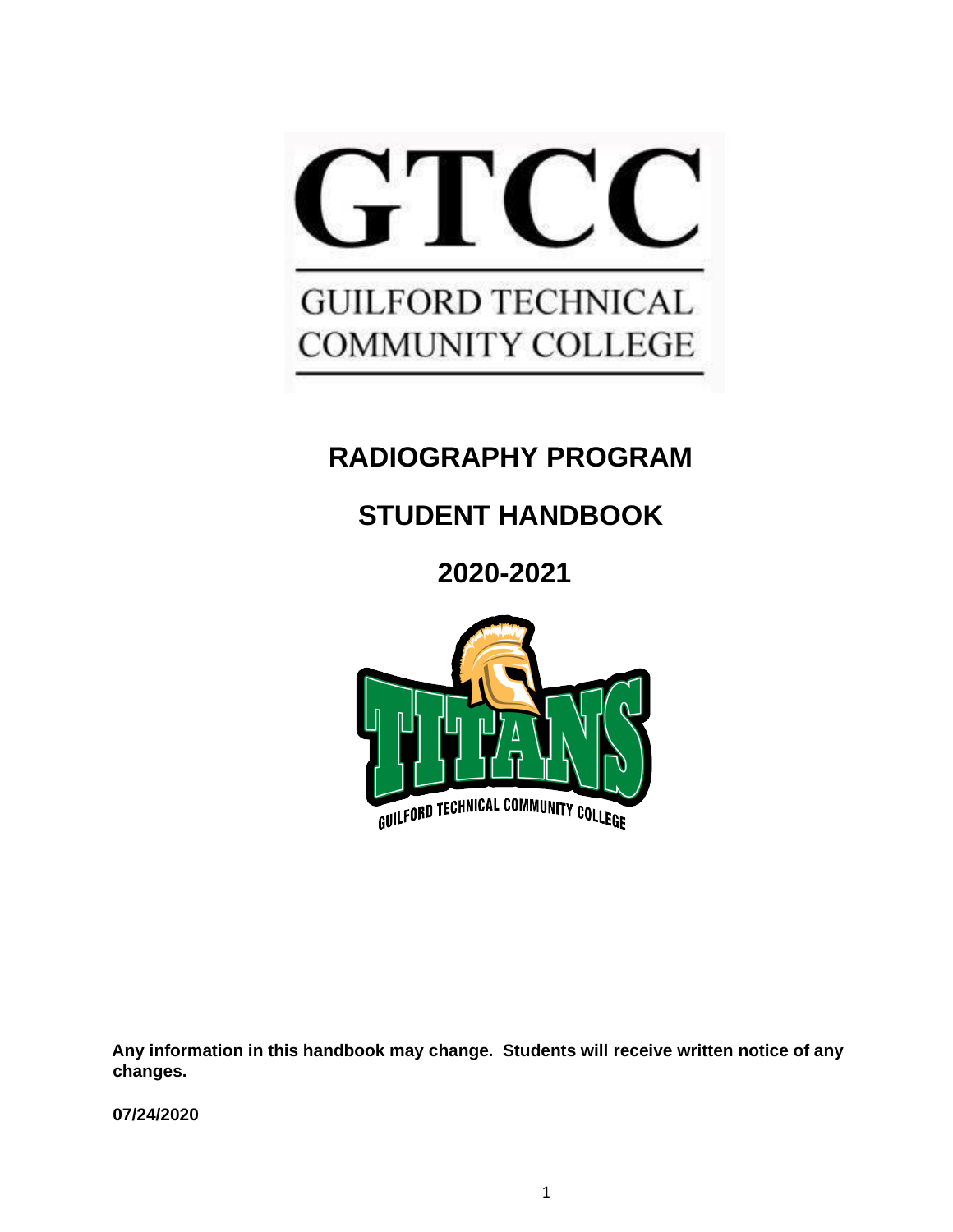GTCC

GUILFORD TECHNICAL COMMUNITY COLLEGE

# RADIOGRAPHY PROGRAM

# STUDENT HANDBOOK

# 2020-2021

TITANS

GUILFORD TECHNICAL COMMUNITY COLLEGE

**Any information in this handbook may change. Students will receive written notice of any changes.**

**07/24/2020**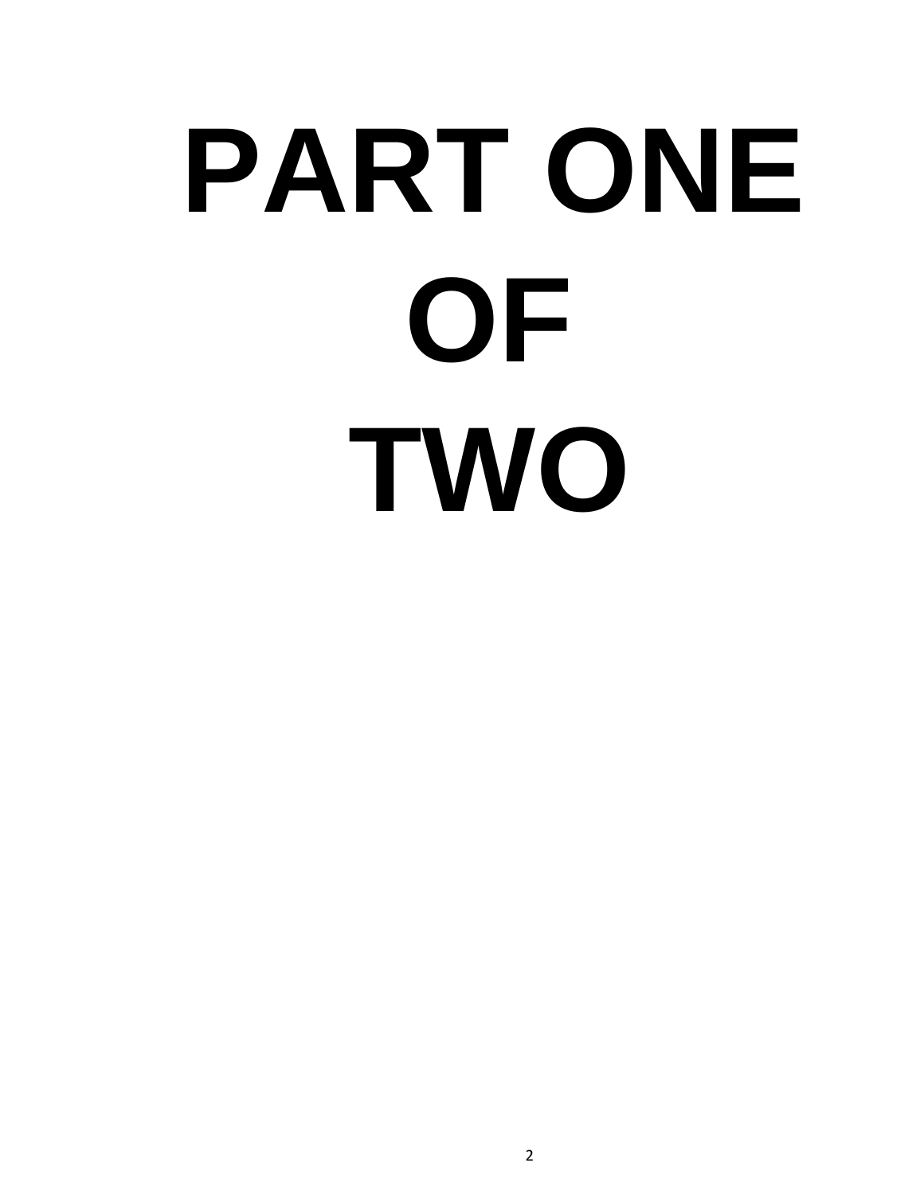# PART ONE OF TWO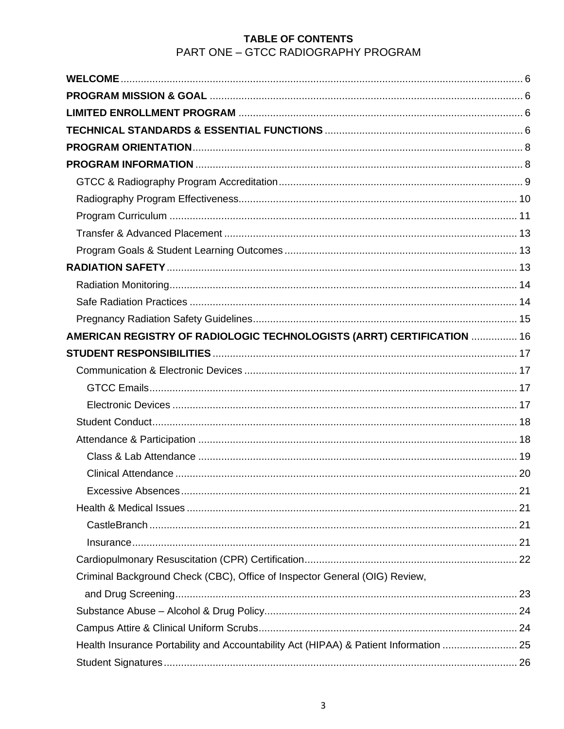**TABLE OF CONTENTS**

PART ONE – GTCC RADIOGRAPHY PROGRAM

**WELCOME** ........ 6
**PROGRAM MISSION & GOAL** ........ 6
**LIMITED ENROLLMENT PROGRAM** ........ 6
**TECHNICAL STANDARDS & ESSENTIAL FUNCTIONS** ........ 6
**PROGRAM ORIENTATION** ........ 8
**PROGRAM INFORMATION** ........ 8
- GTCC & Radiography Program Accreditation ........ 9
- Radiography Program Effectiveness ........ 10
- Program Curriculum ........ 11
- Transfer & Advanced Placement ........ 13
- Program Goals & Student Learning Outcomes ........ 13

**RADIATION SAFETY** ........ 13
- Radiation Monitoring ........ 14
- Safe Radiation Practices ........ 14
- Pregnancy Radiation Safety Guidelines ........ 15

**AMERICAN REGISTRY OF RADIOLOGIC TECHNOLOGISTS (ARRT) CERTIFICATION** ........ 16
**STUDENT RESPONSIBILITIES** ........ 17
- Communication & Electronic Devices ........ 17
  - GTCC Emails ........ 17
  - Electronic Devices ........ 17
- Student Conduct ........ 18
- Attendance & Participation ........ 18
  - Class & Lab Attendance ........ 19
  - Clinical Attendance ........ 20
  - Excessive Absences ........ 21
- Health & Medical Issues ........ 21
  - CastleBranch ........ 21
  - Insurance ........ 21
- Cardiopulmonary Resuscitation (CPR) Certification ........ 22
- Criminal Background Check (CBC), Office of Inspector General (OIG) Review, and Drug Screening ........ 23
- Substance Abuse – Alcohol & Drug Policy ........ 24
- Campus Attire & Clinical Uniform Scrubs ........ 24
- Health Insurance Portability and Accountability Act (HIPAA) & Patient Information ........ 25
- Student Signatures ........ 26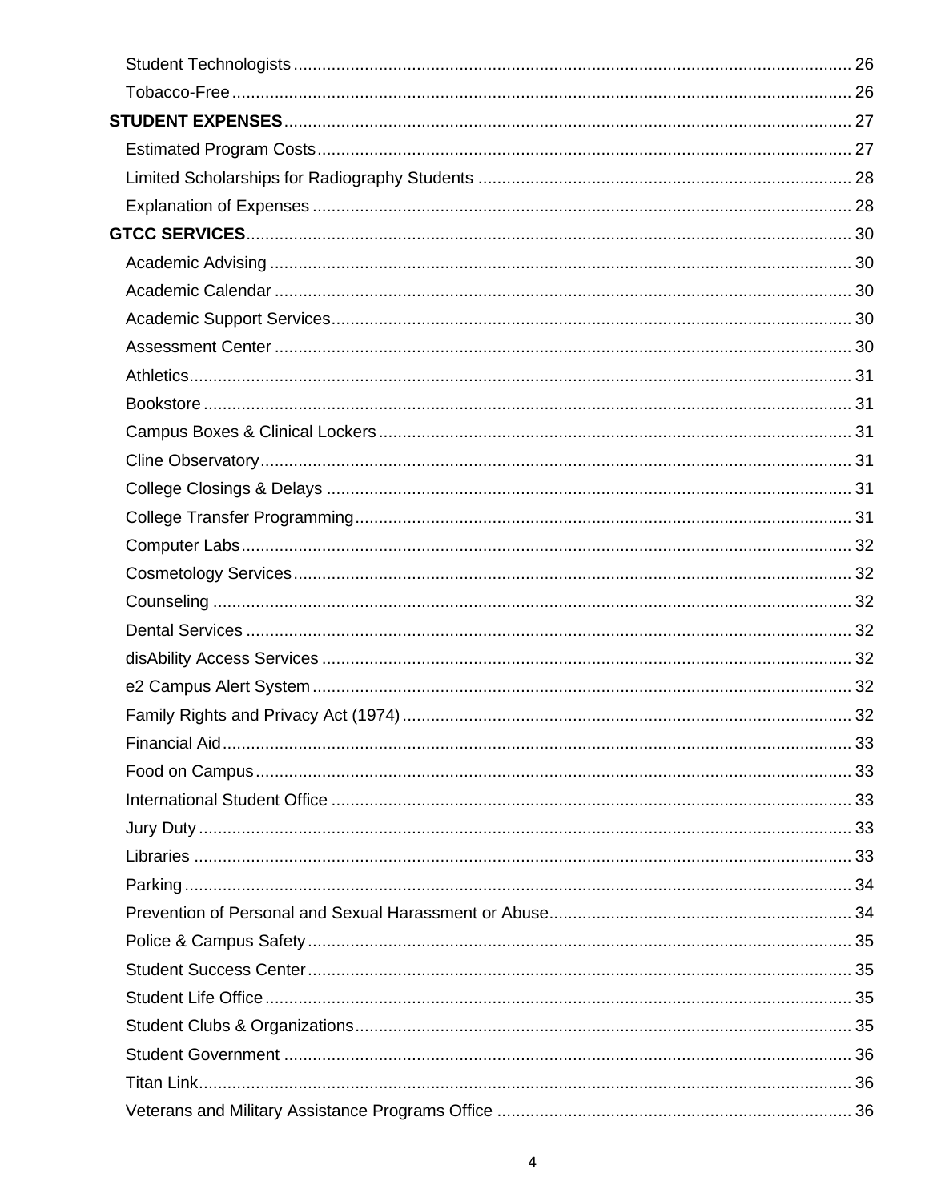Student Technologists ..................................................................................................... 26

Tobacco-Free ................................................................................................................... 26

**STUDENT EXPENSES** ....................................................................................................... 27

Estimated Program Costs ................................................................................................ 27

Limited Scholarships for Radiography Students .............................................................. 28

Explanation of Expenses ................................................................................................. 28

**GTCC SERVICES** ............................................................................................................... 30

Academic Advising .......................................................................................................... 30

Academic Calendar ......................................................................................................... 30

Academic Support Services ............................................................................................. 30

Assessment Center ......................................................................................................... 30

Athletics ........................................................................................................................... 31

Bookstore ........................................................................................................................ 31

Campus Boxes & Clinical Lockers ................................................................................... 31

Cline Observatory ............................................................................................................ 31

College Closings & Delays .............................................................................................. 31

College Transfer Programming ........................................................................................ 31

Computer Labs ................................................................................................................ 32

Cosmetology Services ..................................................................................................... 32

Counseling ...................................................................................................................... 32

Dental Services ............................................................................................................... 32

disAbility Access Services ............................................................................................... 32

e2 Campus Alert System ................................................................................................. 32

Family Rights and Privacy Act (1974) .............................................................................. 32

Financial Aid .................................................................................................................... 33

Food on Campus ............................................................................................................. 33

International Student Office ............................................................................................. 33

Jury Duty ......................................................................................................................... 33

Libraries .......................................................................................................................... 33

Parking ............................................................................................................................ 34

Prevention of Personal and Sexual Harassment or Abuse ............................................... 34

Police & Campus Safety .................................................................................................. 35

Student Success Center .................................................................................................. 35

Student Life Office ........................................................................................................... 35

Student Clubs & Organizations ........................................................................................ 35

Student Government ....................................................................................................... 36

Titan Link ......................................................................................................................... 36

Veterans and Military Assistance Programs Office ........................................................... 36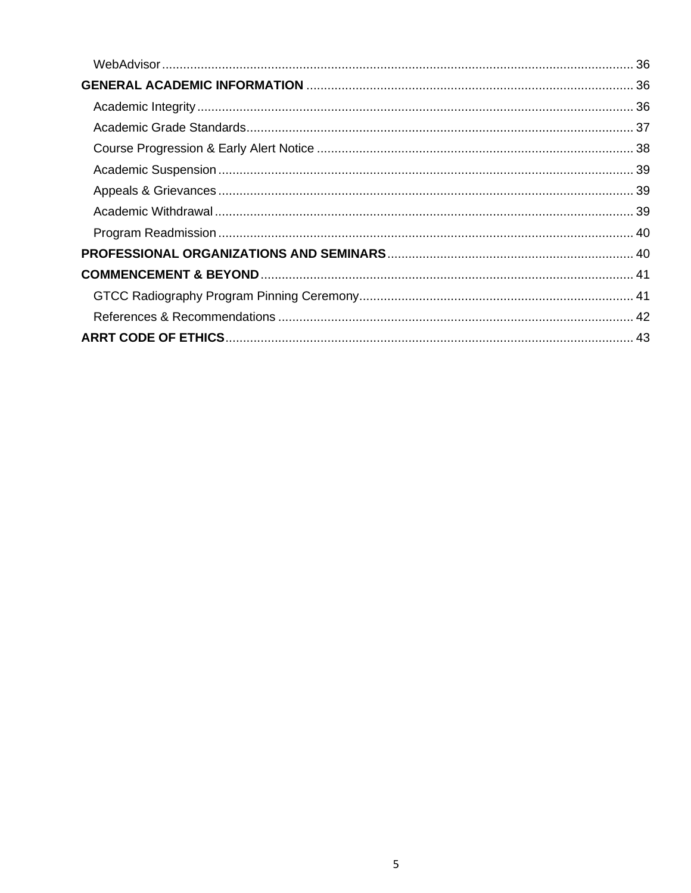WebAdvisor ..................................................................................................................................... 36

**GENERAL ACADEMIC INFORMATION** ............................................................................................ 36

Academic Integrity ........................................................................................................................... 36

Academic Grade Standards ............................................................................................................. 37

Course Progression & Early Alert Notice ......................................................................................... 38

Academic Suspension ..................................................................................................................... 39

Appeals & Grievances ..................................................................................................................... 39

Academic Withdrawal ...................................................................................................................... 39

Program Readmission ..................................................................................................................... 40

**PROFESSIONAL ORGANIZATIONS AND SEMINARS** ..................................................................... 40

**COMMENCEMENT & BEYOND** ......................................................................................................... 41

GTCC Radiography Program Pinning Ceremony ............................................................................. 41

References & Recommendations .................................................................................................... 42

**ARRT CODE OF ETHICS** ................................................................................................................... 43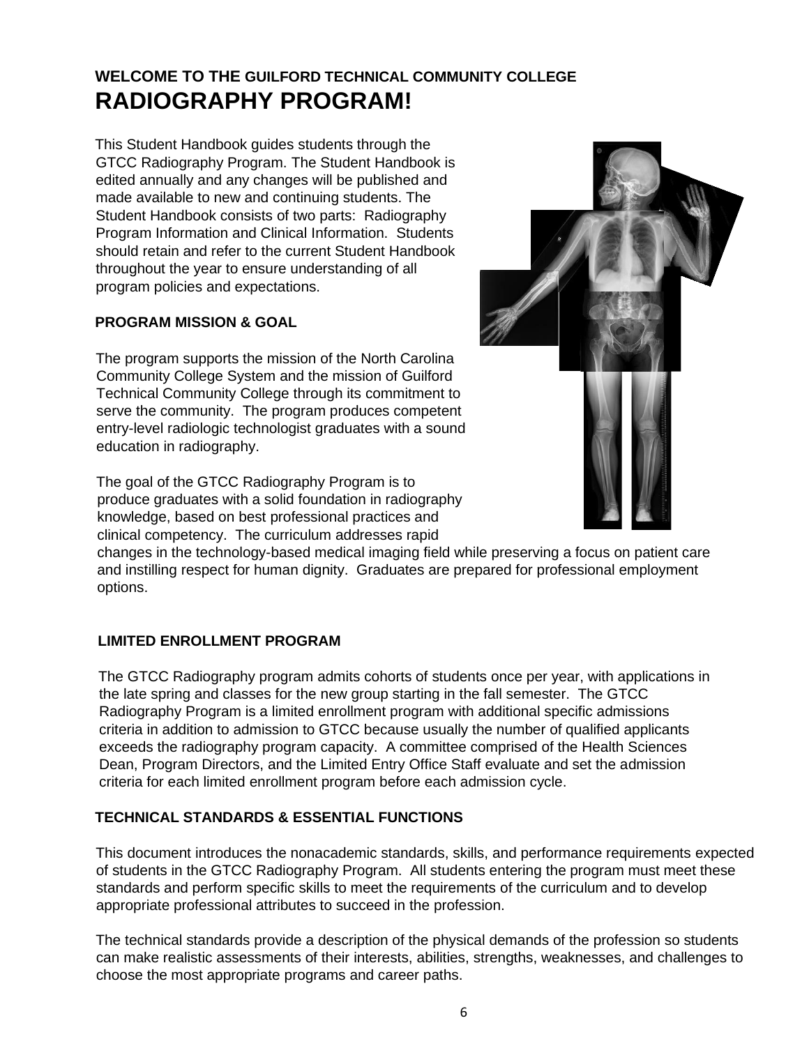# WELCOME TO THE GUILFORD TECHNICAL COMMUNITY COLLEGE RADIOGRAPHY PROGRAM!

This Student Handbook guides students through the GTCC Radiography Program. The Student Handbook is edited annually and any changes will be published and made available to new and continuing students. The Student Handbook consists of two parts: Radiography Program Information and Clinical Information. Students should retain and refer to the current Student Handbook throughout the year to ensure understanding of all program policies and expectations.

## PROGRAM MISSION & GOAL

The program supports the mission of the North Carolina Community College System and the mission of Guilford Technical Community College through its commitment to serve the community. The program produces competent entry-level radiologic technologist graduates with a sound education in radiography.

The goal of the GTCC Radiography Program is to produce graduates with a solid foundation in radiography knowledge, based on best professional practices and clinical competency. The curriculum addresses rapid changes in the technology-based medical imaging field while preserving a focus on patient care and instilling respect for human dignity. Graduates are prepared for professional employment options.

## LIMITED ENROLLMENT PROGRAM

The GTCC Radiography program admits cohorts of students once per year, with applications in the late spring and classes for the new group starting in the fall semester. The GTCC Radiography Program is a limited enrollment program with additional specific admissions criteria in addition to admission to GTCC because usually the number of qualified applicants exceeds the radiography program capacity. A committee comprised of the Health Sciences Dean, Program Directors, and the Limited Entry Office Staff evaluate and set the admission criteria for each limited enrollment program before each admission cycle.

## TECHNICAL STANDARDS & ESSENTIAL FUNCTIONS

This document introduces the nonacademic standards, skills, and performance requirements expected of students in the GTCC Radiography Program. All students entering the program must meet these standards and perform specific skills to meet the requirements of the curriculum and to develop appropriate professional attributes to succeed in the profession.

The technical standards provide a description of the physical demands of the profession so students can make realistic assessments of their interests, abilities, strengths, weaknesses, and challenges to choose the most appropriate programs and career paths.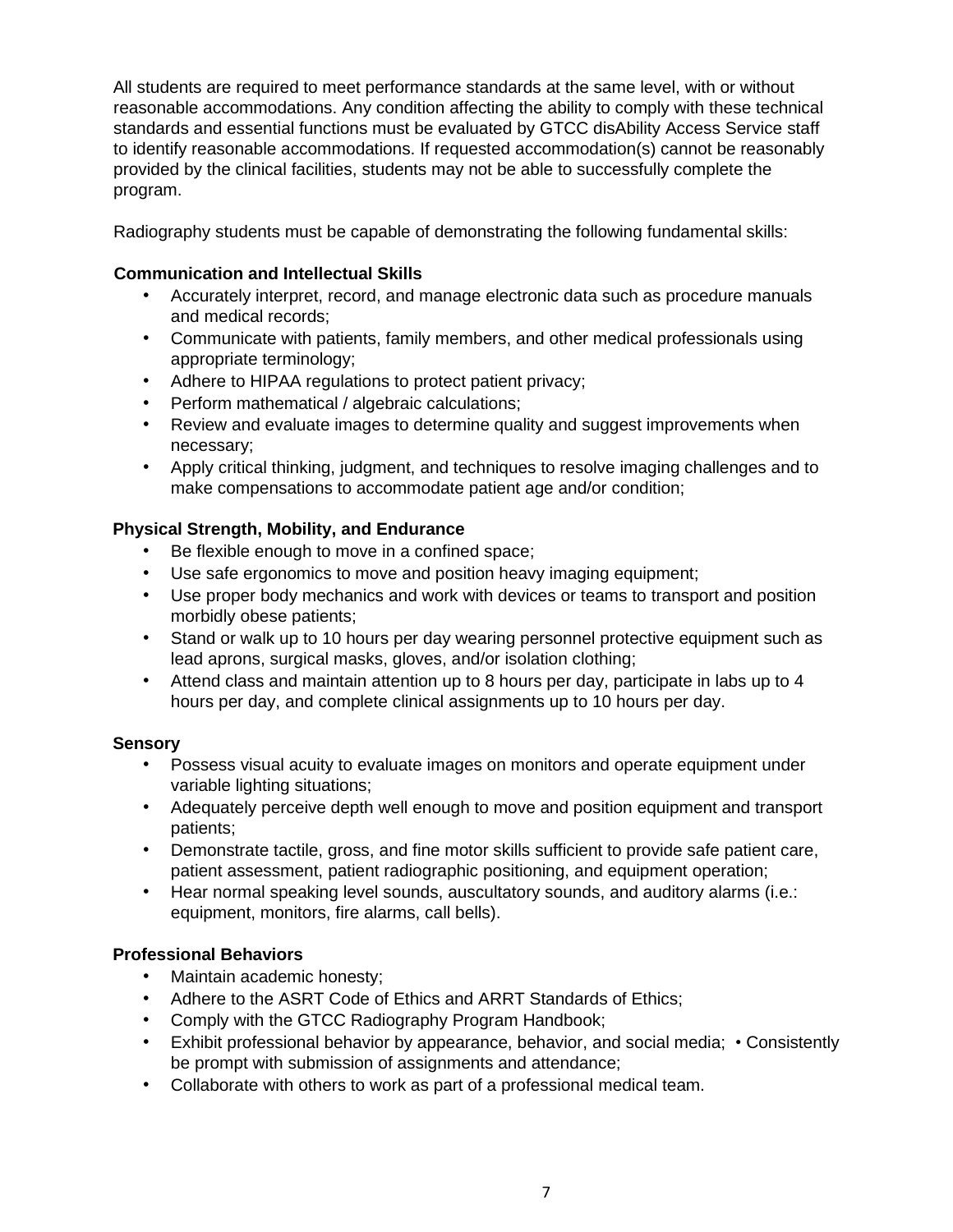All students are required to meet performance standards at the same level, with or without reasonable accommodations. Any condition affecting the ability to comply with these technical standards and essential functions must be evaluated by GTCC disAbility Access Service staff to identify reasonable accommodations. If requested accommodation(s) cannot be reasonably provided by the clinical facilities, students may not be able to successfully complete the program.

Radiography students must be capable of demonstrating the following fundamental skills:

**Communication and Intellectual Skills**

- Accurately interpret, record, and manage electronic data such as procedure manuals and medical records;
- Communicate with patients, family members, and other medical professionals using appropriate terminology;
- Adhere to HIPAA regulations to protect patient privacy;
- Perform mathematical / algebraic calculations;
- Review and evaluate images to determine quality and suggest improvements when necessary;
- Apply critical thinking, judgment, and techniques to resolve imaging challenges and to make compensations to accommodate patient age and/or condition;

**Physical Strength, Mobility, and Endurance**

- Be flexible enough to move in a confined space;
- Use safe ergonomics to move and position heavy imaging equipment;
- Use proper body mechanics and work with devices or teams to transport and position morbidly obese patients;
- Stand or walk up to 10 hours per day wearing personnel protective equipment such as lead aprons, surgical masks, gloves, and/or isolation clothing;
- Attend class and maintain attention up to 8 hours per day, participate in labs up to 4 hours per day, and complete clinical assignments up to 10 hours per day.

**Sensory**

- Possess visual acuity to evaluate images on monitors and operate equipment under variable lighting situations;
- Adequately perceive depth well enough to move and position equipment and transport patients;
- Demonstrate tactile, gross, and fine motor skills sufficient to provide safe patient care, patient assessment, patient radiographic positioning, and equipment operation;
- Hear normal speaking level sounds, auscultatory sounds, and auditory alarms (i.e.: equipment, monitors, fire alarms, call bells).

**Professional Behaviors**

- Maintain academic honesty;
- Adhere to the ASRT Code of Ethics and ARRT Standards of Ethics;
- Comply with the GTCC Radiography Program Handbook;
- Exhibit professional behavior by appearance, behavior, and social media; • Consistently be prompt with submission of assignments and attendance;
- Collaborate with others to work as part of a professional medical team.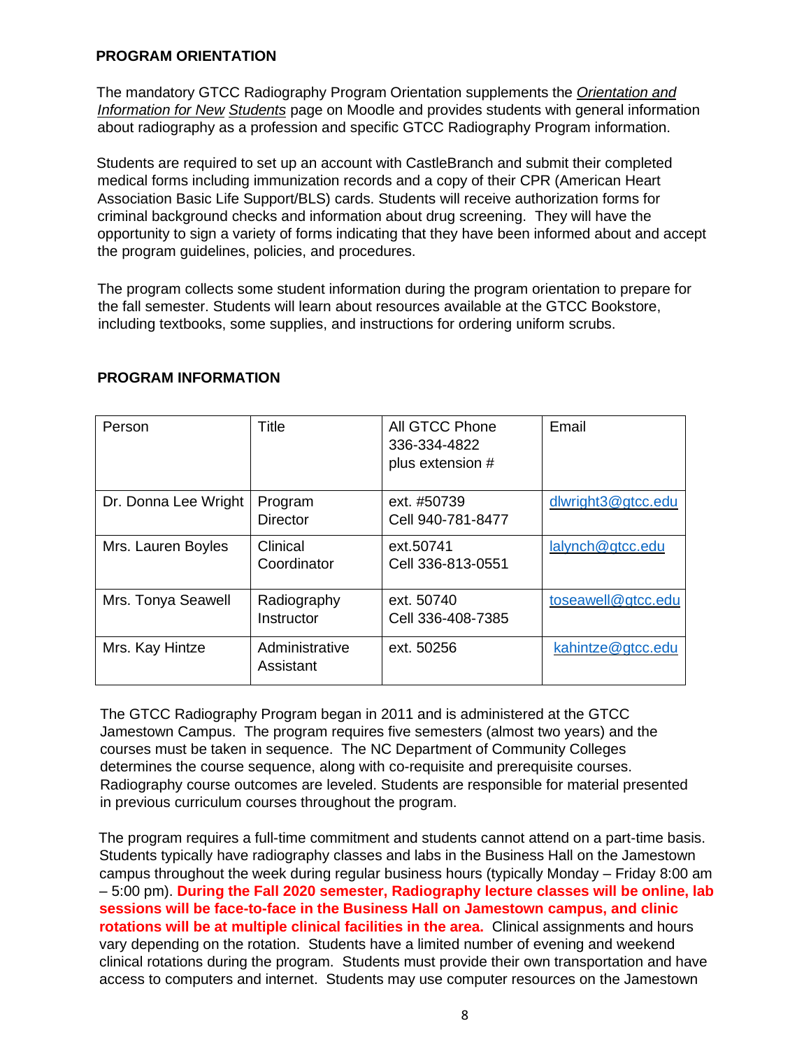## PROGRAM ORIENTATION

The mandatory GTCC Radiography Program Orientation supplements the *Orientation and Information for New Students* page on Moodle and provides students with general information about radiography as a profession and specific GTCC Radiography Program information.

Students are required to set up an account with CastleBranch and submit their completed medical forms including immunization records and a copy of their CPR (American Heart Association Basic Life Support/BLS) cards. Students will receive authorization forms for criminal background checks and information about drug screening. They will have the opportunity to sign a variety of forms indicating that they have been informed about and accept the program guidelines, policies, and procedures.

The program collects some student information during the program orientation to prepare for the fall semester. Students will learn about resources available at the GTCC Bookstore, including textbooks, some supplies, and instructions for ordering uniform scrubs.

## PROGRAM INFORMATION

| Person | Title | All GTCC Phone 336-334-4822 plus extension # | Email |
|---|---|---|---|
| Dr. Donna Lee Wright | Program Director | ext. #50739<br>Cell 940-781-8477 | dlwright3@gtcc.edu |
| Mrs. Lauren Boyles | Clinical Coordinator | ext.50741<br>Cell 336-813-0551 | lalynch@gtcc.edu |
| Mrs. Tonya Seawell | Radiography Instructor | ext. 50740<br>Cell 336-408-7385 | toseawell@gtcc.edu |
| Mrs. Kay Hintze | Administrative Assistant | ext. 50256 | kahintze@gtcc.edu |

The GTCC Radiography Program began in 2011 and is administered at the GTCC Jamestown Campus. The program requires five semesters (almost two years) and the courses must be taken in sequence. The NC Department of Community Colleges determines the course sequence, along with co-requisite and prerequisite courses. Radiography course outcomes are leveled. Students are responsible for material presented in previous curriculum courses throughout the program.

The program requires a full-time commitment and students cannot attend on a part-time basis. Students typically have radiography classes and labs in the Business Hall on the Jamestown campus throughout the week during regular business hours (typically Monday – Friday 8:00 am – 5:00 pm). **During the Fall 2020 semester, Radiography lecture classes will be online, lab sessions will be face-to-face in the Business Hall on Jamestown campus, and clinic rotations will be at multiple clinical facilities in the area.** Clinical assignments and hours vary depending on the rotation. Students have a limited number of evening and weekend clinical rotations during the program. Students must provide their own transportation and have access to computers and internet. Students may use computer resources on the Jamestown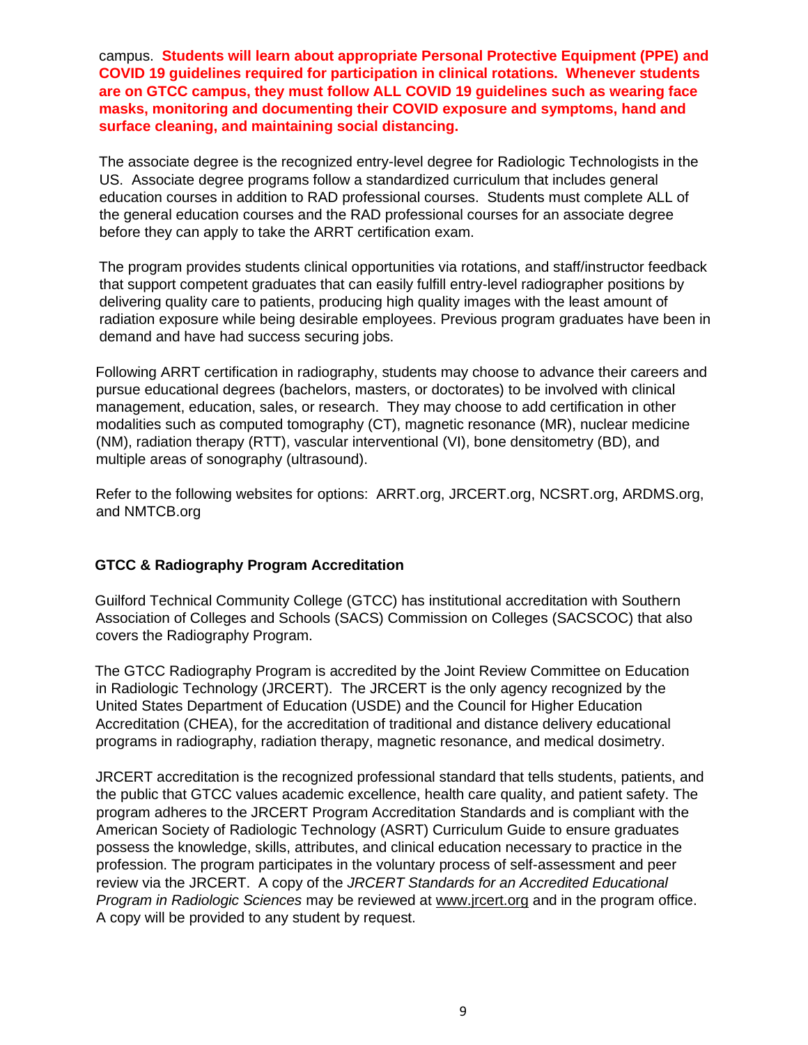campus. **Students will learn about appropriate Personal Protective Equipment (PPE) and COVID 19 guidelines required for participation in clinical rotations. Whenever students are on GTCC campus, they must follow ALL COVID 19 guidelines such as wearing face masks, monitoring and documenting their COVID exposure and symptoms, hand and surface cleaning, and maintaining social distancing.**

The associate degree is the recognized entry-level degree for Radiologic Technologists in the US. Associate degree programs follow a standardized curriculum that includes general education courses in addition to RAD professional courses. Students must complete ALL of the general education courses and the RAD professional courses for an associate degree before they can apply to take the ARRT certification exam.

The program provides students clinical opportunities via rotations, and staff/instructor feedback that support competent graduates that can easily fulfill entry-level radiographer positions by delivering quality care to patients, producing high quality images with the least amount of radiation exposure while being desirable employees. Previous program graduates have been in demand and have had success securing jobs.

Following ARRT certification in radiography, students may choose to advance their careers and pursue educational degrees (bachelors, masters, or doctorates) to be involved with clinical management, education, sales, or research. They may choose to add certification in other modalities such as computed tomography (CT), magnetic resonance (MR), nuclear medicine (NM), radiation therapy (RTT), vascular interventional (VI), bone densitometry (BD), and multiple areas of sonography (ultrasound).

Refer to the following websites for options: ARRT.org, JRCERT.org, NCSRT.org, ARDMS.org, and NMTCB.org

## GTCC & Radiography Program Accreditation

Guilford Technical Community College (GTCC) has institutional accreditation with Southern Association of Colleges and Schools (SACS) Commission on Colleges (SACSCOC) that also covers the Radiography Program.

The GTCC Radiography Program is accredited by the Joint Review Committee on Education in Radiologic Technology (JRCERT). The JRCERT is the only agency recognized by the United States Department of Education (USDE) and the Council for Higher Education Accreditation (CHEA), for the accreditation of traditional and distance delivery educational programs in radiography, radiation therapy, magnetic resonance, and medical dosimetry.

JRCERT accreditation is the recognized professional standard that tells students, patients, and the public that GTCC values academic excellence, health care quality, and patient safety. The program adheres to the JRCERT Program Accreditation Standards and is compliant with the American Society of Radiologic Technology (ASRT) Curriculum Guide to ensure graduates possess the knowledge, skills, attributes, and clinical education necessary to practice in the profession. The program participates in the voluntary process of self-assessment and peer review via the JRCERT. A copy of the *JRCERT Standards for an Accredited Educational Program in Radiologic Sciences* may be reviewed at www.jrcert.org and in the program office. A copy will be provided to any student by request.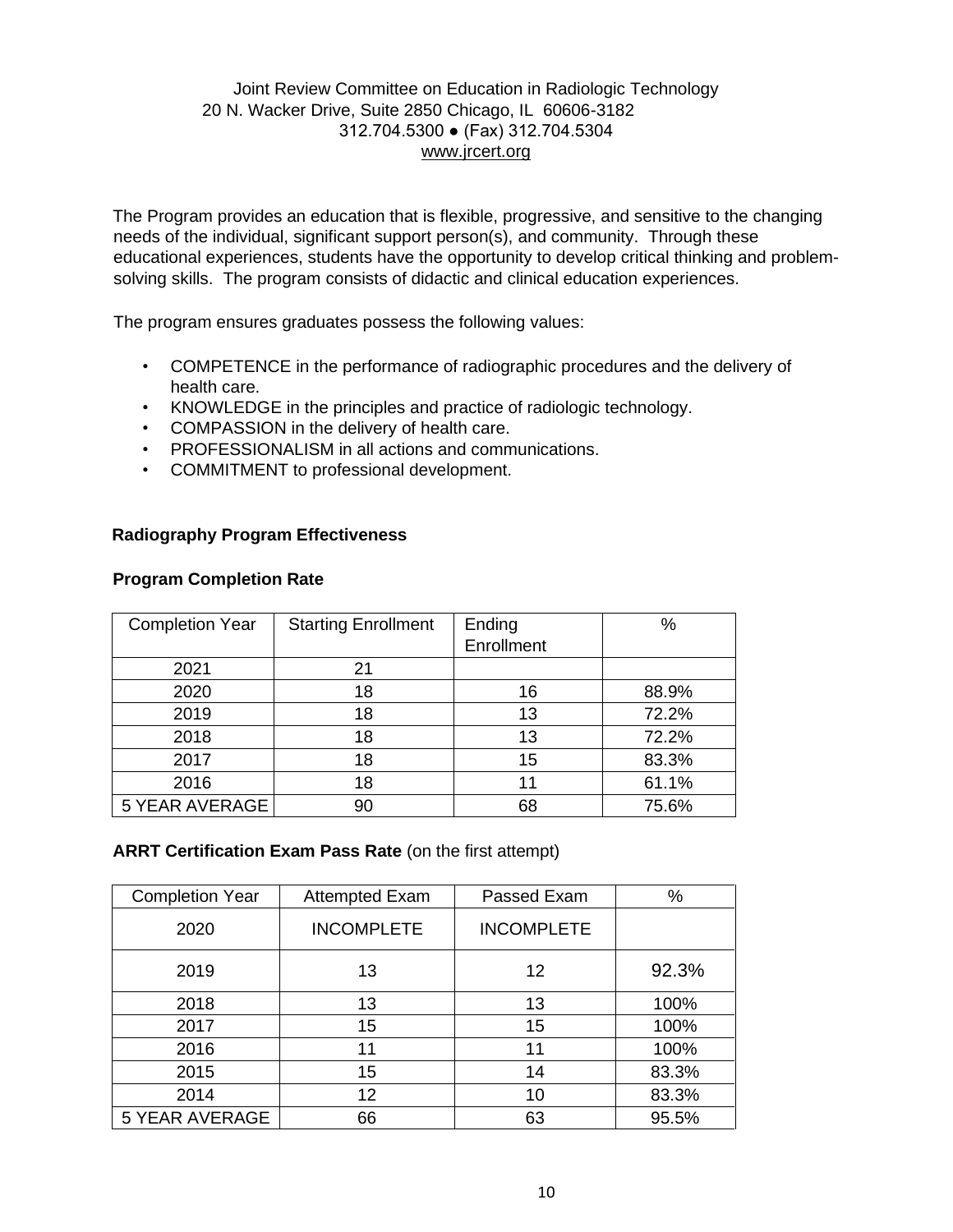Joint Review Committee on Education in Radiologic Technology
20 N. Wacker Drive, Suite 2850 Chicago, IL 60606-3182
312.704.5300 ● (Fax) 312.704.5304
www.jrcert.org

The Program provides an education that is flexible, progressive, and sensitive to the changing needs of the individual, significant support person(s), and community. Through these educational experiences, students have the opportunity to develop critical thinking and problem-solving skills. The program consists of didactic and clinical education experiences.

The program ensures graduates possess the following values:

- COMPETENCE in the performance of radiographic procedures and the delivery of health care.
- KNOWLEDGE in the principles and practice of radiologic technology.
- COMPASSION in the delivery of health care.
- PROFESSIONALISM in all actions and communications.
- COMMITMENT to professional development.

**Radiography Program Effectiveness**

**Program Completion Rate**

| Completion Year | Starting Enrollment | Ending Enrollment | % |
|---|---|---|---|
| 2021 | 21 | | |
| 2020 | 18 | 16 | 88.9% |
| 2019 | 18 | 13 | 72.2% |
| 2018 | 18 | 13 | 72.2% |
| 2017 | 18 | 15 | 83.3% |
| 2016 | 18 | 11 | 61.1% |
| 5 YEAR AVERAGE | 90 | 68 | 75.6% |

**ARRT Certification Exam Pass Rate** (on the first attempt)

| Completion Year | Attempted Exam | Passed Exam | % |
|---|---|---|---|
| 2020 | INCOMPLETE | INCOMPLETE | |
| 2019 | 13 | 12 | 92.3% |
| 2018 | 13 | 13 | 100% |
| 2017 | 15 | 15 | 100% |
| 2016 | 11 | 11 | 100% |
| 2015 | 15 | 14 | 83.3% |
| 2014 | 12 | 10 | 83.3% |
| 5 YEAR AVERAGE | 66 | 63 | 95.5% |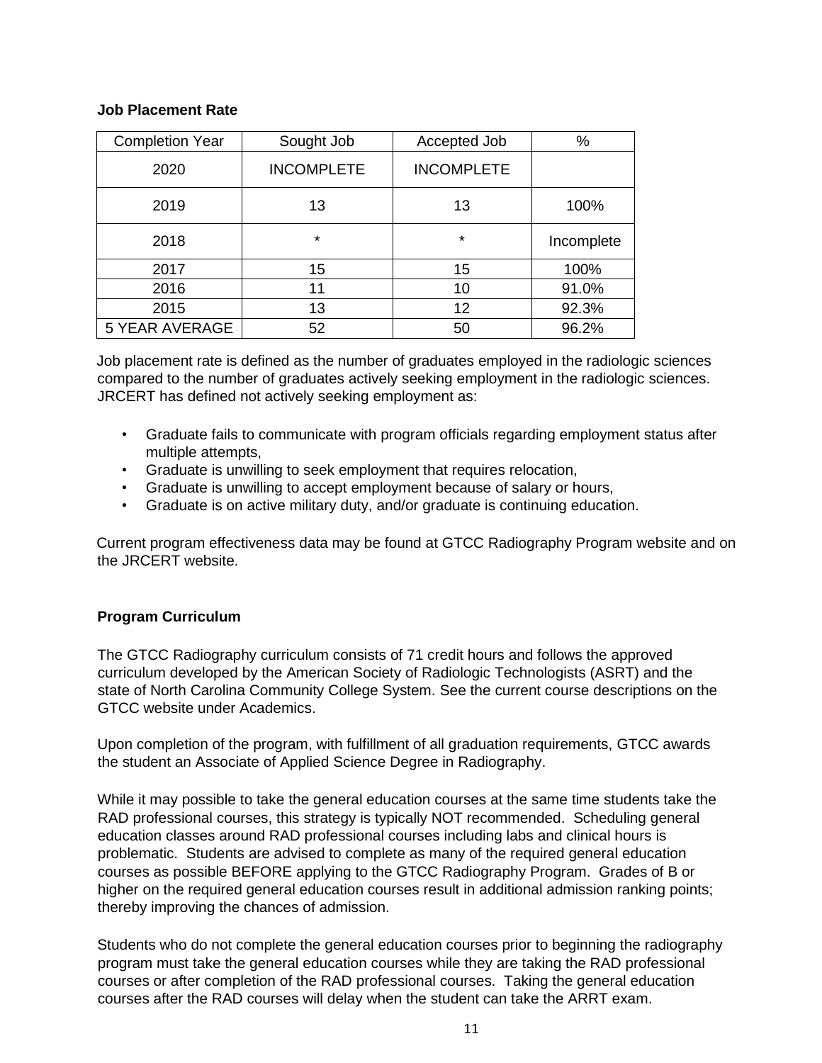**Job Placement Rate**

| Completion Year | Sought Job | Accepted Job | % |
|---|---|---|---|
| 2020 | INCOMPLETE | INCOMPLETE | |
| 2019 | 13 | 13 | 100% |
| 2018 | * | * | Incomplete |
| 2017 | 15 | 15 | 100% |
| 2016 | 11 | 10 | 91.0% |
| 2015 | 13 | 12 | 92.3% |
| 5 YEAR AVERAGE | 52 | 50 | 96.2% |

Job placement rate is defined as the number of graduates employed in the radiologic sciences compared to the number of graduates actively seeking employment in the radiologic sciences. JRCERT has defined not actively seeking employment as:

- Graduate fails to communicate with program officials regarding employment status after multiple attempts,
- Graduate is unwilling to seek employment that requires relocation,
- Graduate is unwilling to accept employment because of salary or hours,
- Graduate is on active military duty, and/or graduate is continuing education.

Current program effectiveness data may be found at GTCC Radiography Program website and on the JRCERT website.

**Program Curriculum**

The GTCC Radiography curriculum consists of 71 credit hours and follows the approved curriculum developed by the American Society of Radiologic Technologists (ASRT) and the state of North Carolina Community College System. See the current course descriptions on the GTCC website under Academics.

Upon completion of the program, with fulfillment of all graduation requirements, GTCC awards the student an Associate of Applied Science Degree in Radiography.

While it may possible to take the general education courses at the same time students take the RAD professional courses, this strategy is typically NOT recommended. Scheduling general education classes around RAD professional courses including labs and clinical hours is problematic. Students are advised to complete as many of the required general education courses as possible BEFORE applying to the GTCC Radiography Program. Grades of B or higher on the required general education courses result in additional admission ranking points; thereby improving the chances of admission.

Students who do not complete the general education courses prior to beginning the radiography program must take the general education courses while they are taking the RAD professional courses or after completion of the RAD professional courses. Taking the general education courses after the RAD courses will delay when the student can take the ARRT exam.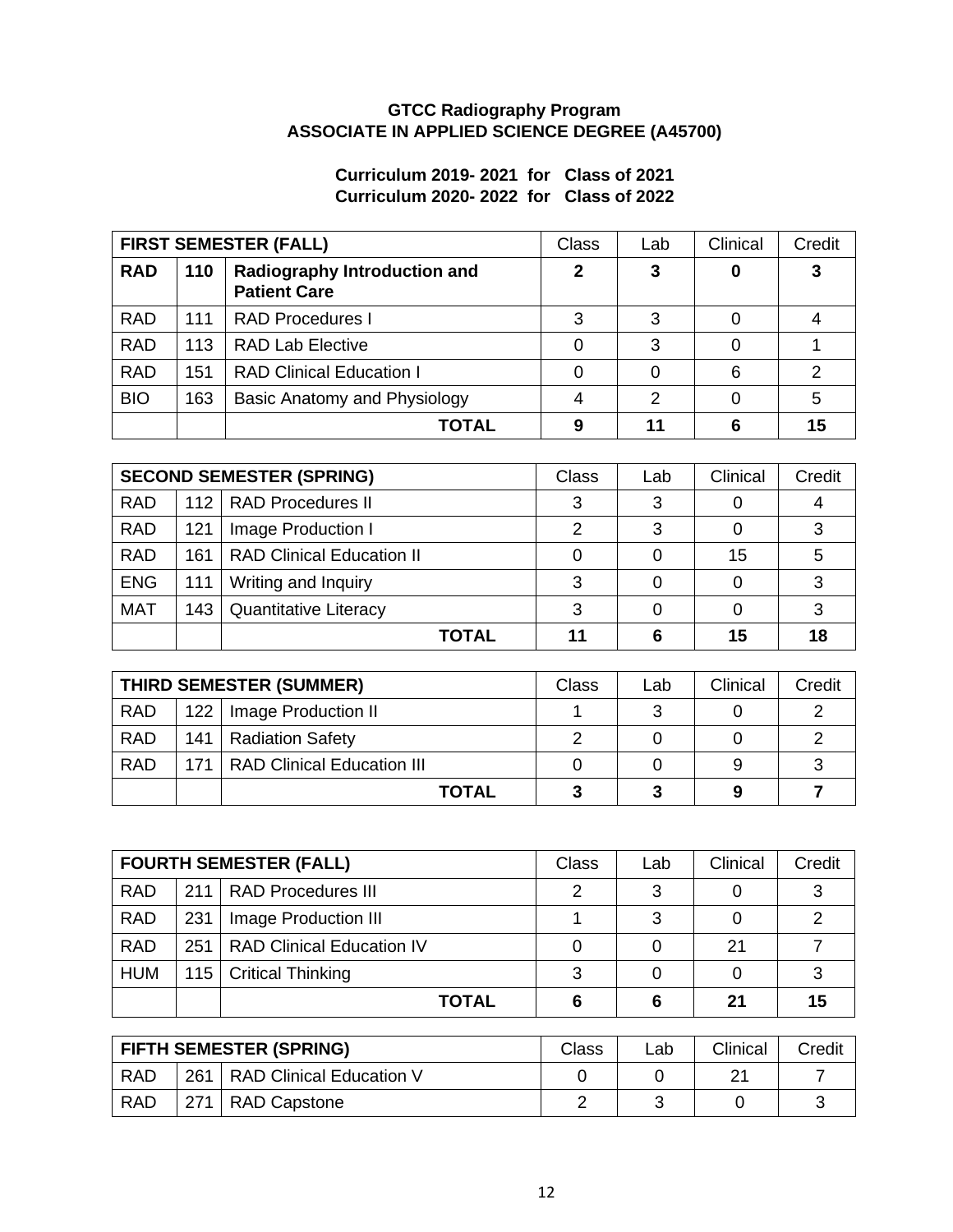**GTCC Radiography Program**
**ASSOCIATE IN APPLIED SCIENCE DEGREE (A45700)**

**Curriculum 2019- 2021 for Class of 2021**
**Curriculum 2020- 2022 for Class of 2022**

| **FIRST SEMESTER (FALL)** | | | Class | Lab | Clinical | Credit |
|---|---|---|---|---|---|---|
| **RAD** | **110** | **Radiography Introduction and Patient Care** | **2** | **3** | **0** | **3** |
| RAD | 111 | RAD Procedures I | 3 | 3 | 0 | 4 |
| RAD | 113 | RAD Lab Elective | 0 | 3 | 0 | 1 |
| RAD | 151 | RAD Clinical Education I | 0 | 0 | 6 | 2 |
| BIO | 163 | Basic Anatomy and Physiology | 4 | 2 | 0 | 5 |
| | | **TOTAL** | **9** | **11** | **6** | **15** |

| **SECOND SEMESTER (SPRING)** | | | Class | Lab | Clinical | Credit |
|---|---|---|---|---|---|---|
| RAD | 112 | RAD Procedures II | 3 | 3 | 0 | 4 |
| RAD | 121 | Image Production I | 2 | 3 | 0 | 3 |
| RAD | 161 | RAD Clinical Education II | 0 | 0 | 15 | 5 |
| ENG | 111 | Writing and Inquiry | 3 | 0 | 0 | 3 |
| MAT | 143 | Quantitative Literacy | 3 | 0 | 0 | 3 |
| | | **TOTAL** | **11** | **6** | **15** | **18** |

| **THIRD SEMESTER (SUMMER)** | | | Class | Lab | Clinical | Credit |
|---|---|---|---|---|---|---|
| RAD | 122 | Image Production II | 1 | 3 | 0 | 2 |
| RAD | 141 | Radiation Safety | 2 | 0 | 0 | 2 |
| RAD | 171 | RAD Clinical Education III | 0 | 0 | 9 | 3 |
| | | **TOTAL** | **3** | **3** | **9** | **7** |

| **FOURTH SEMESTER (FALL)** | | | Class | Lab | Clinical | Credit |
|---|---|---|---|---|---|---|
| RAD | 211 | RAD Procedures III | 2 | 3 | 0 | 3 |
| RAD | 231 | Image Production III | 1 | 3 | 0 | 2 |
| RAD | 251 | RAD Clinical Education IV | 0 | 0 | 21 | 7 |
| HUM | 115 | Critical Thinking | 3 | 0 | 0 | 3 |
| | | **TOTAL** | **6** | **6** | **21** | **15** |

| **FIFTH SEMESTER (SPRING)** | | | Class | Lab | Clinical | Credit |
|---|---|---|---|---|---|---|
| RAD | 261 | RAD Clinical Education V | 0 | 0 | 21 | 7 |
| RAD | 271 | RAD Capstone | 2 | 3 | 0 | 3 |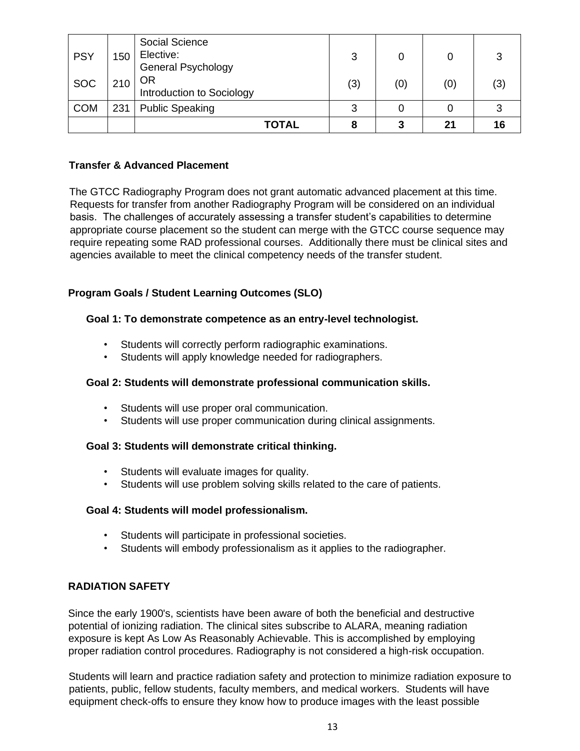| PSY<br>SOC | 150<br>210 | Social Science Elective:<br>General Psychology<br>OR<br>Introduction to Sociology | 3<br>(3) | 0<br>(0) | 0<br>(0) | 3<br>(3) |
|---|---|---|---|---|---|---|
| COM | 231 | Public Speaking | 3 | 0 | 0 | 3 |
| | | **TOTAL** | **8** | **3** | **21** | **16** |

**Transfer & Advanced Placement**

The GTCC Radiography Program does not grant automatic advanced placement at this time. Requests for transfer from another Radiography Program will be considered on an individual basis. The challenges of accurately assessing a transfer student's capabilities to determine appropriate course placement so the student can merge with the GTCC course sequence may require repeating some RAD professional courses. Additionally there must be clinical sites and agencies available to meet the clinical competency needs of the transfer student.

**Program Goals / Student Learning Outcomes (SLO)**

**Goal 1: To demonstrate competence as an entry-level technologist.**

- Students will correctly perform radiographic examinations.
- Students will apply knowledge needed for radiographers.

**Goal 2: Students will demonstrate professional communication skills.**

- Students will use proper oral communication.
- Students will use proper communication during clinical assignments.

**Goal 3: Students will demonstrate critical thinking.**

- Students will evaluate images for quality.
- Students will use problem solving skills related to the care of patients.

**Goal 4: Students will model professionalism.**

- Students will participate in professional societies.
- Students will embody professionalism as it applies to the radiographer.

**RADIATION SAFETY**

Since the early 1900's, scientists have been aware of both the beneficial and destructive potential of ionizing radiation. The clinical sites subscribe to ALARA, meaning radiation exposure is kept As Low As Reasonably Achievable. This is accomplished by employing proper radiation control procedures. Radiography is not considered a high-risk occupation.

Students will learn and practice radiation safety and protection to minimize radiation exposure to patients, public, fellow students, faculty members, and medical workers. Students will have equipment check-offs to ensure they know how to produce images with the least possible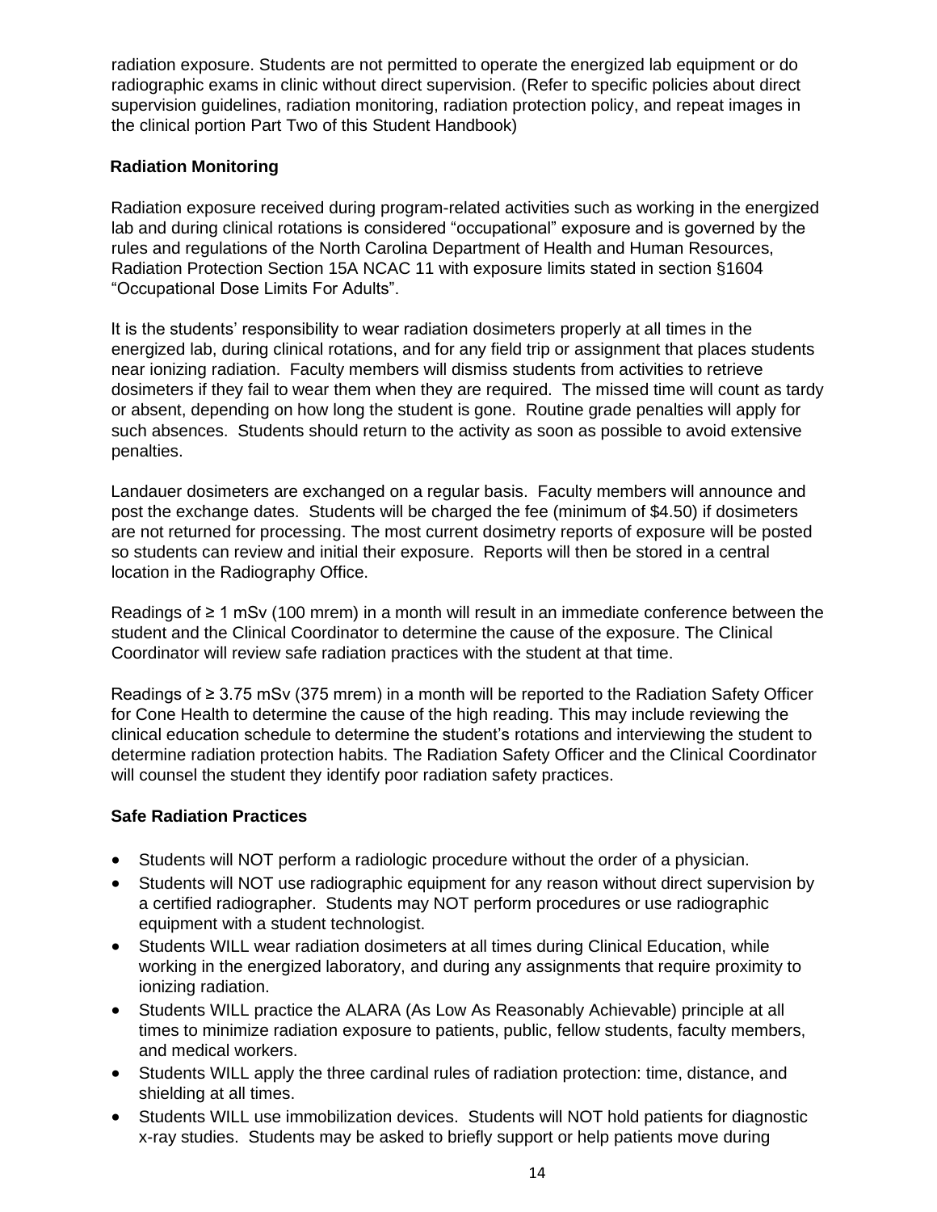radiation exposure. Students are not permitted to operate the energized lab equipment or do radiographic exams in clinic without direct supervision. (Refer to specific policies about direct supervision guidelines, radiation monitoring, radiation protection policy, and repeat images in the clinical portion Part Two of this Student Handbook)

### Radiation Monitoring

Radiation exposure received during program-related activities such as working in the energized lab and during clinical rotations is considered "occupational" exposure and is governed by the rules and regulations of the North Carolina Department of Health and Human Resources, Radiation Protection Section 15A NCAC 11 with exposure limits stated in section §1604 "Occupational Dose Limits For Adults".

It is the students' responsibility to wear radiation dosimeters properly at all times in the energized lab, during clinical rotations, and for any field trip or assignment that places students near ionizing radiation. Faculty members will dismiss students from activities to retrieve dosimeters if they fail to wear them when they are required. The missed time will count as tardy or absent, depending on how long the student is gone. Routine grade penalties will apply for such absences. Students should return to the activity as soon as possible to avoid extensive penalties.

Landauer dosimeters are exchanged on a regular basis. Faculty members will announce and post the exchange dates. Students will be charged the fee (minimum of $4.50) if dosimeters are not returned for processing. The most current dosimetry reports of exposure will be posted so students can review and initial their exposure. Reports will then be stored in a central location in the Radiography Office.

Readings of ≥ 1 mSv (100 mrem) in a month will result in an immediate conference between the student and the Clinical Coordinator to determine the cause of the exposure. The Clinical Coordinator will review safe radiation practices with the student at that time.

Readings of ≥ 3.75 mSv (375 mrem) in a month will be reported to the Radiation Safety Officer for Cone Health to determine the cause of the high reading. This may include reviewing the clinical education schedule to determine the student's rotations and interviewing the student to determine radiation protection habits. The Radiation Safety Officer and the Clinical Coordinator will counsel the student they identify poor radiation safety practices.

### Safe Radiation Practices

- Students will NOT perform a radiologic procedure without the order of a physician.
- Students will NOT use radiographic equipment for any reason without direct supervision by a certified radiographer. Students may NOT perform procedures or use radiographic equipment with a student technologist.
- Students WILL wear radiation dosimeters at all times during Clinical Education, while working in the energized laboratory, and during any assignments that require proximity to ionizing radiation.
- Students WILL practice the ALARA (As Low As Reasonably Achievable) principle at all times to minimize radiation exposure to patients, public, fellow students, faculty members, and medical workers.
- Students WILL apply the three cardinal rules of radiation protection: time, distance, and shielding at all times.
- Students WILL use immobilization devices. Students will NOT hold patients for diagnostic x-ray studies. Students may be asked to briefly support or help patients move during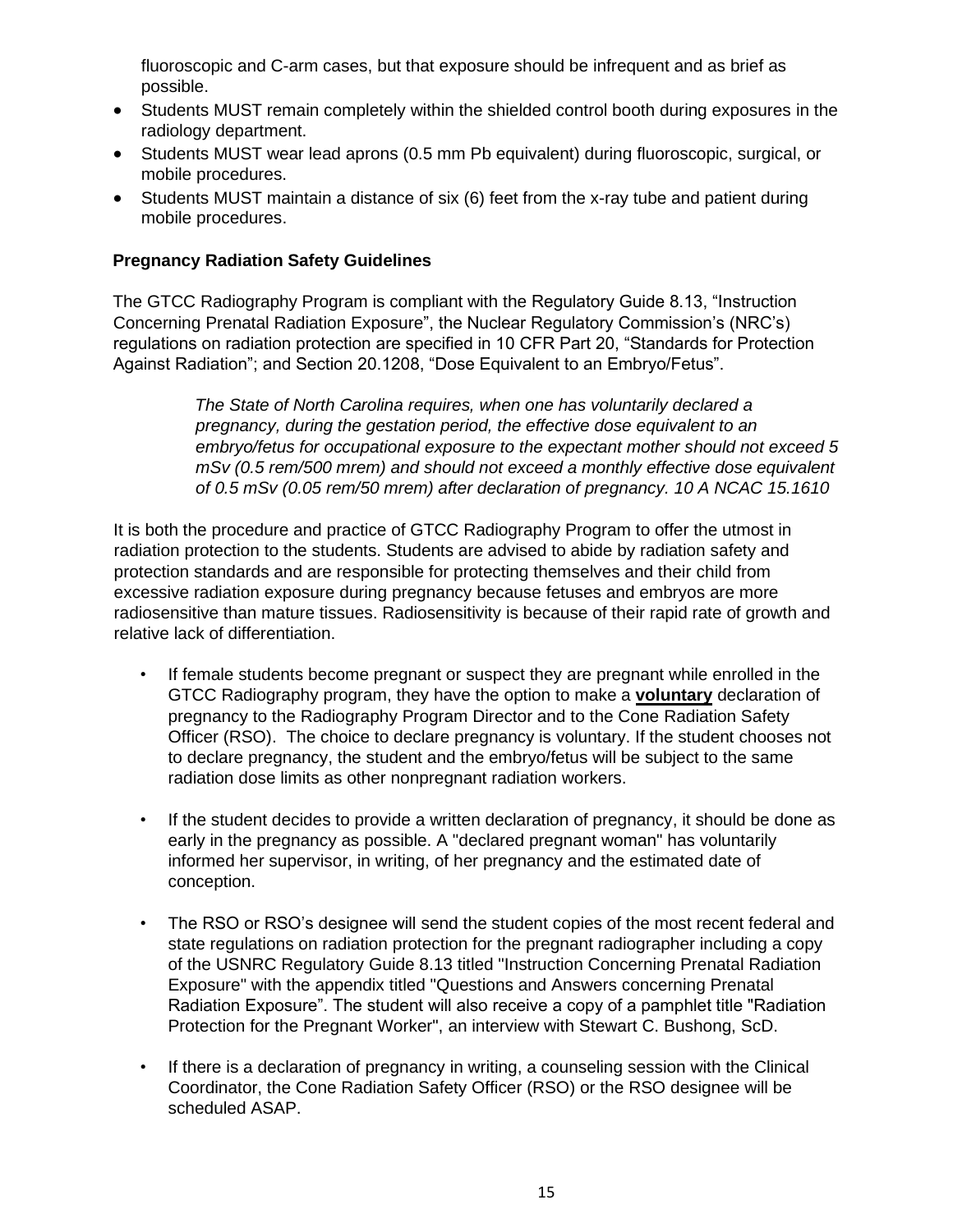fluoroscopic and C-arm cases, but that exposure should be infrequent and as brief as possible.

- Students MUST remain completely within the shielded control booth during exposures in the radiology department.
- Students MUST wear lead aprons (0.5 mm Pb equivalent) during fluoroscopic, surgical, or mobile procedures.
- Students MUST maintain a distance of six (6) feet from the x-ray tube and patient during mobile procedures.

**Pregnancy Radiation Safety Guidelines**

The GTCC Radiography Program is compliant with the Regulatory Guide 8.13, "Instruction Concerning Prenatal Radiation Exposure", the Nuclear Regulatory Commission's (NRC's) regulations on radiation protection are specified in 10 CFR Part 20, "Standards for Protection Against Radiation"; and Section 20.1208, "Dose Equivalent to an Embryo/Fetus".

> *The State of North Carolina requires, when one has voluntarily declared a pregnancy, during the gestation period, the effective dose equivalent to an embryo/fetus for occupational exposure to the expectant mother should not exceed 5 mSv (0.5 rem/500 mrem) and should not exceed a monthly effective dose equivalent of 0.5 mSv (0.05 rem/50 mrem) after declaration of pregnancy. 10 A NCAC 15.1610*

It is both the procedure and practice of GTCC Radiography Program to offer the utmost in radiation protection to the students. Students are advised to abide by radiation safety and protection standards and are responsible for protecting themselves and their child from excessive radiation exposure during pregnancy because fetuses and embryos are more radiosensitive than mature tissues. Radiosensitivity is because of their rapid rate of growth and relative lack of differentiation.

- If female students become pregnant or suspect they are pregnant while enrolled in the GTCC Radiography program, they have the option to make a **voluntary** declaration of pregnancy to the Radiography Program Director and to the Cone Radiation Safety Officer (RSO). The choice to declare pregnancy is voluntary. If the student chooses not to declare pregnancy, the student and the embryo/fetus will be subject to the same radiation dose limits as other nonpregnant radiation workers.

- If the student decides to provide a written declaration of pregnancy, it should be done as early in the pregnancy as possible. A "declared pregnant woman" has voluntarily informed her supervisor, in writing, of her pregnancy and the estimated date of conception.

- The RSO or RSO's designee will send the student copies of the most recent federal and state regulations on radiation protection for the pregnant radiographer including a copy of the USNRC Regulatory Guide 8.13 titled "Instruction Concerning Prenatal Radiation Exposure" with the appendix titled "Questions and Answers concerning Prenatal Radiation Exposure". The student will also receive a copy of a pamphlet title "Radiation Protection for the Pregnant Worker", an interview with Stewart C. Bushong, ScD.

- If there is a declaration of pregnancy in writing, a counseling session with the Clinical Coordinator, the Cone Radiation Safety Officer (RSO) or the RSO designee will be scheduled ASAP.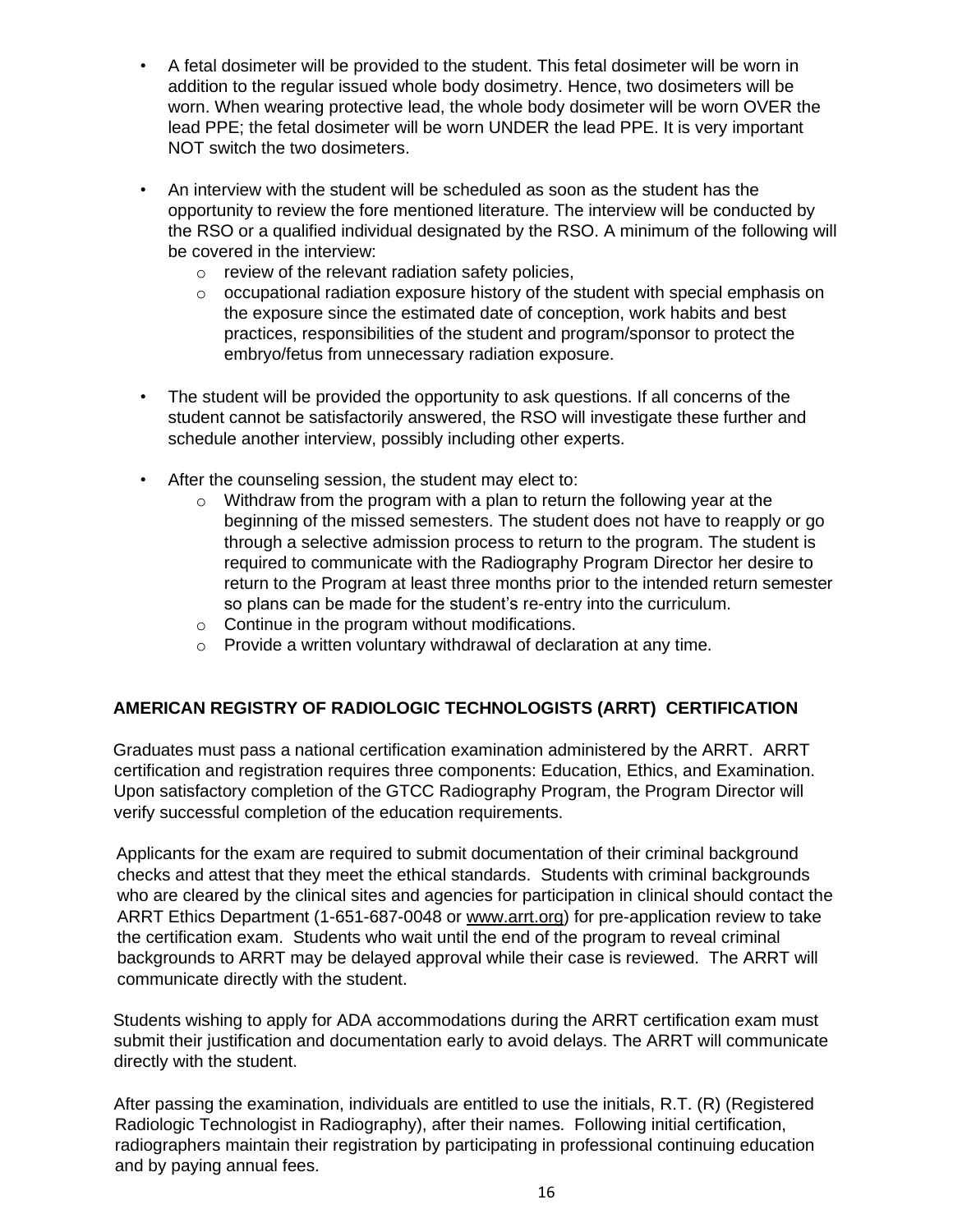- A fetal dosimeter will be provided to the student. This fetal dosimeter will be worn in addition to the regular issued whole body dosimetry. Hence, two dosimeters will be worn. When wearing protective lead, the whole body dosimeter will be worn OVER the lead PPE; the fetal dosimeter will be worn UNDER the lead PPE. It is very important NOT switch the two dosimeters.

- An interview with the student will be scheduled as soon as the student has the opportunity to review the fore mentioned literature. The interview will be conducted by the RSO or a qualified individual designated by the RSO. A minimum of the following will be covered in the interview:
  - review of the relevant radiation safety policies,
  - occupational radiation exposure history of the student with special emphasis on the exposure since the estimated date of conception, work habits and best practices, responsibilities of the student and program/sponsor to protect the embryo/fetus from unnecessary radiation exposure.

- The student will be provided the opportunity to ask questions. If all concerns of the student cannot be satisfactorily answered, the RSO will investigate these further and schedule another interview, possibly including other experts.

- After the counseling session, the student may elect to:
  - Withdraw from the program with a plan to return the following year at the beginning of the missed semesters. The student does not have to reapply or go through a selective admission process to return to the program. The student is required to communicate with the Radiography Program Director her desire to return to the Program at least three months prior to the intended return semester so plans can be made for the student's re-entry into the curriculum.
  - Continue in the program without modifications.
  - Provide a written voluntary withdrawal of declaration at any time.

## AMERICAN REGISTRY OF RADIOLOGIC TECHNOLOGISTS (ARRT) CERTIFICATION

Graduates must pass a national certification examination administered by the ARRT. ARRT certification and registration requires three components: Education, Ethics, and Examination. Upon satisfactory completion of the GTCC Radiography Program, the Program Director will verify successful completion of the education requirements.

Applicants for the exam are required to submit documentation of their criminal background checks and attest that they meet the ethical standards. Students with criminal backgrounds who are cleared by the clinical sites and agencies for participation in clinical should contact the ARRT Ethics Department (1-651-687-0048 or www.arrt.org) for pre-application review to take the certification exam. Students who wait until the end of the program to reveal criminal backgrounds to ARRT may be delayed approval while their case is reviewed. The ARRT will communicate directly with the student.

Students wishing to apply for ADA accommodations during the ARRT certification exam must submit their justification and documentation early to avoid delays. The ARRT will communicate directly with the student.

After passing the examination, individuals are entitled to use the initials, R.T. (R) (Registered Radiologic Technologist in Radiography), after their names. Following initial certification, radiographers maintain their registration by participating in professional continuing education and by paying annual fees.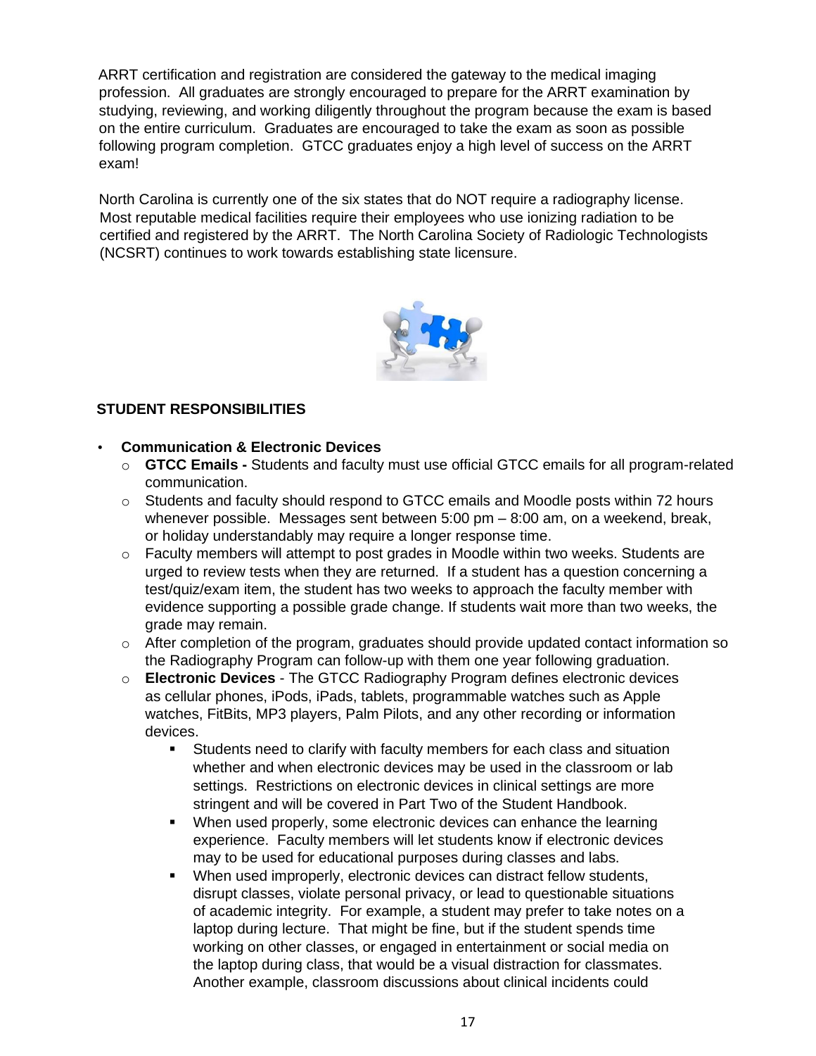ARRT certification and registration are considered the gateway to the medical imaging profession. All graduates are strongly encouraged to prepare for the ARRT examination by studying, reviewing, and working diligently throughout the program because the exam is based on the entire curriculum. Graduates are encouraged to take the exam as soon as possible following program completion. GTCC graduates enjoy a high level of success on the ARRT exam!

North Carolina is currently one of the six states that do NOT require a radiography license. Most reputable medical facilities require their employees who use ionizing radiation to be certified and registered by the ARRT. The North Carolina Society of Radiologic Technologists (NCSRT) continues to work towards establishing state licensure.

## STUDENT RESPONSIBILITIES

- **Communication & Electronic Devices**
  - **GTCC Emails -** Students and faculty must use official GTCC emails for all program-related communication.
  - Students and faculty should respond to GTCC emails and Moodle posts within 72 hours whenever possible. Messages sent between 5:00 pm – 8:00 am, on a weekend, break, or holiday understandably may require a longer response time.
  - Faculty members will attempt to post grades in Moodle within two weeks. Students are urged to review tests when they are returned. If a student has a question concerning a test/quiz/exam item, the student has two weeks to approach the faculty member with evidence supporting a possible grade change. If students wait more than two weeks, the grade may remain.
  - After completion of the program, graduates should provide updated contact information so the Radiography Program can follow-up with them one year following graduation.
  - **Electronic Devices** - The GTCC Radiography Program defines electronic devices as cellular phones, iPods, iPads, tablets, programmable watches such as Apple watches, FitBits, MP3 players, Palm Pilots, and any other recording or information devices.
    - Students need to clarify with faculty members for each class and situation whether and when electronic devices may be used in the classroom or lab settings. Restrictions on electronic devices in clinical settings are more stringent and will be covered in Part Two of the Student Handbook.
    - When used properly, some electronic devices can enhance the learning experience. Faculty members will let students know if electronic devices may to be used for educational purposes during classes and labs.
    - When used improperly, electronic devices can distract fellow students, disrupt classes, violate personal privacy, or lead to questionable situations of academic integrity. For example, a student may prefer to take notes on a laptop during lecture. That might be fine, but if the student spends time working on other classes, or engaged in entertainment or social media on the laptop during class, that would be a visual distraction for classmates. Another example, classroom discussions about clinical incidents could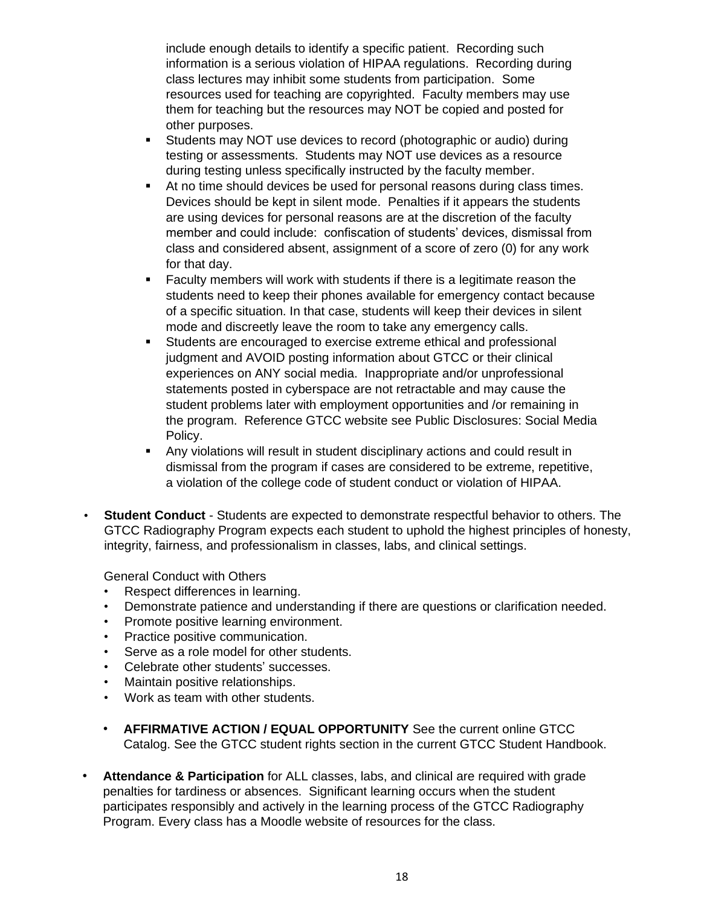include enough details to identify a specific patient. Recording such information is a serious violation of HIPAA regulations. Recording during class lectures may inhibit some students from participation. Some resources used for teaching are copyrighted. Faculty members may use them for teaching but the resources may NOT be copied and posted for other purposes.

- Students may NOT use devices to record (photographic or audio) during testing or assessments. Students may NOT use devices as a resource during testing unless specifically instructed by the faculty member.
- At no time should devices be used for personal reasons during class times. Devices should be kept in silent mode. Penalties if it appears the students are using devices for personal reasons are at the discretion of the faculty member and could include: confiscation of students' devices, dismissal from class and considered absent, assignment of a score of zero (0) for any work for that day.
- Faculty members will work with students if there is a legitimate reason the students need to keep their phones available for emergency contact because of a specific situation. In that case, students will keep their devices in silent mode and discreetly leave the room to take any emergency calls.
- Students are encouraged to exercise extreme ethical and professional judgment and AVOID posting information about GTCC or their clinical experiences on ANY social media. Inappropriate and/or unprofessional statements posted in cyberspace are not retractable and may cause the student problems later with employment opportunities and /or remaining in the program. Reference GTCC website see Public Disclosures: Social Media Policy.
- Any violations will result in student disciplinary actions and could result in dismissal from the program if cases are considered to be extreme, repetitive, a violation of the college code of student conduct or violation of HIPAA.

- **Student Conduct** - Students are expected to demonstrate respectful behavior to others. The GTCC Radiography Program expects each student to uphold the highest principles of honesty, integrity, fairness, and professionalism in classes, labs, and clinical settings.

  General Conduct with Others
  - Respect differences in learning.
  - Demonstrate patience and understanding if there are questions or clarification needed.
  - Promote positive learning environment.
  - Practice positive communication.
  - Serve as a role model for other students.
  - Celebrate other students' successes.
  - Maintain positive relationships.
  - Work as team with other students.

  - **AFFIRMATIVE ACTION / EQUAL OPPORTUNITY** See the current online GTCC Catalog. See the GTCC student rights section in the current GTCC Student Handbook.

- **Attendance & Participation** for ALL classes, labs, and clinical are required with grade penalties for tardiness or absences. Significant learning occurs when the student participates responsibly and actively in the learning process of the GTCC Radiography Program. Every class has a Moodle website of resources for the class.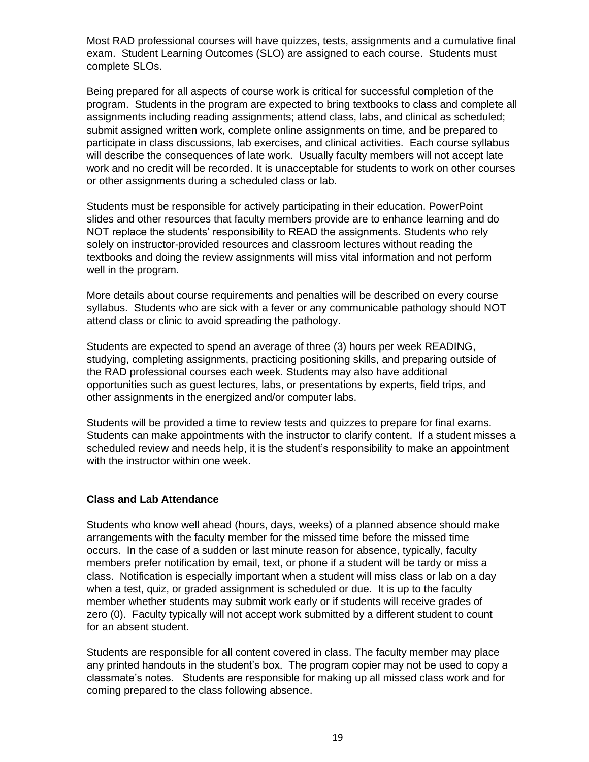Most RAD professional courses will have quizzes, tests, assignments and a cumulative final exam. Student Learning Outcomes (SLO) are assigned to each course. Students must complete SLOs.

Being prepared for all aspects of course work is critical for successful completion of the program. Students in the program are expected to bring textbooks to class and complete all assignments including reading assignments; attend class, labs, and clinical as scheduled; submit assigned written work, complete online assignments on time, and be prepared to participate in class discussions, lab exercises, and clinical activities. Each course syllabus will describe the consequences of late work. Usually faculty members will not accept late work and no credit will be recorded. It is unacceptable for students to work on other courses or other assignments during a scheduled class or lab.

Students must be responsible for actively participating in their education. PowerPoint slides and other resources that faculty members provide are to enhance learning and do NOT replace the students' responsibility to READ the assignments. Students who rely solely on instructor-provided resources and classroom lectures without reading the textbooks and doing the review assignments will miss vital information and not perform well in the program.

More details about course requirements and penalties will be described on every course syllabus. Students who are sick with a fever or any communicable pathology should NOT attend class or clinic to avoid spreading the pathology.

Students are expected to spend an average of three (3) hours per week READING, studying, completing assignments, practicing positioning skills, and preparing outside of the RAD professional courses each week. Students may also have additional opportunities such as guest lectures, labs, or presentations by experts, field trips, and other assignments in the energized and/or computer labs.

Students will be provided a time to review tests and quizzes to prepare for final exams. Students can make appointments with the instructor to clarify content. If a student misses a scheduled review and needs help, it is the student's responsibility to make an appointment with the instructor within one week.

**Class and Lab Attendance**

Students who know well ahead (hours, days, weeks) of a planned absence should make arrangements with the faculty member for the missed time before the missed time occurs. In the case of a sudden or last minute reason for absence, typically, faculty members prefer notification by email, text, or phone if a student will be tardy or miss a class. Notification is especially important when a student will miss class or lab on a day when a test, quiz, or graded assignment is scheduled or due. It is up to the faculty member whether students may submit work early or if students will receive grades of zero (0). Faculty typically will not accept work submitted by a different student to count for an absent student.

Students are responsible for all content covered in class. The faculty member may place any printed handouts in the student's box. The program copier may not be used to copy a classmate's notes. Students are responsible for making up all missed class work and for coming prepared to the class following absence.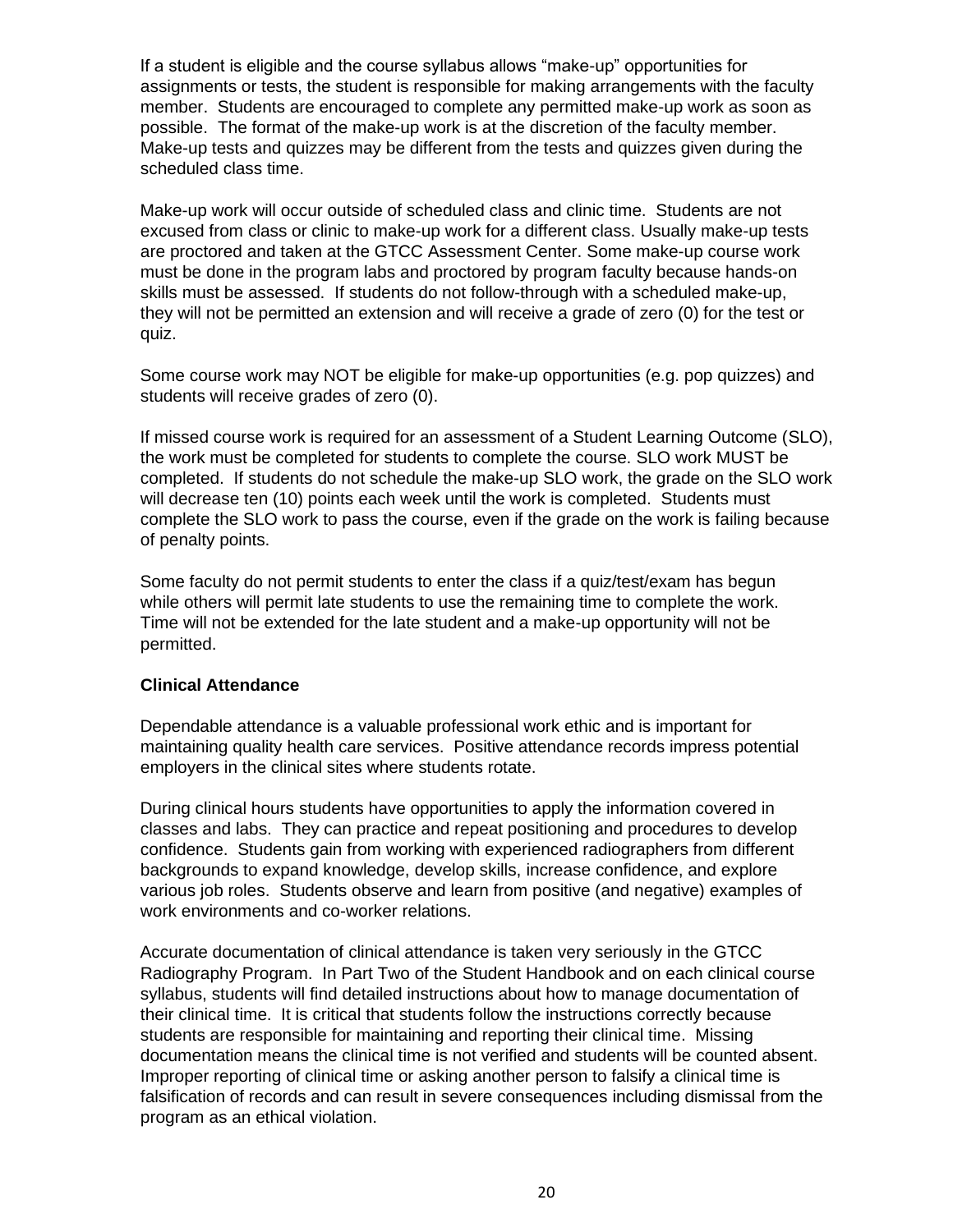If a student is eligible and the course syllabus allows "make-up" opportunities for assignments or tests, the student is responsible for making arrangements with the faculty member. Students are encouraged to complete any permitted make-up work as soon as possible. The format of the make-up work is at the discretion of the faculty member. Make-up tests and quizzes may be different from the tests and quizzes given during the scheduled class time.

Make-up work will occur outside of scheduled class and clinic time. Students are not excused from class or clinic to make-up work for a different class. Usually make-up tests are proctored and taken at the GTCC Assessment Center. Some make-up course work must be done in the program labs and proctored by program faculty because hands-on skills must be assessed. If students do not follow-through with a scheduled make-up, they will not be permitted an extension and will receive a grade of zero (0) for the test or quiz.

Some course work may NOT be eligible for make-up opportunities (e.g. pop quizzes) and students will receive grades of zero (0).

If missed course work is required for an assessment of a Student Learning Outcome (SLO), the work must be completed for students to complete the course. SLO work MUST be completed. If students do not schedule the make-up SLO work, the grade on the SLO work will decrease ten (10) points each week until the work is completed. Students must complete the SLO work to pass the course, even if the grade on the work is failing because of penalty points.

Some faculty do not permit students to enter the class if a quiz/test/exam has begun while others will permit late students to use the remaining time to complete the work. Time will not be extended for the late student and a make-up opportunity will not be permitted.

**Clinical Attendance**

Dependable attendance is a valuable professional work ethic and is important for maintaining quality health care services. Positive attendance records impress potential employers in the clinical sites where students rotate.

During clinical hours students have opportunities to apply the information covered in classes and labs. They can practice and repeat positioning and procedures to develop confidence. Students gain from working with experienced radiographers from different backgrounds to expand knowledge, develop skills, increase confidence, and explore various job roles. Students observe and learn from positive (and negative) examples of work environments and co-worker relations.

Accurate documentation of clinical attendance is taken very seriously in the GTCC Radiography Program. In Part Two of the Student Handbook and on each clinical course syllabus, students will find detailed instructions about how to manage documentation of their clinical time. It is critical that students follow the instructions correctly because students are responsible for maintaining and reporting their clinical time. Missing documentation means the clinical time is not verified and students will be counted absent. Improper reporting of clinical time or asking another person to falsify a clinical time is falsification of records and can result in severe consequences including dismissal from the program as an ethical violation.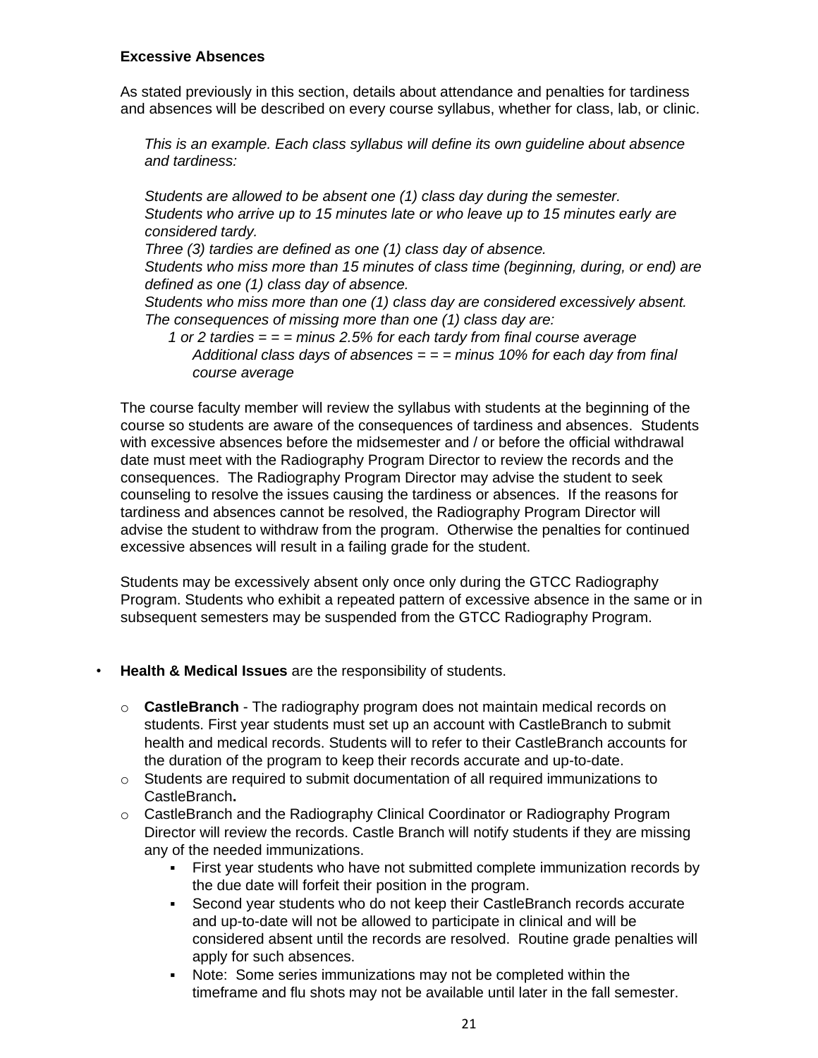**Excessive Absences**

As stated previously in this section, details about attendance and penalties for tardiness and absences will be described on every course syllabus, whether for class, lab, or clinic.

*This is an example. Each class syllabus will define its own guideline about absence and tardiness:*

*Students are allowed to be absent one (1) class day during the semester.*
*Students who arrive up to 15 minutes late or who leave up to 15 minutes early are considered tardy.*
*Three (3) tardies are defined as one (1) class day of absence.*
*Students who miss more than 15 minutes of class time (beginning, during, or end) are defined as one (1) class day of absence.*
*Students who miss more than one (1) class day are considered excessively absent.*
*The consequences of missing more than one (1) class day are:*

*1 or 2 tardies = = = minus 2.5% for each tardy from final course average*
*Additional class days of absences = = = minus 10% for each day from final course average*

The course faculty member will review the syllabus with students at the beginning of the course so students are aware of the consequences of tardiness and absences. Students with excessive absences before the midsemester and / or before the official withdrawal date must meet with the Radiography Program Director to review the records and the consequences. The Radiography Program Director may advise the student to seek counseling to resolve the issues causing the tardiness or absences. If the reasons for tardiness and absences cannot be resolved, the Radiography Program Director will advise the student to withdraw from the program. Otherwise the penalties for continued excessive absences will result in a failing grade for the student.

Students may be excessively absent only once only during the GTCC Radiography Program. Students who exhibit a repeated pattern of excessive absence in the same or in subsequent semesters may be suspended from the GTCC Radiography Program.

- **Health & Medical Issues** are the responsibility of students.
  - **CastleBranch** - The radiography program does not maintain medical records on students. First year students must set up an account with CastleBranch to submit health and medical records. Students will to refer to their CastleBranch accounts for the duration of the program to keep their records accurate and up-to-date.
  - Students are required to submit documentation of all required immunizations to CastleBranch**.**
  - CastleBranch and the Radiography Clinical Coordinator or Radiography Program Director will review the records. Castle Branch will notify students if they are missing any of the needed immunizations.
    - First year students who have not submitted complete immunization records by the due date will forfeit their position in the program.
    - Second year students who do not keep their CastleBranch records accurate and up-to-date will not be allowed to participate in clinical and will be considered absent until the records are resolved. Routine grade penalties will apply for such absences.
    - Note: Some series immunizations may not be completed within the timeframe and flu shots may not be available until later in the fall semester.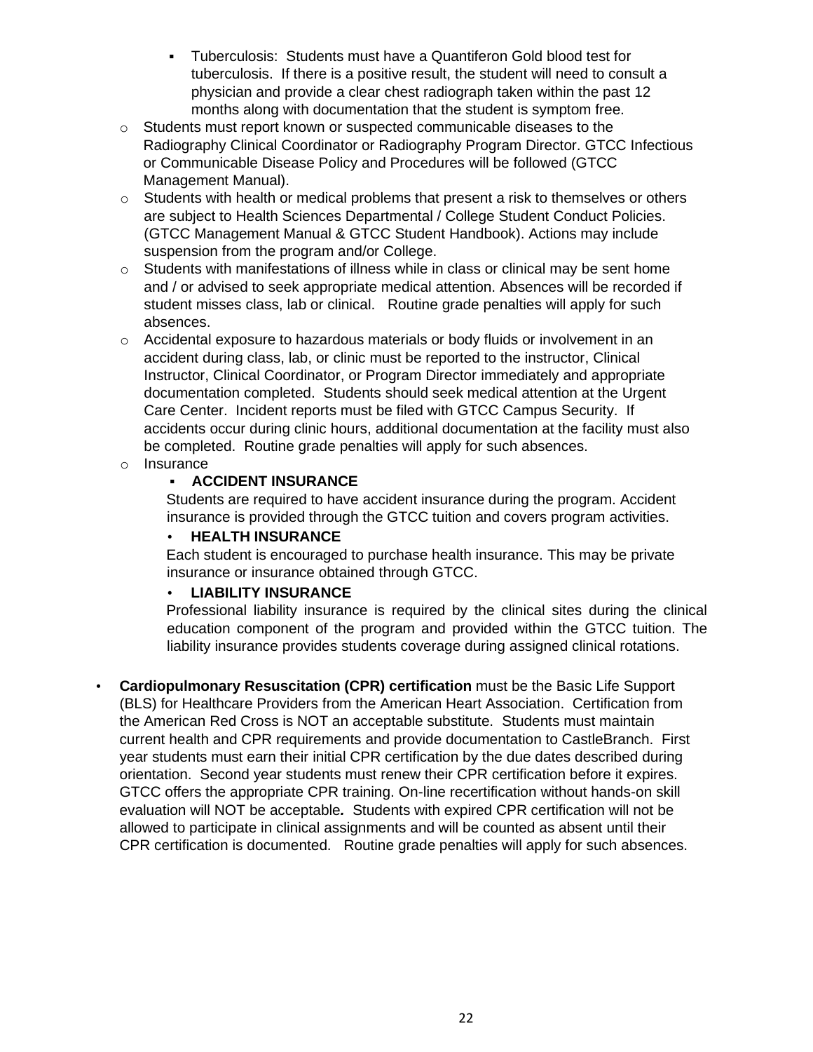- Tuberculosis: Students must have a Quantiferon Gold blood test for tuberculosis. If there is a positive result, the student will need to consult a physician and provide a clear chest radiograph taken within the past 12 months along with documentation that the student is symptom free.
  - Students must report known or suspected communicable diseases to the Radiography Clinical Coordinator or Radiography Program Director. GTCC Infectious or Communicable Disease Policy and Procedures will be followed (GTCC Management Manual).
  - Students with health or medical problems that present a risk to themselves or others are subject to Health Sciences Departmental / College Student Conduct Policies. (GTCC Management Manual & GTCC Student Handbook). Actions may include suspension from the program and/or College.
  - Students with manifestations of illness while in class or clinical may be sent home and / or advised to seek appropriate medical attention. Absences will be recorded if student misses class, lab or clinical. Routine grade penalties will apply for such absences.
  - Accidental exposure to hazardous materials or body fluids or involvement in an accident during class, lab, or clinic must be reported to the instructor, Clinical Instructor, Clinical Coordinator, or Program Director immediately and appropriate documentation completed. Students should seek medical attention at the Urgent Care Center. Incident reports must be filed with GTCC Campus Security. If accidents occur during clinic hours, additional documentation at the facility must also be completed. Routine grade penalties will apply for such absences.
  - Insurance
    - **ACCIDENT INSURANCE**

      Students are required to have accident insurance during the program. Accident insurance is provided through the GTCC tuition and covers program activities.
    - **HEALTH INSURANCE**

      Each student is encouraged to purchase health insurance. This may be private insurance or insurance obtained through GTCC.
    - **LIABILITY INSURANCE**

      Professional liability insurance is required by the clinical sites during the clinical education component of the program and provided within the GTCC tuition. The liability insurance provides students coverage during assigned clinical rotations.

- **Cardiopulmonary Resuscitation (CPR) certification** must be the Basic Life Support (BLS) for Healthcare Providers from the American Heart Association. Certification from the American Red Cross is NOT an acceptable substitute. Students must maintain current health and CPR requirements and provide documentation to CastleBranch. First year students must earn their initial CPR certification by the due dates described during orientation. Second year students must renew their CPR certification before it expires. GTCC offers the appropriate CPR training. On-line recertification without hands-on skill evaluation will NOT be acceptable***.*** Students with expired CPR certification will not be allowed to participate in clinical assignments and will be counted as absent until their CPR certification is documented. Routine grade penalties will apply for such absences.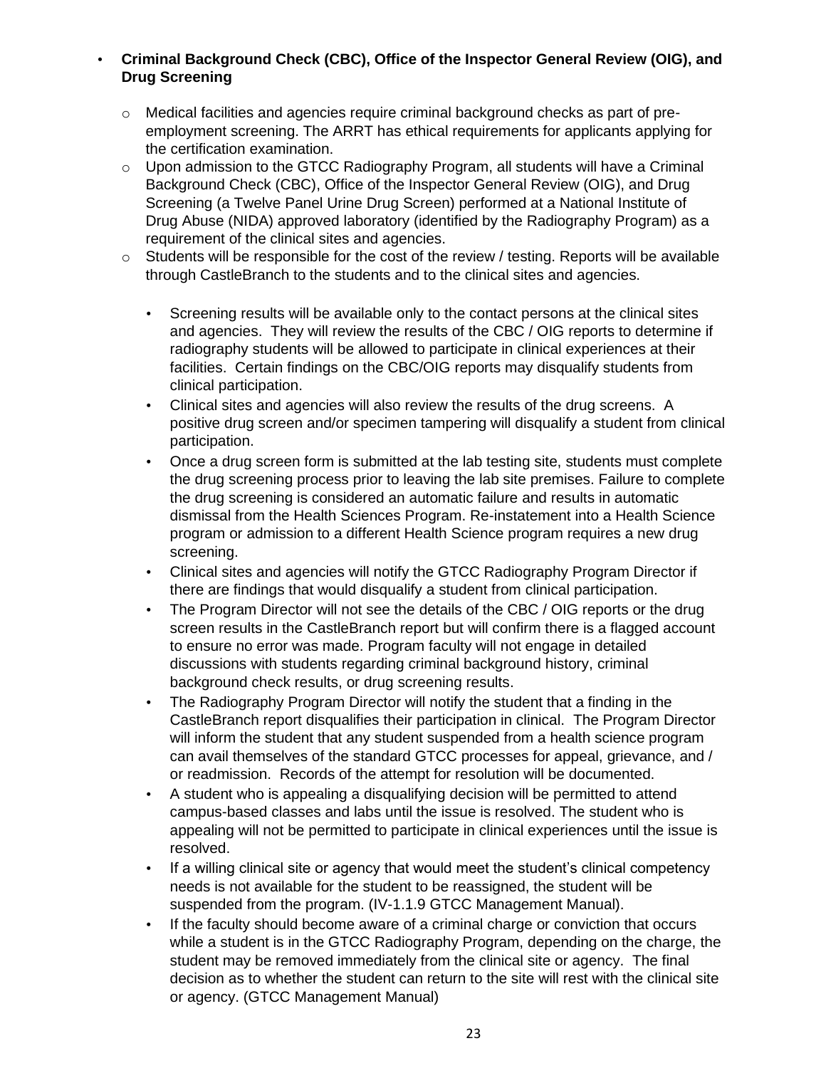- **Criminal Background Check (CBC), Office of the Inspector General Review (OIG), and Drug Screening**
  - Medical facilities and agencies require criminal background checks as part of pre-employment screening. The ARRT has ethical requirements for applicants applying for the certification examination.
  - Upon admission to the GTCC Radiography Program, all students will have a Criminal Background Check (CBC), Office of the Inspector General Review (OIG), and Drug Screening (a Twelve Panel Urine Drug Screen) performed at a National Institute of Drug Abuse (NIDA) approved laboratory (identified by the Radiography Program) as a requirement of the clinical sites and agencies.
  - Students will be responsible for the cost of the review / testing. Reports will be available through CastleBranch to the students and to the clinical sites and agencies.
    - Screening results will be available only to the contact persons at the clinical sites and agencies. They will review the results of the CBC / OIG reports to determine if radiography students will be allowed to participate in clinical experiences at their facilities. Certain findings on the CBC/OIG reports may disqualify students from clinical participation.
    - Clinical sites and agencies will also review the results of the drug screens. A positive drug screen and/or specimen tampering will disqualify a student from clinical participation.
    - Once a drug screen form is submitted at the lab testing site, students must complete the drug screening process prior to leaving the lab site premises. Failure to complete the drug screening is considered an automatic failure and results in automatic dismissal from the Health Sciences Program. Re-instatement into a Health Science program or admission to a different Health Science program requires a new drug screening.
    - Clinical sites and agencies will notify the GTCC Radiography Program Director if there are findings that would disqualify a student from clinical participation.
    - The Program Director will not see the details of the CBC / OIG reports or the drug screen results in the CastleBranch report but will confirm there is a flagged account to ensure no error was made. Program faculty will not engage in detailed discussions with students regarding criminal background history, criminal background check results, or drug screening results.
    - The Radiography Program Director will notify the student that a finding in the CastleBranch report disqualifies their participation in clinical. The Program Director will inform the student that any student suspended from a health science program can avail themselves of the standard GTCC processes for appeal, grievance, and / or readmission. Records of the attempt for resolution will be documented.
    - A student who is appealing a disqualifying decision will be permitted to attend campus-based classes and labs until the issue is resolved. The student who is appealing will not be permitted to participate in clinical experiences until the issue is resolved.
    - If a willing clinical site or agency that would meet the student's clinical competency needs is not available for the student to be reassigned, the student will be suspended from the program. (IV-1.1.9 GTCC Management Manual).
    - If the faculty should become aware of a criminal charge or conviction that occurs while a student is in the GTCC Radiography Program, depending on the charge, the student may be removed immediately from the clinical site or agency. The final decision as to whether the student can return to the site will rest with the clinical site or agency. (GTCC Management Manual)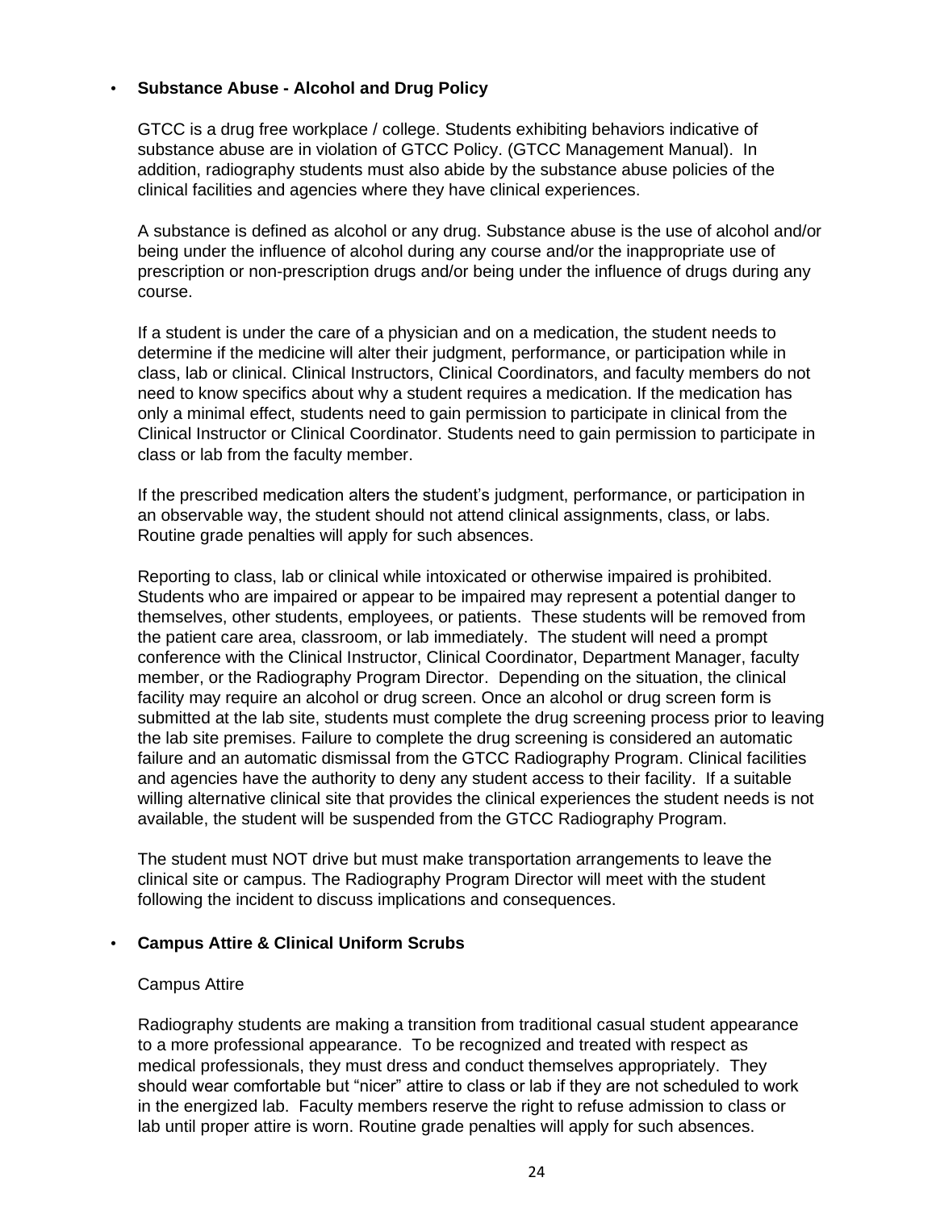- **Substance Abuse - Alcohol and Drug Policy**

  GTCC is a drug free workplace / college. Students exhibiting behaviors indicative of substance abuse are in violation of GTCC Policy. (GTCC Management Manual). In addition, radiography students must also abide by the substance abuse policies of the clinical facilities and agencies where they have clinical experiences.

  A substance is defined as alcohol or any drug. Substance abuse is the use of alcohol and/or being under the influence of alcohol during any course and/or the inappropriate use of prescription or non-prescription drugs and/or being under the influence of drugs during any course.

  If a student is under the care of a physician and on a medication, the student needs to determine if the medicine will alter their judgment, performance, or participation while in class, lab or clinical. Clinical Instructors, Clinical Coordinators, and faculty members do not need to know specifics about why a student requires a medication. If the medication has only a minimal effect, students need to gain permission to participate in clinical from the Clinical Instructor or Clinical Coordinator. Students need to gain permission to participate in class or lab from the faculty member.

  If the prescribed medication alters the student's judgment, performance, or participation in an observable way, the student should not attend clinical assignments, class, or labs. Routine grade penalties will apply for such absences.

  Reporting to class, lab or clinical while intoxicated or otherwise impaired is prohibited. Students who are impaired or appear to be impaired may represent a potential danger to themselves, other students, employees, or patients. These students will be removed from the patient care area, classroom, or lab immediately. The student will need a prompt conference with the Clinical Instructor, Clinical Coordinator, Department Manager, faculty member, or the Radiography Program Director. Depending on the situation, the clinical facility may require an alcohol or drug screen. Once an alcohol or drug screen form is submitted at the lab site, students must complete the drug screening process prior to leaving the lab site premises. Failure to complete the drug screening is considered an automatic failure and an automatic dismissal from the GTCC Radiography Program. Clinical facilities and agencies have the authority to deny any student access to their facility. If a suitable willing alternative clinical site that provides the clinical experiences the student needs is not available, the student will be suspended from the GTCC Radiography Program.

  The student must NOT drive but must make transportation arrangements to leave the clinical site or campus. The Radiography Program Director will meet with the student following the incident to discuss implications and consequences.

- **Campus Attire & Clinical Uniform Scrubs**

  Campus Attire

  Radiography students are making a transition from traditional casual student appearance to a more professional appearance. To be recognized and treated with respect as medical professionals, they must dress and conduct themselves appropriately. They should wear comfortable but "nicer" attire to class or lab if they are not scheduled to work in the energized lab. Faculty members reserve the right to refuse admission to class or lab until proper attire is worn. Routine grade penalties will apply for such absences.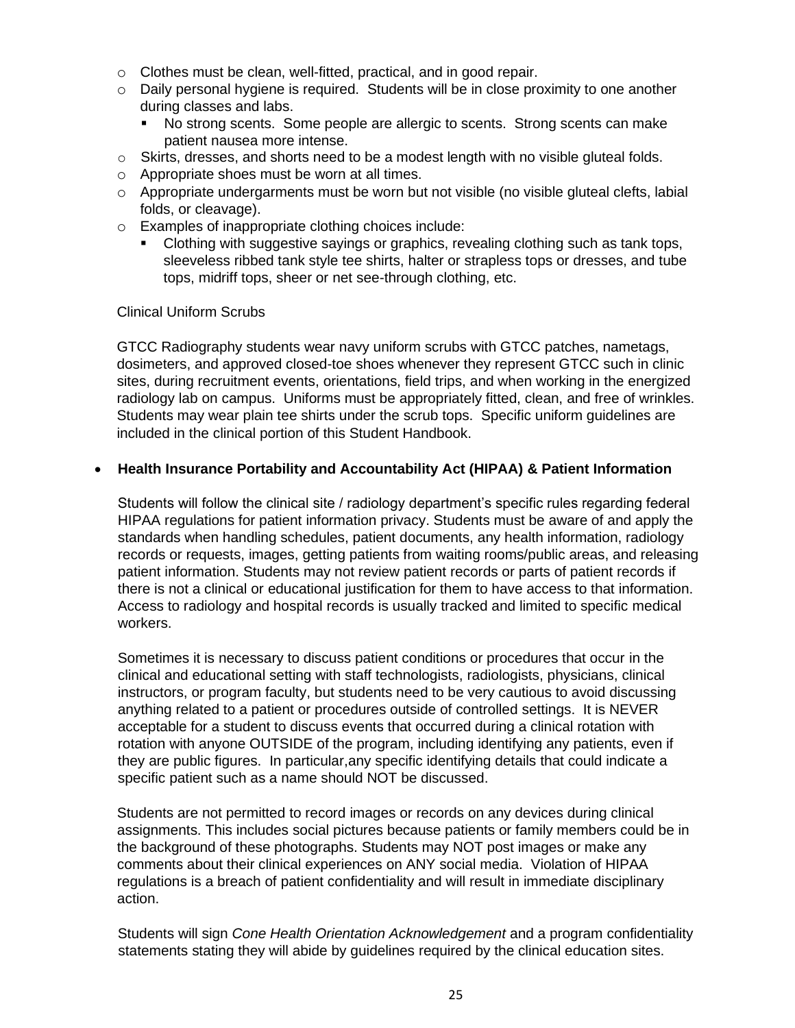- Clothes must be clean, well-fitted, practical, and in good repair.
- Daily personal hygiene is required. Students will be in close proximity to one another during classes and labs.
  - No strong scents. Some people are allergic to scents. Strong scents can make patient nausea more intense.
- Skirts, dresses, and shorts need to be a modest length with no visible gluteal folds.
- Appropriate shoes must be worn at all times.
- Appropriate undergarments must be worn but not visible (no visible gluteal clefts, labial folds, or cleavage).
- Examples of inappropriate clothing choices include:
  - Clothing with suggestive sayings or graphics, revealing clothing such as tank tops, sleeveless ribbed tank style tee shirts, halter or strapless tops or dresses, and tube tops, midriff tops, sheer or net see-through clothing, etc.

Clinical Uniform Scrubs

GTCC Radiography students wear navy uniform scrubs with GTCC patches, nametags, dosimeters, and approved closed-toe shoes whenever they represent GTCC such in clinic sites, during recruitment events, orientations, field trips, and when working in the energized radiology lab on campus. Uniforms must be appropriately fitted, clean, and free of wrinkles. Students may wear plain tee shirts under the scrub tops. Specific uniform guidelines are included in the clinical portion of this Student Handbook.

- **Health Insurance Portability and Accountability Act (HIPAA) & Patient Information**

Students will follow the clinical site / radiology department's specific rules regarding federal HIPAA regulations for patient information privacy. Students must be aware of and apply the standards when handling schedules, patient documents, any health information, radiology records or requests, images, getting patients from waiting rooms/public areas, and releasing patient information. Students may not review patient records or parts of patient records if there is not a clinical or educational justification for them to have access to that information. Access to radiology and hospital records is usually tracked and limited to specific medical workers.

Sometimes it is necessary to discuss patient conditions or procedures that occur in the clinical and educational setting with staff technologists, radiologists, physicians, clinical instructors, or program faculty, but students need to be very cautious to avoid discussing anything related to a patient or procedures outside of controlled settings. It is NEVER acceptable for a student to discuss events that occurred during a clinical rotation with rotation with anyone OUTSIDE of the program, including identifying any patients, even if they are public figures. In particular,any specific identifying details that could indicate a specific patient such as a name should NOT be discussed.

Students are not permitted to record images or records on any devices during clinical assignments. This includes social pictures because patients or family members could be in the background of these photographs. Students may NOT post images or make any comments about their clinical experiences on ANY social media. Violation of HIPAA regulations is a breach of patient confidentiality and will result in immediate disciplinary action.

Students will sign *Cone Health Orientation Acknowledgement* and a program confidentiality statements stating they will abide by guidelines required by the clinical education sites.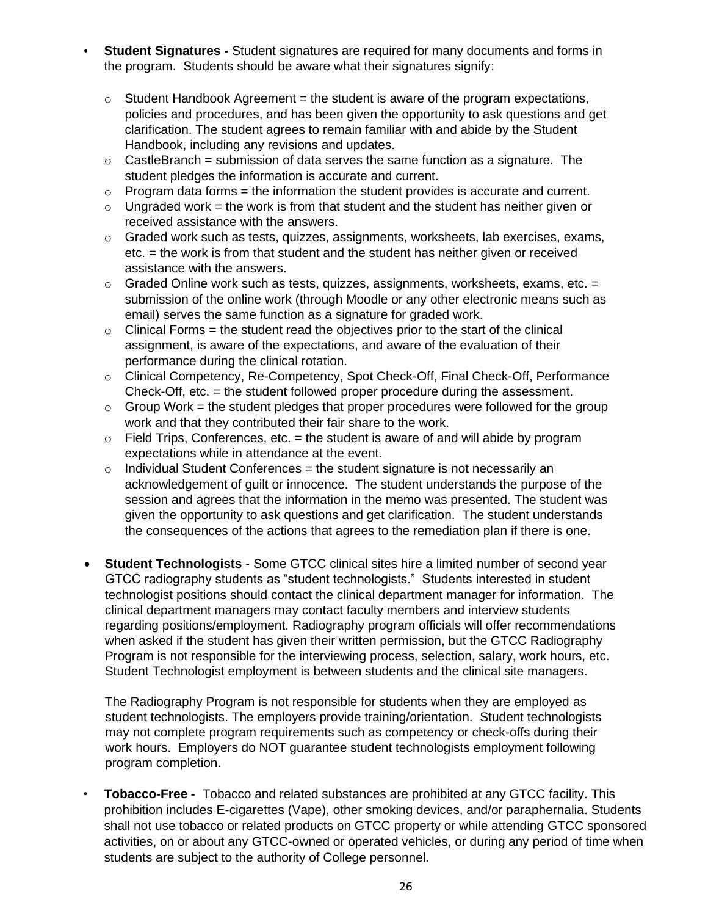- **Student Signatures -** Student signatures are required for many documents and forms in the program. Students should be aware what their signatures signify:
  - Student Handbook Agreement = the student is aware of the program expectations, policies and procedures, and has been given the opportunity to ask questions and get clarification. The student agrees to remain familiar with and abide by the Student Handbook, including any revisions and updates.
  - CastleBranch = submission of data serves the same function as a signature. The student pledges the information is accurate and current.
  - Program data forms = the information the student provides is accurate and current.
  - Ungraded work = the work is from that student and the student has neither given or received assistance with the answers.
  - Graded work such as tests, quizzes, assignments, worksheets, lab exercises, exams, etc. = the work is from that student and the student has neither given or received assistance with the answers.
  - Graded Online work such as tests, quizzes, assignments, worksheets, exams, etc. = submission of the online work (through Moodle or any other electronic means such as email) serves the same function as a signature for graded work.
  - Clinical Forms = the student read the objectives prior to the start of the clinical assignment, is aware of the expectations, and aware of the evaluation of their performance during the clinical rotation.
  - Clinical Competency, Re-Competency, Spot Check-Off, Final Check-Off, Performance Check-Off, etc. = the student followed proper procedure during the assessment.
  - Group Work = the student pledges that proper procedures were followed for the group work and that they contributed their fair share to the work.
  - Field Trips, Conferences, etc. = the student is aware of and will abide by program expectations while in attendance at the event.
  - Individual Student Conferences = the student signature is not necessarily an acknowledgement of guilt or innocence. The student understands the purpose of the session and agrees that the information in the memo was presented. The student was given the opportunity to ask questions and get clarification. The student understands the consequences of the actions that agrees to the remediation plan if there is one.

- **Student Technologists** - Some GTCC clinical sites hire a limited number of second year GTCC radiography students as "student technologists." Students interested in student technologist positions should contact the clinical department manager for information. The clinical department managers may contact faculty members and interview students regarding positions/employment. Radiography program officials will offer recommendations when asked if the student has given their written permission, but the GTCC Radiography Program is not responsible for the interviewing process, selection, salary, work hours, etc. Student Technologist employment is between students and the clinical site managers.

  The Radiography Program is not responsible for students when they are employed as student technologists. The employers provide training/orientation. Student technologists may not complete program requirements such as competency or check-offs during their work hours. Employers do NOT guarantee student technologists employment following program completion.

- **Tobacco-Free -** Tobacco and related substances are prohibited at any GTCC facility. This prohibition includes E-cigarettes (Vape), other smoking devices, and/or paraphernalia. Students shall not use tobacco or related products on GTCC property or while attending GTCC sponsored activities, on or about any GTCC-owned or operated vehicles, or during any period of time when students are subject to the authority of College personnel.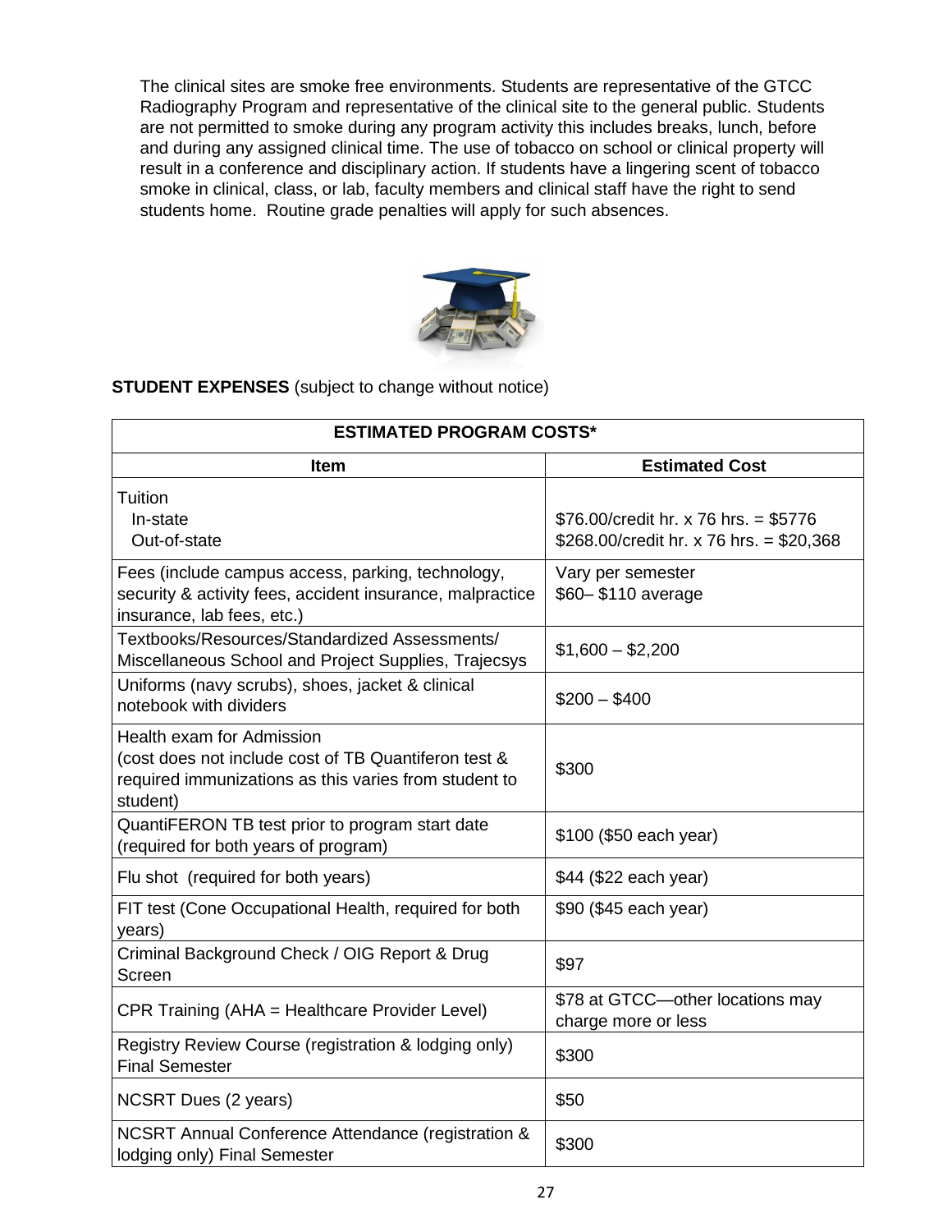The clinical sites are smoke free environments. Students are representative of the GTCC Radiography Program and representative of the clinical site to the general public. Students are not permitted to smoke during any program activity this includes breaks, lunch, before and during any assigned clinical time. The use of tobacco on school or clinical property will result in a conference and disciplinary action. If students have a lingering scent of tobacco smoke in clinical, class, or lab, faculty members and clinical staff have the right to send students home. Routine grade penalties will apply for such absences.

**STUDENT EXPENSES** (subject to change without notice)

| ESTIMATED PROGRAM COSTS* | |
|---|---|
| **Item** | **Estimated Cost** |
| Tuition<br>In-state<br>Out-of-state | <br>$76.00/credit hr. x 76 hrs. = $5776<br>$268.00/credit hr. x 76 hrs. = $20,368 |
| Fees (include campus access, parking, technology, security & activity fees, accident insurance, malpractice insurance, lab fees, etc.) | Vary per semester<br>$60– $110 average |
| Textbooks/Resources/Standardized Assessments/ Miscellaneous School and Project Supplies, Trajecsys | $1,600 – $2,200 |
| Uniforms (navy scrubs), shoes, jacket & clinical notebook with dividers | $200 – $400 |
| Health exam for Admission<br>(cost does not include cost of TB Quantiferon test & required immunizations as this varies from student to student) | $300 |
| QuantiFERON TB test prior to program start date (required for both years of program) | $100 ($50 each year) |
| Flu shot (required for both years) | $44 ($22 each year) |
| FIT test (Cone Occupational Health, required for both years) | $90 ($45 each year) |
| Criminal Background Check / OIG Report & Drug Screen | $97 |
| CPR Training (AHA = Healthcare Provider Level) | $78 at GTCC—other locations may charge more or less |
| Registry Review Course (registration & lodging only) Final Semester | $300 |
| NCSRT Dues (2 years) | $50 |
| NCSRT Annual Conference Attendance (registration & lodging only) Final Semester | $300 |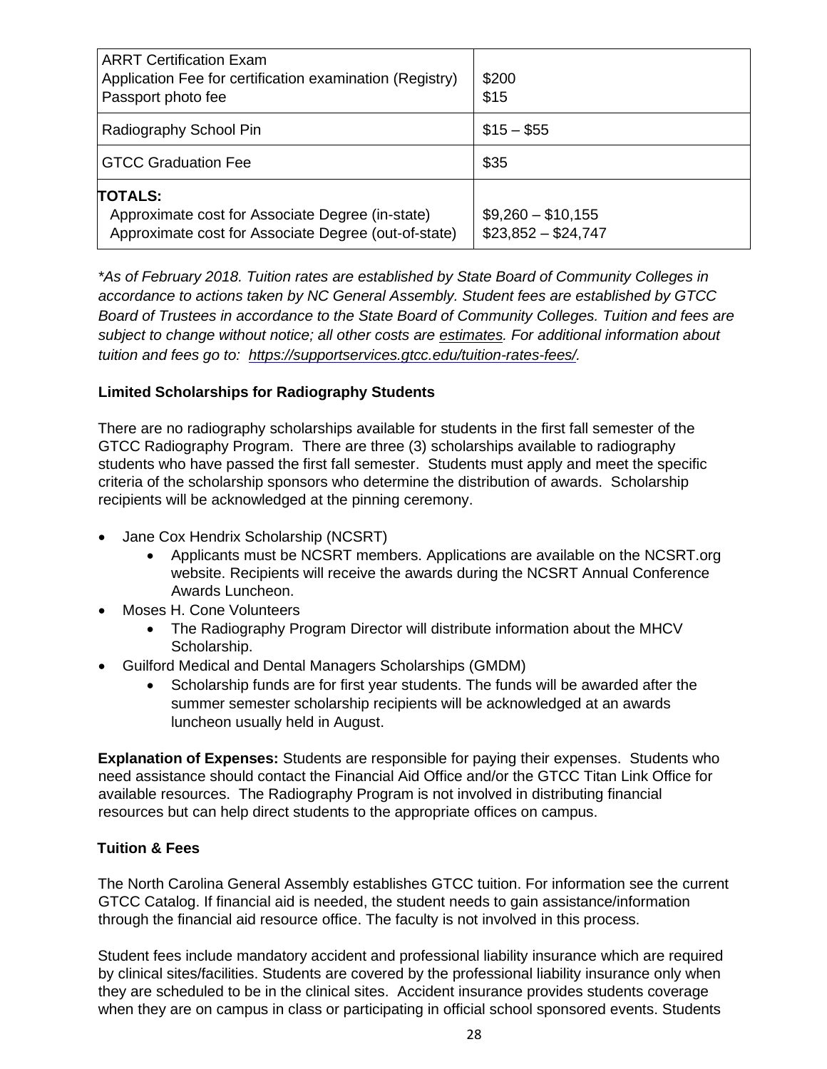| | |
|---|---|
| ARRT Certification Exam<br>Application Fee for certification examination (Registry)<br>Passport photo fee | <br>$200<br>$15 |
| Radiography School Pin | $15 – $55 |
| GTCC Graduation Fee | $35 |
| **TOTALS:**<br>Approximate cost for Associate Degree (in-state)<br>Approximate cost for Associate Degree (out-of-state) | <br>$9,260 – $10,155<br>$23,852 – $24,747 |

*\*As of February 2018. Tuition rates are established by State Board of Community Colleges in accordance to actions taken by NC General Assembly. Student fees are established by GTCC Board of Trustees in accordance to the State Board of Community Colleges. Tuition and fees are subject to change without notice; all other costs are estimates. For additional information about tuition and fees go to: https://supportservices.gtcc.edu/tuition-rates-fees/.*

**Limited Scholarships for Radiography Students**

There are no radiography scholarships available for students in the first fall semester of the GTCC Radiography Program. There are three (3) scholarships available to radiography students who have passed the first fall semester. Students must apply and meet the specific criteria of the scholarship sponsors who determine the distribution of awards. Scholarship recipients will be acknowledged at the pinning ceremony.

- Jane Cox Hendrix Scholarship (NCSRT)
  - Applicants must be NCSRT members. Applications are available on the NCSRT.org website. Recipients will receive the awards during the NCSRT Annual Conference Awards Luncheon.
- Moses H. Cone Volunteers
  - The Radiography Program Director will distribute information about the MHCV Scholarship.
- Guilford Medical and Dental Managers Scholarships (GMDM)
  - Scholarship funds are for first year students. The funds will be awarded after the summer semester scholarship recipients will be acknowledged at an awards luncheon usually held in August.

**Explanation of Expenses:** Students are responsible for paying their expenses. Students who need assistance should contact the Financial Aid Office and/or the GTCC Titan Link Office for available resources. The Radiography Program is not involved in distributing financial resources but can help direct students to the appropriate offices on campus.

**Tuition & Fees**

The North Carolina General Assembly establishes GTCC tuition. For information see the current GTCC Catalog. If financial aid is needed, the student needs to gain assistance/information through the financial aid resource office. The faculty is not involved in this process.

Student fees include mandatory accident and professional liability insurance which are required by clinical sites/facilities. Students are covered by the professional liability insurance only when they are scheduled to be in the clinical sites. Accident insurance provides students coverage when they are on campus in class or participating in official school sponsored events. Students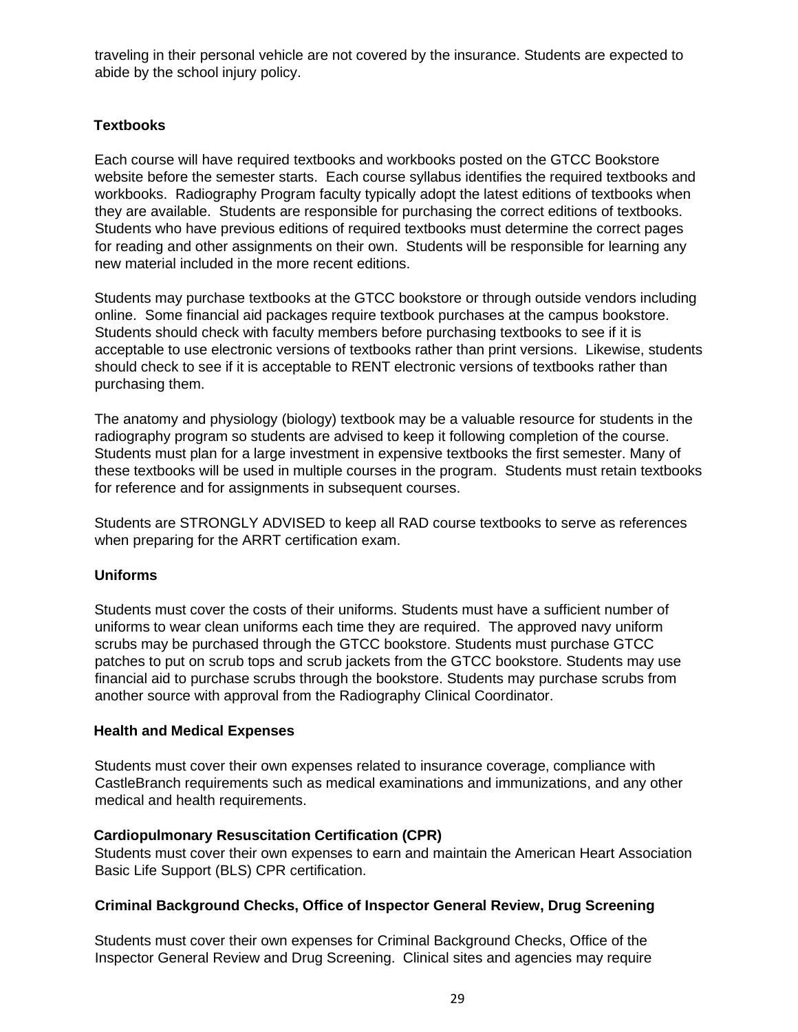traveling in their personal vehicle are not covered by the insurance. Students are expected to abide by the school injury policy.

### Textbooks

Each course will have required textbooks and workbooks posted on the GTCC Bookstore website before the semester starts. Each course syllabus identifies the required textbooks and workbooks. Radiography Program faculty typically adopt the latest editions of textbooks when they are available. Students are responsible for purchasing the correct editions of textbooks. Students who have previous editions of required textbooks must determine the correct pages for reading and other assignments on their own. Students will be responsible for learning any new material included in the more recent editions.

Students may purchase textbooks at the GTCC bookstore or through outside vendors including online. Some financial aid packages require textbook purchases at the campus bookstore. Students should check with faculty members before purchasing textbooks to see if it is acceptable to use electronic versions of textbooks rather than print versions. Likewise, students should check to see if it is acceptable to RENT electronic versions of textbooks rather than purchasing them.

The anatomy and physiology (biology) textbook may be a valuable resource for students in the radiography program so students are advised to keep it following completion of the course. Students must plan for a large investment in expensive textbooks the first semester. Many of these textbooks will be used in multiple courses in the program. Students must retain textbooks for reference and for assignments in subsequent courses.

Students are STRONGLY ADVISED to keep all RAD course textbooks to serve as references when preparing for the ARRT certification exam.

### Uniforms

Students must cover the costs of their uniforms. Students must have a sufficient number of uniforms to wear clean uniforms each time they are required. The approved navy uniform scrubs may be purchased through the GTCC bookstore. Students must purchase GTCC patches to put on scrub tops and scrub jackets from the GTCC bookstore. Students may use financial aid to purchase scrubs through the bookstore. Students may purchase scrubs from another source with approval from the Radiography Clinical Coordinator.

### Health and Medical Expenses

Students must cover their own expenses related to insurance coverage, compliance with CastleBranch requirements such as medical examinations and immunizations, and any other medical and health requirements.

### Cardiopulmonary Resuscitation Certification (CPR)

Students must cover their own expenses to earn and maintain the American Heart Association Basic Life Support (BLS) CPR certification.

### Criminal Background Checks, Office of Inspector General Review, Drug Screening

Students must cover their own expenses for Criminal Background Checks, Office of the Inspector General Review and Drug Screening. Clinical sites and agencies may require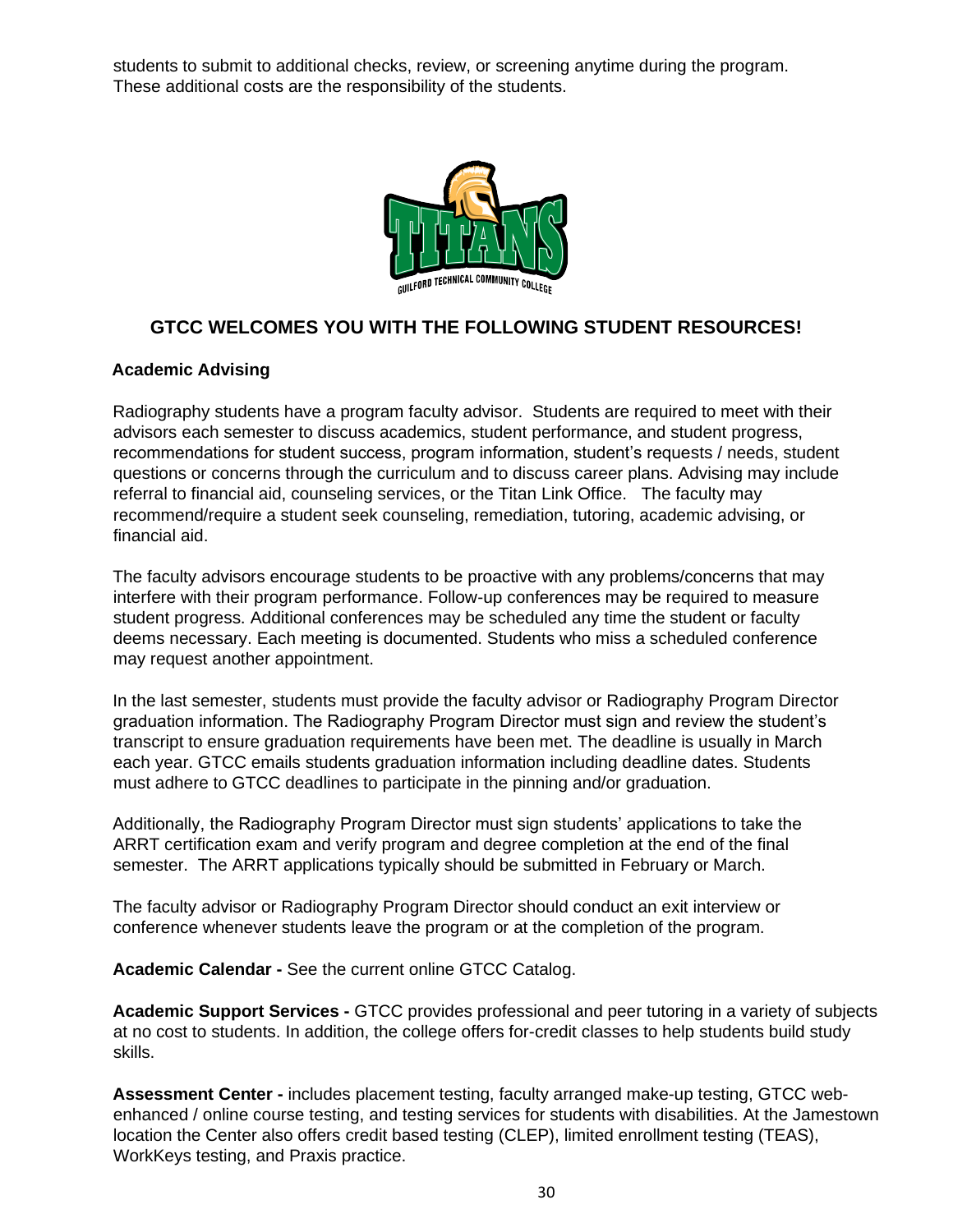students to submit to additional checks, review, or screening anytime during the program. These additional costs are the responsibility of the students.

## GTCC WELCOMES YOU WITH THE FOLLOWING STUDENT RESOURCES!

### Academic Advising

Radiography students have a program faculty advisor. Students are required to meet with their advisors each semester to discuss academics, student performance, and student progress, recommendations for student success, program information, student's requests / needs, student questions or concerns through the curriculum and to discuss career plans. Advising may include referral to financial aid, counseling services, or the Titan Link Office. The faculty may recommend/require a student seek counseling, remediation, tutoring, academic advising, or financial aid.

The faculty advisors encourage students to be proactive with any problems/concerns that may interfere with their program performance. Follow-up conferences may be required to measure student progress. Additional conferences may be scheduled any time the student or faculty deems necessary. Each meeting is documented. Students who miss a scheduled conference may request another appointment.

In the last semester, students must provide the faculty advisor or Radiography Program Director graduation information. The Radiography Program Director must sign and review the student's transcript to ensure graduation requirements have been met. The deadline is usually in March each year. GTCC emails students graduation information including deadline dates. Students must adhere to GTCC deadlines to participate in the pinning and/or graduation.

Additionally, the Radiography Program Director must sign students' applications to take the ARRT certification exam and verify program and degree completion at the end of the final semester. The ARRT applications typically should be submitted in February or March.

The faculty advisor or Radiography Program Director should conduct an exit interview or conference whenever students leave the program or at the completion of the program.

**Academic Calendar -** See the current online GTCC Catalog.

**Academic Support Services -** GTCC provides professional and peer tutoring in a variety of subjects at no cost to students. In addition, the college offers for-credit classes to help students build study skills.

**Assessment Center -** includes placement testing, faculty arranged make-up testing, GTCC web-enhanced / online course testing, and testing services for students with disabilities. At the Jamestown location the Center also offers credit based testing (CLEP), limited enrollment testing (TEAS), WorkKeys testing, and Praxis practice.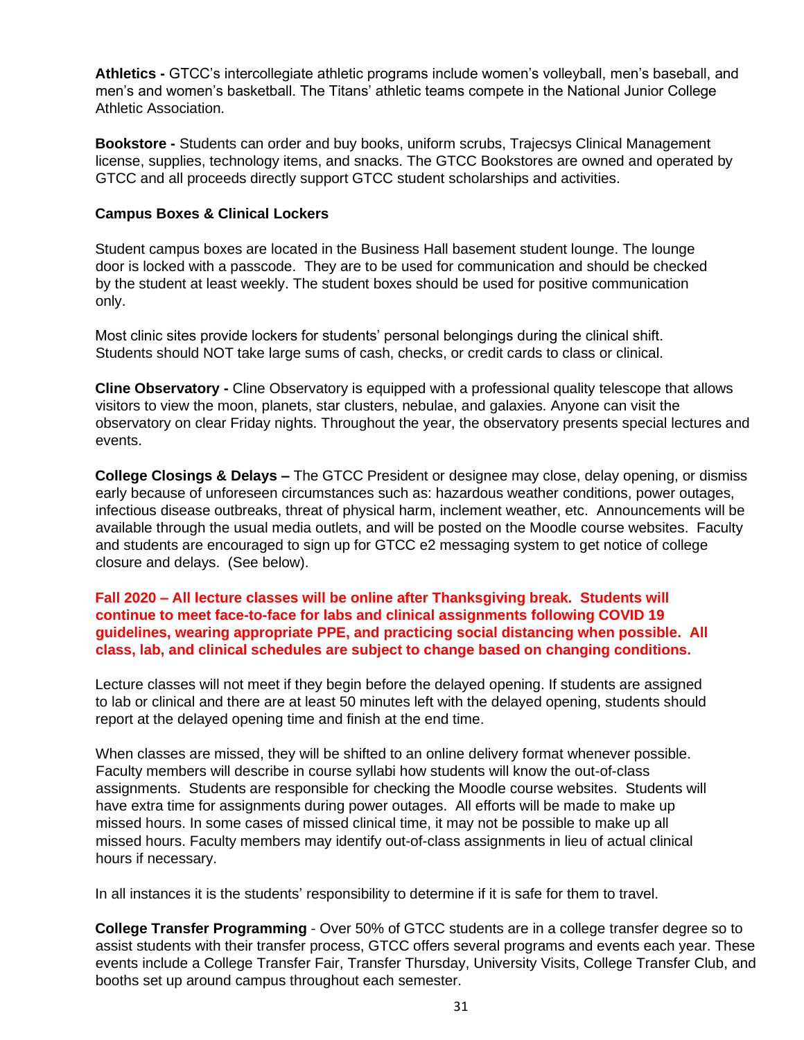**Athletics -** GTCC's intercollegiate athletic programs include women's volleyball, men's baseball, and men's and women's basketball. The Titans' athletic teams compete in the National Junior College Athletic Association.

**Bookstore -** Students can order and buy books, uniform scrubs, Trajecsys Clinical Management license, supplies, technology items, and snacks. The GTCC Bookstores are owned and operated by GTCC and all proceeds directly support GTCC student scholarships and activities.

**Campus Boxes & Clinical Lockers**

Student campus boxes are located in the Business Hall basement student lounge. The lounge door is locked with a passcode. They are to be used for communication and should be checked by the student at least weekly. The student boxes should be used for positive communication only.

Most clinic sites provide lockers for students' personal belongings during the clinical shift. Students should NOT take large sums of cash, checks, or credit cards to class or clinical.

**Cline Observatory -** Cline Observatory is equipped with a professional quality telescope that allows visitors to view the moon, planets, star clusters, nebulae, and galaxies. Anyone can visit the observatory on clear Friday nights. Throughout the year, the observatory presents special lectures and events.

**College Closings & Delays –** The GTCC President or designee may close, delay opening, or dismiss early because of unforeseen circumstances such as: hazardous weather conditions, power outages, infectious disease outbreaks, threat of physical harm, inclement weather, etc. Announcements will be available through the usual media outlets, and will be posted on the Moodle course websites. Faculty and students are encouraged to sign up for GTCC e2 messaging system to get notice of college closure and delays. (See below).

**Fall 2020 – All lecture classes will be online after Thanksgiving break. Students will continue to meet face-to-face for labs and clinical assignments following COVID 19 guidelines, wearing appropriate PPE, and practicing social distancing when possible. All class, lab, and clinical schedules are subject to change based on changing conditions.**

Lecture classes will not meet if they begin before the delayed opening. If students are assigned to lab or clinical and there are at least 50 minutes left with the delayed opening, students should report at the delayed opening time and finish at the end time.

When classes are missed, they will be shifted to an online delivery format whenever possible. Faculty members will describe in course syllabi how students will know the out-of-class assignments. Students are responsible for checking the Moodle course websites. Students will have extra time for assignments during power outages. All efforts will be made to make up missed hours. In some cases of missed clinical time, it may not be possible to make up all missed hours. Faculty members may identify out-of-class assignments in lieu of actual clinical hours if necessary.

In all instances it is the students' responsibility to determine if it is safe for them to travel.

**College Transfer Programming** - Over 50% of GTCC students are in a college transfer degree so to assist students with their transfer process, GTCC offers several programs and events each year. These events include a College Transfer Fair, Transfer Thursday, University Visits, College Transfer Club, and booths set up around campus throughout each semester.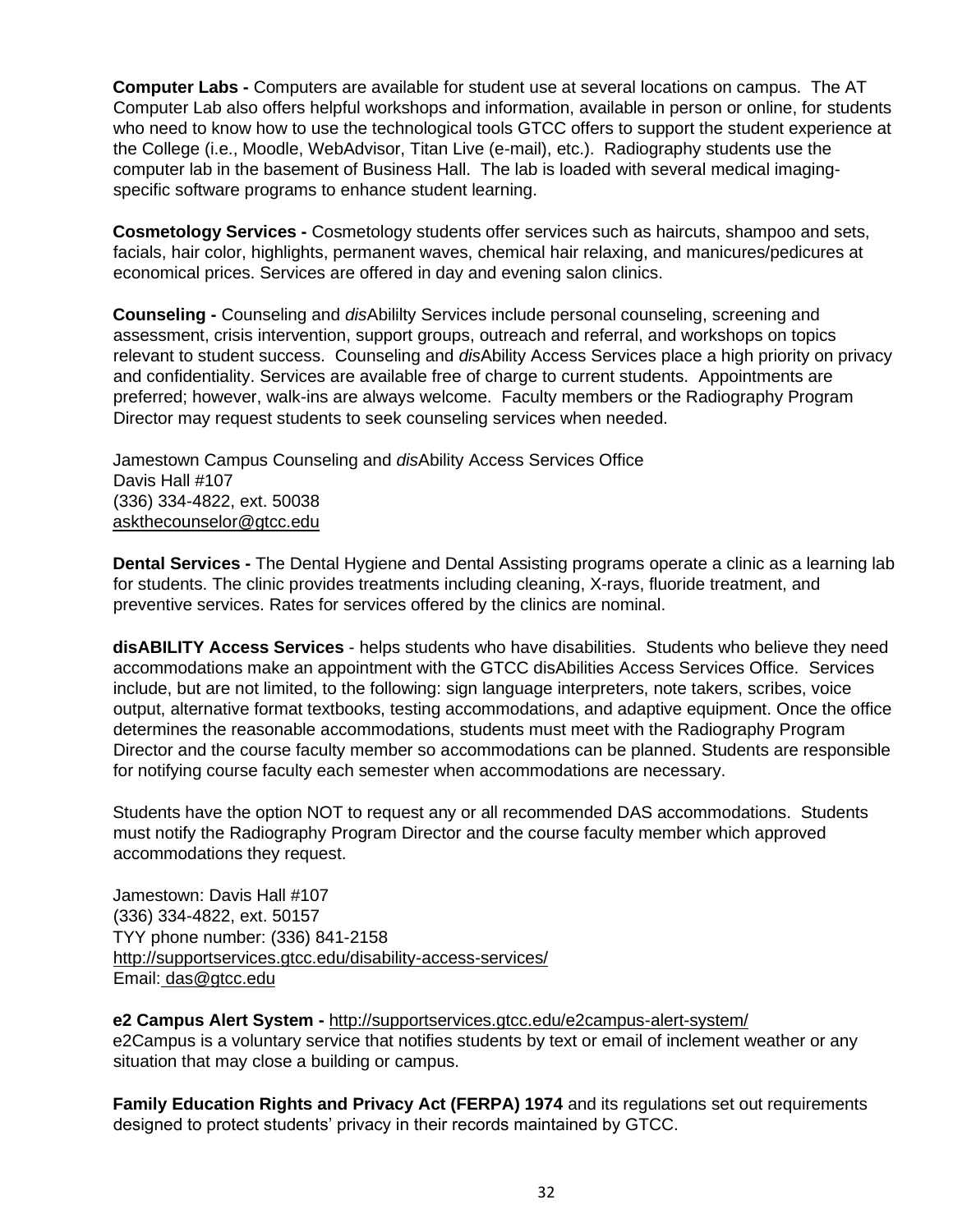**Computer Labs -** Computers are available for student use at several locations on campus. The AT Computer Lab also offers helpful workshops and information, available in person or online, for students who need to know how to use the technological tools GTCC offers to support the student experience at the College (i.e., Moodle, WebAdvisor, Titan Live (e-mail), etc.). Radiography students use the computer lab in the basement of Business Hall. The lab is loaded with several medical imaging-specific software programs to enhance student learning.

**Cosmetology Services -** Cosmetology students offer services such as haircuts, shampoo and sets, facials, hair color, highlights, permanent waves, chemical hair relaxing, and manicures/pedicures at economical prices. Services are offered in day and evening salon clinics.

**Counseling -** Counseling and *dis*Abililty Services include personal counseling, screening and assessment, crisis intervention, support groups, outreach and referral, and workshops on topics relevant to student success. Counseling and *dis*Ability Access Services place a high priority on privacy and confidentiality. Services are available free of charge to current students. Appointments are preferred; however, walk-ins are always welcome. Faculty members or the Radiography Program Director may request students to seek counseling services when needed.

Jamestown Campus Counseling and *dis*Ability Access Services Office
Davis Hall #107
(336) 334-4822, ext. 50038
askthecounselor@gtcc.edu

**Dental Services -** The Dental Hygiene and Dental Assisting programs operate a clinic as a learning lab for students. The clinic provides treatments including cleaning, X-rays, fluoride treatment, and preventive services. Rates for services offered by the clinics are nominal.

**disABILITY Access Services** - helps students who have disabilities. Students who believe they need accommodations make an appointment with the GTCC disAbilities Access Services Office. Services include, but are not limited, to the following: sign language interpreters, note takers, scribes, voice output, alternative format textbooks, testing accommodations, and adaptive equipment. Once the office determines the reasonable accommodations, students must meet with the Radiography Program Director and the course faculty member so accommodations can be planned. Students are responsible for notifying course faculty each semester when accommodations are necessary.

Students have the option NOT to request any or all recommended DAS accommodations. Students must notify the Radiography Program Director and the course faculty member which approved accommodations they request.

Jamestown: Davis Hall #107
(336) 334-4822, ext. 50157
TYY phone number: (336) 841-2158
http://supportservices.gtcc.edu/disability-access-services/
Email: das@gtcc.edu

**e2 Campus Alert System -** http://supportservices.gtcc.edu/e2campus-alert-system/
e2Campus is a voluntary service that notifies students by text or email of inclement weather or any situation that may close a building or campus.

**Family Education Rights and Privacy Act (FERPA) 1974** and its regulations set out requirements designed to protect students' privacy in their records maintained by GTCC.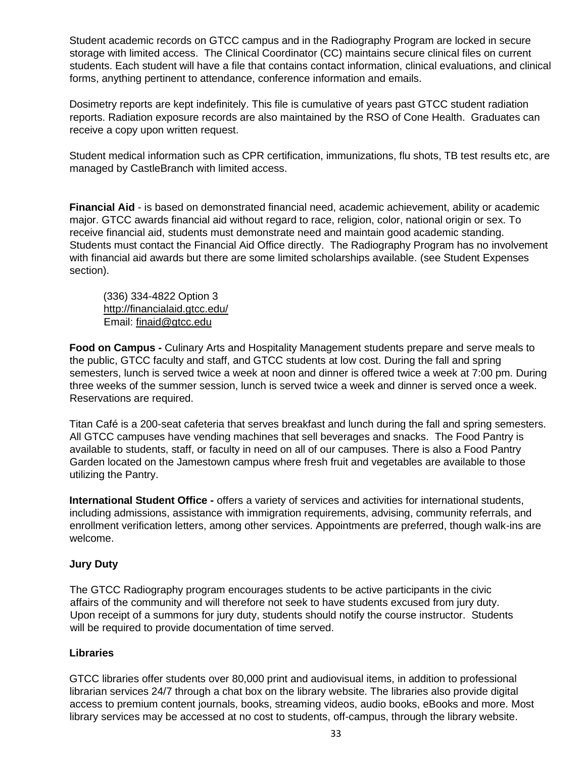Student academic records on GTCC campus and in the Radiography Program are locked in secure storage with limited access. The Clinical Coordinator (CC) maintains secure clinical files on current students. Each student will have a file that contains contact information, clinical evaluations, and clinical forms, anything pertinent to attendance, conference information and emails.

Dosimetry reports are kept indefinitely. This file is cumulative of years past GTCC student radiation reports. Radiation exposure records are also maintained by the RSO of Cone Health. Graduates can receive a copy upon written request.

Student medical information such as CPR certification, immunizations, flu shots, TB test results etc, are managed by CastleBranch with limited access.

**Financial Aid** - is based on demonstrated financial need, academic achievement, ability or academic major. GTCC awards financial aid without regard to race, religion, color, national origin or sex. To receive financial aid, students must demonstrate need and maintain good academic standing. Students must contact the Financial Aid Office directly. The Radiography Program has no involvement with financial aid awards but there are some limited scholarships available. (see Student Expenses section).

(336) 334-4822 Option 3
http://financialaid.gtcc.edu/
Email: finaid@gtcc.edu

**Food on Campus -** Culinary Arts and Hospitality Management students prepare and serve meals to the public, GTCC faculty and staff, and GTCC students at low cost. During the fall and spring semesters, lunch is served twice a week at noon and dinner is offered twice a week at 7:00 pm. During three weeks of the summer session, lunch is served twice a week and dinner is served once a week. Reservations are required.

Titan Café is a 200-seat cafeteria that serves breakfast and lunch during the fall and spring semesters. All GTCC campuses have vending machines that sell beverages and snacks. The Food Pantry is available to students, staff, or faculty in need on all of our campuses. There is also a Food Pantry Garden located on the Jamestown campus where fresh fruit and vegetables are available to those utilizing the Pantry.

**International Student Office -** offers a variety of services and activities for international students, including admissions, assistance with immigration requirements, advising, community referrals, and enrollment verification letters, among other services. Appointments are preferred, though walk-ins are welcome.

**Jury Duty**

The GTCC Radiography program encourages students to be active participants in the civic affairs of the community and will therefore not seek to have students excused from jury duty. Upon receipt of a summons for jury duty, students should notify the course instructor. Students will be required to provide documentation of time served.

**Libraries**

GTCC libraries offer students over 80,000 print and audiovisual items, in addition to professional librarian services 24/7 through a chat box on the library website. The libraries also provide digital access to premium content journals, books, streaming videos, audio books, eBooks and more. Most library services may be accessed at no cost to students, off-campus, through the library website.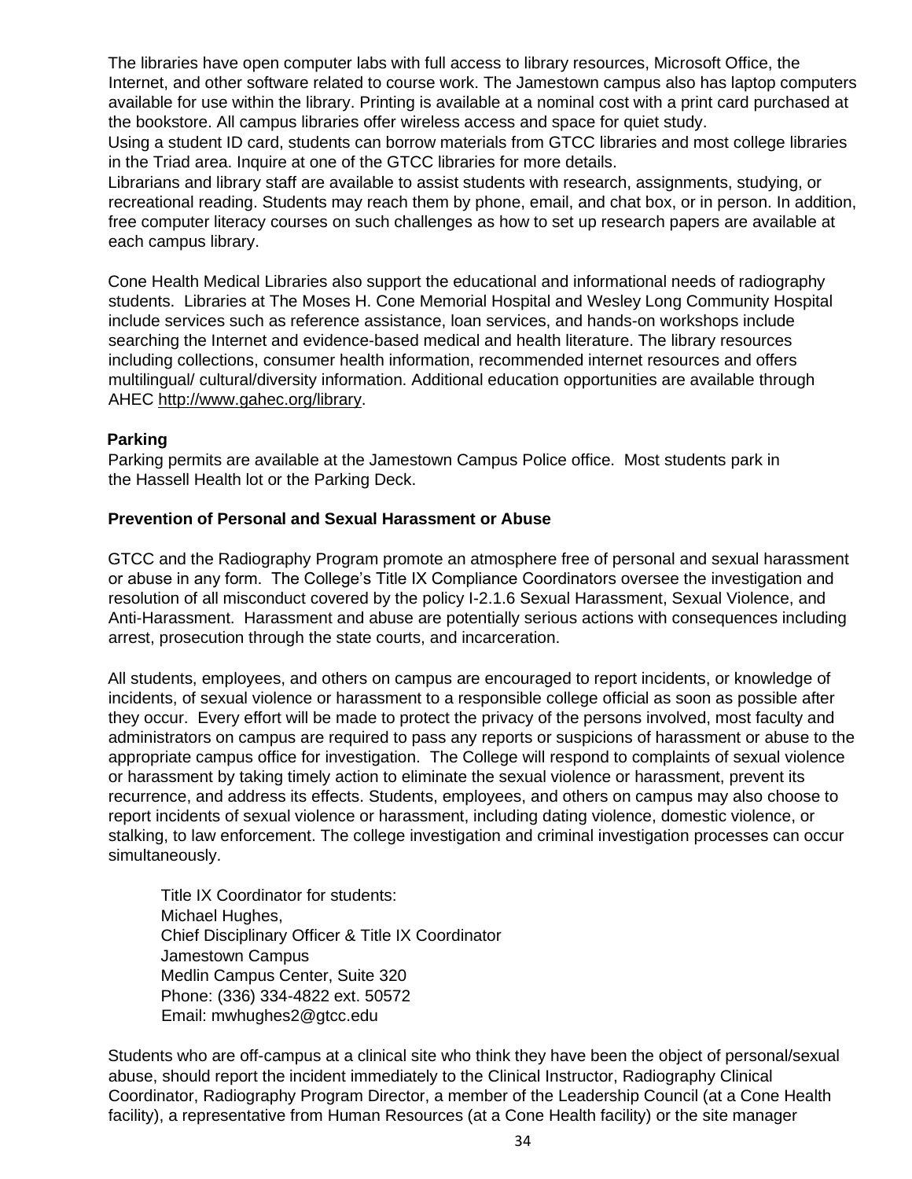The libraries have open computer labs with full access to library resources, Microsoft Office, the Internet, and other software related to course work. The Jamestown campus also has laptop computers available for use within the library. Printing is available at a nominal cost with a print card purchased at the bookstore. All campus libraries offer wireless access and space for quiet study.
Using a student ID card, students can borrow materials from GTCC libraries and most college libraries in the Triad area. Inquire at one of the GTCC libraries for more details.
Librarians and library staff are available to assist students with research, assignments, studying, or recreational reading. Students may reach them by phone, email, and chat box, or in person. In addition, free computer literacy courses on such challenges as how to set up research papers are available at each campus library.

Cone Health Medical Libraries also support the educational and informational needs of radiography students. Libraries at The Moses H. Cone Memorial Hospital and Wesley Long Community Hospital include services such as reference assistance, loan services, and hands-on workshops include searching the Internet and evidence-based medical and health literature. The library resources including collections, consumer health information, recommended internet resources and offers multilingual/ cultural/diversity information. Additional education opportunities are available through AHEC http://www.gahec.org/library.

**Parking**

Parking permits are available at the Jamestown Campus Police office. Most students park in the Hassell Health lot or the Parking Deck.

**Prevention of Personal and Sexual Harassment or Abuse**

GTCC and the Radiography Program promote an atmosphere free of personal and sexual harassment or abuse in any form. The College's Title IX Compliance Coordinators oversee the investigation and resolution of all misconduct covered by the policy I-2.1.6 Sexual Harassment, Sexual Violence, and Anti-Harassment. Harassment and abuse are potentially serious actions with consequences including arrest, prosecution through the state courts, and incarceration.

All students, employees, and others on campus are encouraged to report incidents, or knowledge of incidents, of sexual violence or harassment to a responsible college official as soon as possible after they occur. Every effort will be made to protect the privacy of the persons involved, most faculty and administrators on campus are required to pass any reports or suspicions of harassment or abuse to the appropriate campus office for investigation. The College will respond to complaints of sexual violence or harassment by taking timely action to eliminate the sexual violence or harassment, prevent its recurrence, and address its effects. Students, employees, and others on campus may also choose to report incidents of sexual violence or harassment, including dating violence, domestic violence, or stalking, to law enforcement. The college investigation and criminal investigation processes can occur simultaneously.

Title IX Coordinator for students:
Michael Hughes,
Chief Disciplinary Officer & Title IX Coordinator
Jamestown Campus
Medlin Campus Center, Suite 320
Phone: (336) 334-4822 ext. 50572
Email: mwhughes2@gtcc.edu

Students who are off-campus at a clinical site who think they have been the object of personal/sexual abuse, should report the incident immediately to the Clinical Instructor, Radiography Clinical Coordinator, Radiography Program Director, a member of the Leadership Council (at a Cone Health facility), a representative from Human Resources (at a Cone Health facility) or the site manager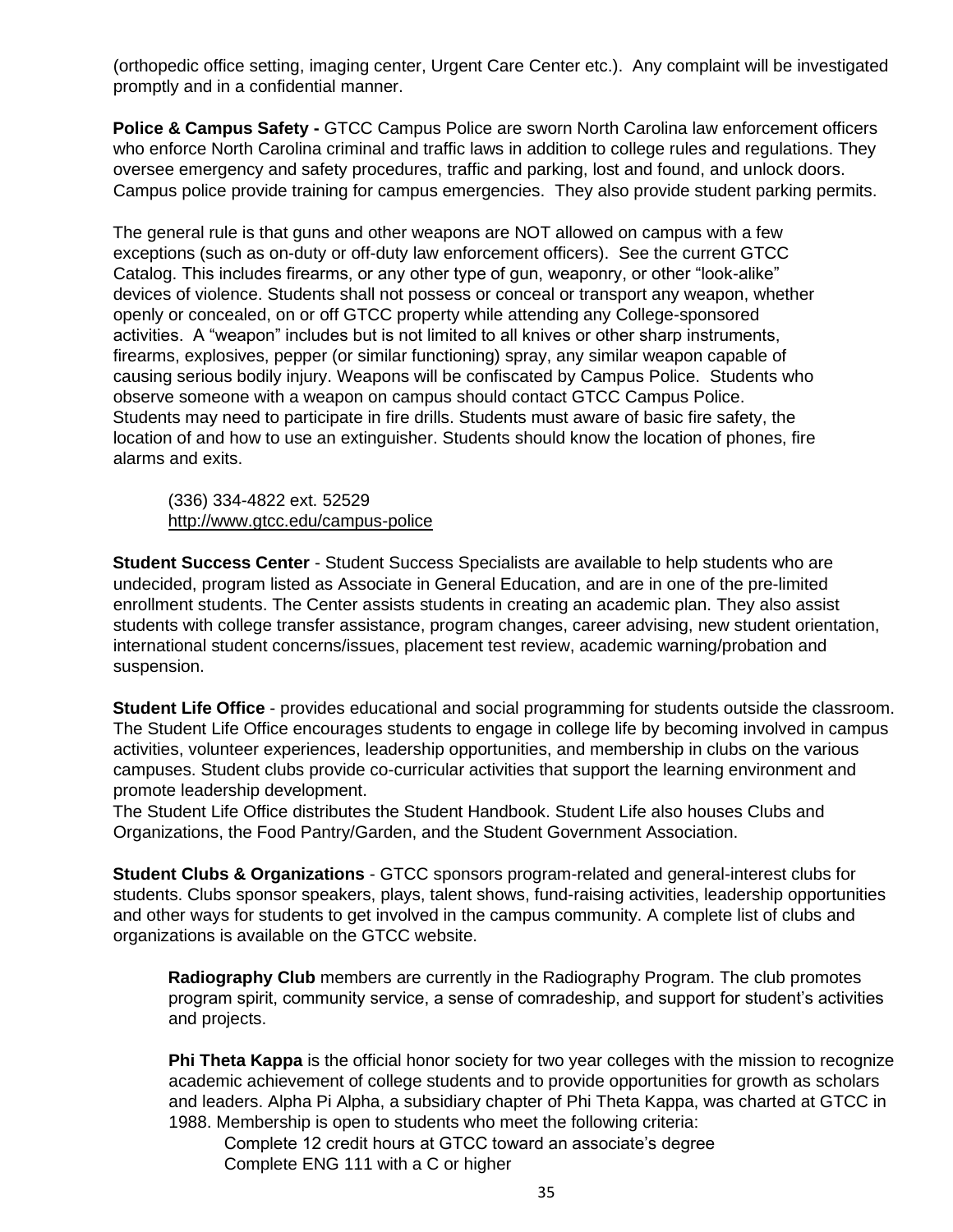(orthopedic office setting, imaging center, Urgent Care Center etc.). Any complaint will be investigated promptly and in a confidential manner.

**Police & Campus Safety -** GTCC Campus Police are sworn North Carolina law enforcement officers who enforce North Carolina criminal and traffic laws in addition to college rules and regulations. They oversee emergency and safety procedures, traffic and parking, lost and found, and unlock doors. Campus police provide training for campus emergencies. They also provide student parking permits.

The general rule is that guns and other weapons are NOT allowed on campus with a few exceptions (such as on-duty or off-duty law enforcement officers). See the current GTCC Catalog. This includes firearms, or any other type of gun, weaponry, or other "look-alike" devices of violence. Students shall not possess or conceal or transport any weapon, whether openly or concealed, on or off GTCC property while attending any College-sponsored activities. A "weapon" includes but is not limited to all knives or other sharp instruments, firearms, explosives, pepper (or similar functioning) spray, any similar weapon capable of causing serious bodily injury. Weapons will be confiscated by Campus Police. Students who observe someone with a weapon on campus should contact GTCC Campus Police. Students may need to participate in fire drills. Students must aware of basic fire safety, the location of and how to use an extinguisher. Students should know the location of phones, fire alarms and exits.

(336) 334-4822 ext. 52529
http://www.gtcc.edu/campus-police

**Student Success Center** - Student Success Specialists are available to help students who are undecided, program listed as Associate in General Education, and are in one of the pre-limited enrollment students. The Center assists students in creating an academic plan. They also assist students with college transfer assistance, program changes, career advising, new student orientation, international student concerns/issues, placement test review, academic warning/probation and suspension.

**Student Life Office** - provides educational and social programming for students outside the classroom. The Student Life Office encourages students to engage in college life by becoming involved in campus activities, volunteer experiences, leadership opportunities, and membership in clubs on the various campuses. Student clubs provide co-curricular activities that support the learning environment and promote leadership development.
The Student Life Office distributes the Student Handbook. Student Life also houses Clubs and Organizations, the Food Pantry/Garden, and the Student Government Association.

**Student Clubs & Organizations** - GTCC sponsors program-related and general-interest clubs for students. Clubs sponsor speakers, plays, talent shows, fund-raising activities, leadership opportunities and other ways for students to get involved in the campus community. A complete list of clubs and organizations is available on the GTCC website.

**Radiography Club** members are currently in the Radiography Program. The club promotes program spirit, community service, a sense of comradeship, and support for student's activities and projects.

**Phi Theta Kappa** is the official honor society for two year colleges with the mission to recognize academic achievement of college students and to provide opportunities for growth as scholars and leaders. Alpha Pi Alpha, a subsidiary chapter of Phi Theta Kappa, was charted at GTCC in 1988. Membership is open to students who meet the following criteria:

Complete 12 credit hours at GTCC toward an associate's degree
Complete ENG 111 with a C or higher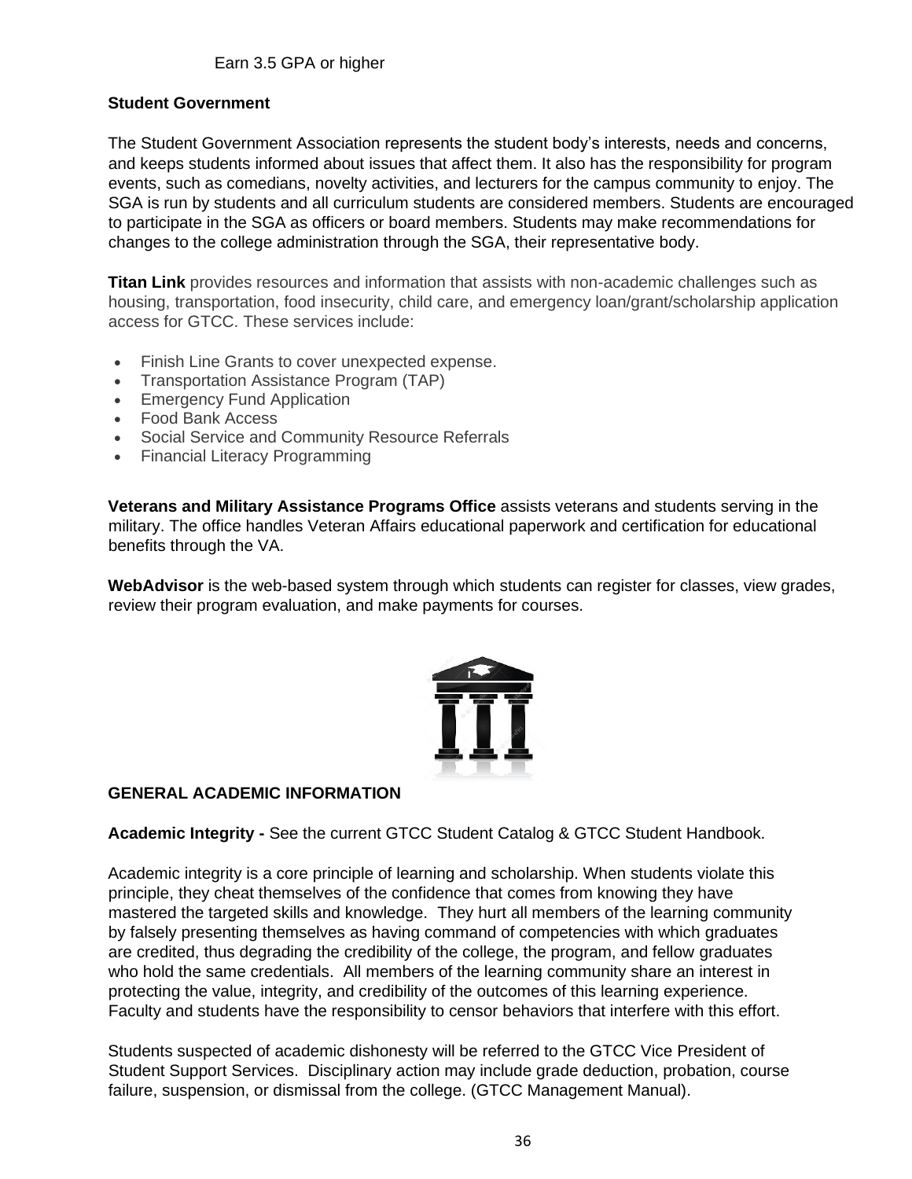Earn 3.5 GPA or higher

**Student Government**

The Student Government Association represents the student body's interests, needs and concerns, and keeps students informed about issues that affect them. It also has the responsibility for program events, such as comedians, novelty activities, and lecturers for the campus community to enjoy. The SGA is run by students and all curriculum students are considered members. Students are encouraged to participate in the SGA as officers or board members. Students may make recommendations for changes to the college administration through the SGA, their representative body.

**Titan Link** provides resources and information that assists with non-academic challenges such as housing, transportation, food insecurity, child care, and emergency loan/grant/scholarship application access for GTCC. These services include:

- Finish Line Grants to cover unexpected expense.
- Transportation Assistance Program (TAP)
- Emergency Fund Application
- Food Bank Access
- Social Service and Community Resource Referrals
- Financial Literacy Programming

**Veterans and Military Assistance Programs Office** assists veterans and students serving in the military. The office handles Veteran Affairs educational paperwork and certification for educational benefits through the VA.

**WebAdvisor** is the web-based system through which students can register for classes, view grades, review their program evaluation, and make payments for courses.

## GENERAL ACADEMIC INFORMATION

**Academic Integrity -** See the current GTCC Student Catalog & GTCC Student Handbook.

Academic integrity is a core principle of learning and scholarship. When students violate this principle, they cheat themselves of the confidence that comes from knowing they have mastered the targeted skills and knowledge. They hurt all members of the learning community by falsely presenting themselves as having command of competencies with which graduates are credited, thus degrading the credibility of the college, the program, and fellow graduates who hold the same credentials. All members of the learning community share an interest in protecting the value, integrity, and credibility of the outcomes of this learning experience. Faculty and students have the responsibility to censor behaviors that interfere with this effort.

Students suspected of academic dishonesty will be referred to the GTCC Vice President of Student Support Services. Disciplinary action may include grade deduction, probation, course failure, suspension, or dismissal from the college. (GTCC Management Manual).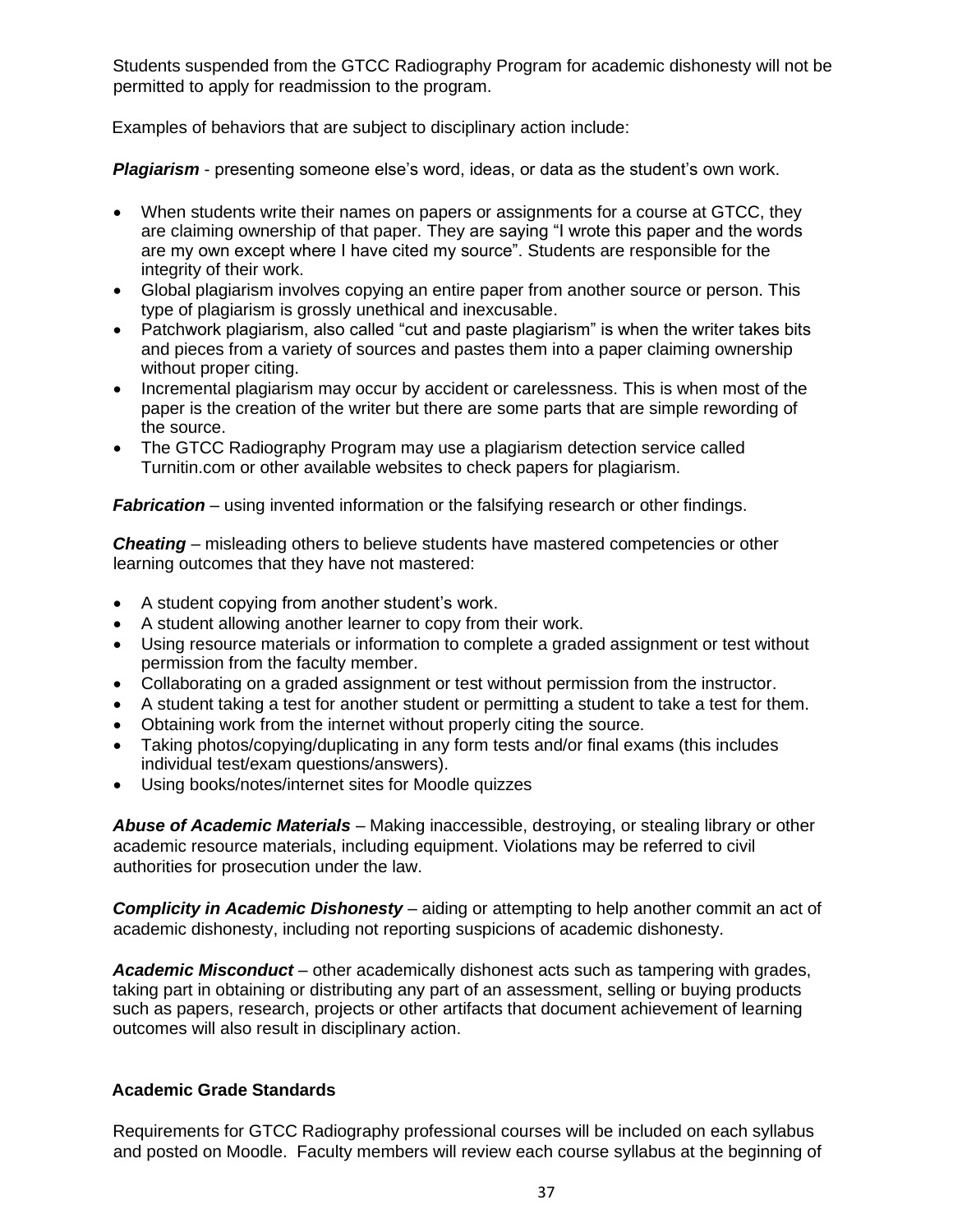Students suspended from the GTCC Radiography Program for academic dishonesty will not be permitted to apply for readmission to the program.

Examples of behaviors that are subject to disciplinary action include:

***Plagiarism*** - presenting someone else's word, ideas, or data as the student's own work.

- When students write their names on papers or assignments for a course at GTCC, they are claiming ownership of that paper. They are saying "I wrote this paper and the words are my own except where I have cited my source". Students are responsible for the integrity of their work.
- Global plagiarism involves copying an entire paper from another source or person. This type of plagiarism is grossly unethical and inexcusable.
- Patchwork plagiarism, also called "cut and paste plagiarism" is when the writer takes bits and pieces from a variety of sources and pastes them into a paper claiming ownership without proper citing.
- Incremental plagiarism may occur by accident or carelessness. This is when most of the paper is the creation of the writer but there are some parts that are simple rewording of the source.
- The GTCC Radiography Program may use a plagiarism detection service called Turnitin.com or other available websites to check papers for plagiarism.

***Fabrication*** – using invented information or the falsifying research or other findings.

***Cheating*** – misleading others to believe students have mastered competencies or other learning outcomes that they have not mastered:

- A student copying from another student's work.
- A student allowing another learner to copy from their work.
- Using resource materials or information to complete a graded assignment or test without permission from the faculty member.
- Collaborating on a graded assignment or test without permission from the instructor.
- A student taking a test for another student or permitting a student to take a test for them.
- Obtaining work from the internet without properly citing the source.
- Taking photos/copying/duplicating in any form tests and/or final exams (this includes individual test/exam questions/answers).
- Using books/notes/internet sites for Moodle quizzes

***Abuse of Academic Materials*** – Making inaccessible, destroying, or stealing library or other academic resource materials, including equipment. Violations may be referred to civil authorities for prosecution under the law.

***Complicity in Academic Dishonesty*** – aiding or attempting to help another commit an act of academic dishonesty, including not reporting suspicions of academic dishonesty.

***Academic Misconduct*** – other academically dishonest acts such as tampering with grades, taking part in obtaining or distributing any part of an assessment, selling or buying products such as papers, research, projects or other artifacts that document achievement of learning outcomes will also result in disciplinary action.

## Academic Grade Standards

Requirements for GTCC Radiography professional courses will be included on each syllabus and posted on Moodle. Faculty members will review each course syllabus at the beginning of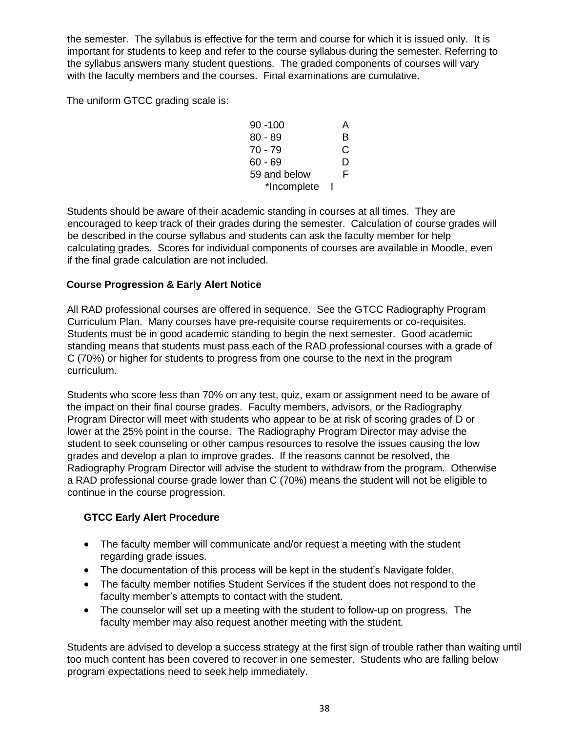the semester. The syllabus is effective for the term and course for which it is issued only. It is important for students to keep and refer to the course syllabus during the semester. Referring to the syllabus answers many student questions. The graded components of courses will vary with the faculty members and the courses. Final examinations are cumulative.

The uniform GTCC grading scale is:

| | |
|---|---|
| 90 -100 | A |
| 80 - 89 | B |
| 70 - 79 | C |
| 60 - 69 | D |
| 59 and below | F |
| *Incomplete | I |

Students should be aware of their academic standing in courses at all times. They are encouraged to keep track of their grades during the semester. Calculation of course grades will be described in the course syllabus and students can ask the faculty member for help calculating grades. Scores for individual components of courses are available in Moodle, even if the final grade calculation are not included.

**Course Progression & Early Alert Notice**

All RAD professional courses are offered in sequence. See the GTCC Radiography Program Curriculum Plan. Many courses have pre-requisite course requirements or co-requisites. Students must be in good academic standing to begin the next semester. Good academic standing means that students must pass each of the RAD professional courses with a grade of C (70%) or higher for students to progress from one course to the next in the program curriculum.

Students who score less than 70% on any test, quiz, exam or assignment need to be aware of the impact on their final course grades. Faculty members, advisors, or the Radiography Program Director will meet with students who appear to be at risk of scoring grades of D or lower at the 25% point in the course. The Radiography Program Director may advise the student to seek counseling or other campus resources to resolve the issues causing the low grades and develop a plan to improve grades. If the reasons cannot be resolved, the Radiography Program Director will advise the student to withdraw from the program. Otherwise a RAD professional course grade lower than C (70%) means the student will not be eligible to continue in the course progression.

**GTCC Early Alert Procedure**

- The faculty member will communicate and/or request a meeting with the student regarding grade issues.
- The documentation of this process will be kept in the student's Navigate folder.
- The faculty member notifies Student Services if the student does not respond to the faculty member's attempts to contact with the student.
- The counselor will set up a meeting with the student to follow-up on progress. The faculty member may also request another meeting with the student.

Students are advised to develop a success strategy at the first sign of trouble rather than waiting until too much content has been covered to recover in one semester. Students who are falling below program expectations need to seek help immediately.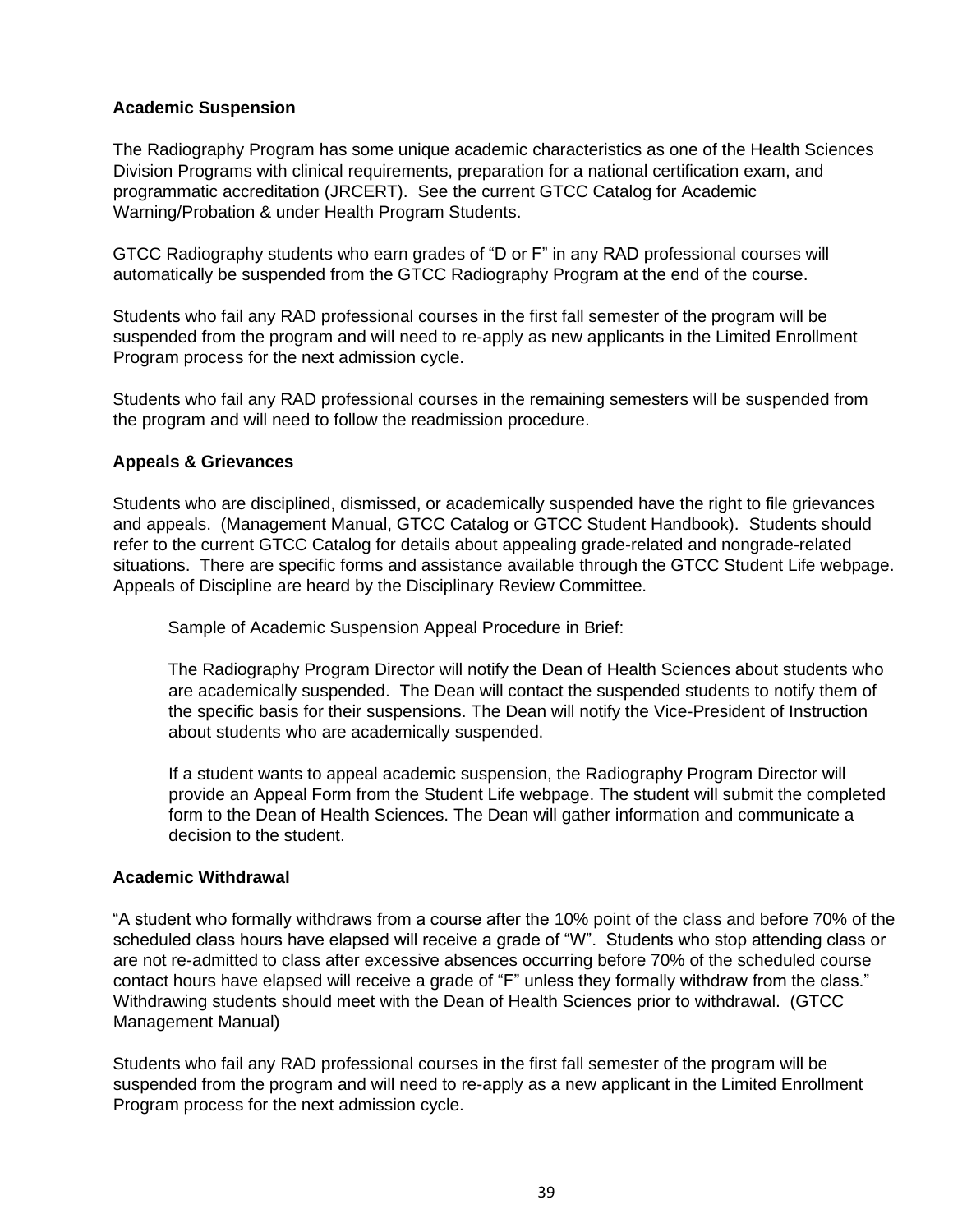**Academic Suspension**

The Radiography Program has some unique academic characteristics as one of the Health Sciences Division Programs with clinical requirements, preparation for a national certification exam, and programmatic accreditation (JRCERT). See the current GTCC Catalog for Academic Warning/Probation & under Health Program Students.

GTCC Radiography students who earn grades of "D or F" in any RAD professional courses will automatically be suspended from the GTCC Radiography Program at the end of the course.

Students who fail any RAD professional courses in the first fall semester of the program will be suspended from the program and will need to re-apply as new applicants in the Limited Enrollment Program process for the next admission cycle.

Students who fail any RAD professional courses in the remaining semesters will be suspended from the program and will need to follow the readmission procedure.

**Appeals & Grievances**

Students who are disciplined, dismissed, or academically suspended have the right to file grievances and appeals. (Management Manual, GTCC Catalog or GTCC Student Handbook). Students should refer to the current GTCC Catalog for details about appealing grade-related and nongrade-related situations. There are specific forms and assistance available through the GTCC Student Life webpage. Appeals of Discipline are heard by the Disciplinary Review Committee.

> Sample of Academic Suspension Appeal Procedure in Brief:
>
> The Radiography Program Director will notify the Dean of Health Sciences about students who are academically suspended. The Dean will contact the suspended students to notify them of the specific basis for their suspensions. The Dean will notify the Vice-President of Instruction about students who are academically suspended.
>
> If a student wants to appeal academic suspension, the Radiography Program Director will provide an Appeal Form from the Student Life webpage. The student will submit the completed form to the Dean of Health Sciences. The Dean will gather information and communicate a decision to the student.

**Academic Withdrawal**

"A student who formally withdraws from a course after the 10% point of the class and before 70% of the scheduled class hours have elapsed will receive a grade of "W". Students who stop attending class or are not re-admitted to class after excessive absences occurring before 70% of the scheduled course contact hours have elapsed will receive a grade of "F" unless they formally withdraw from the class." Withdrawing students should meet with the Dean of Health Sciences prior to withdrawal. (GTCC Management Manual)

Students who fail any RAD professional courses in the first fall semester of the program will be suspended from the program and will need to re-apply as a new applicant in the Limited Enrollment Program process for the next admission cycle.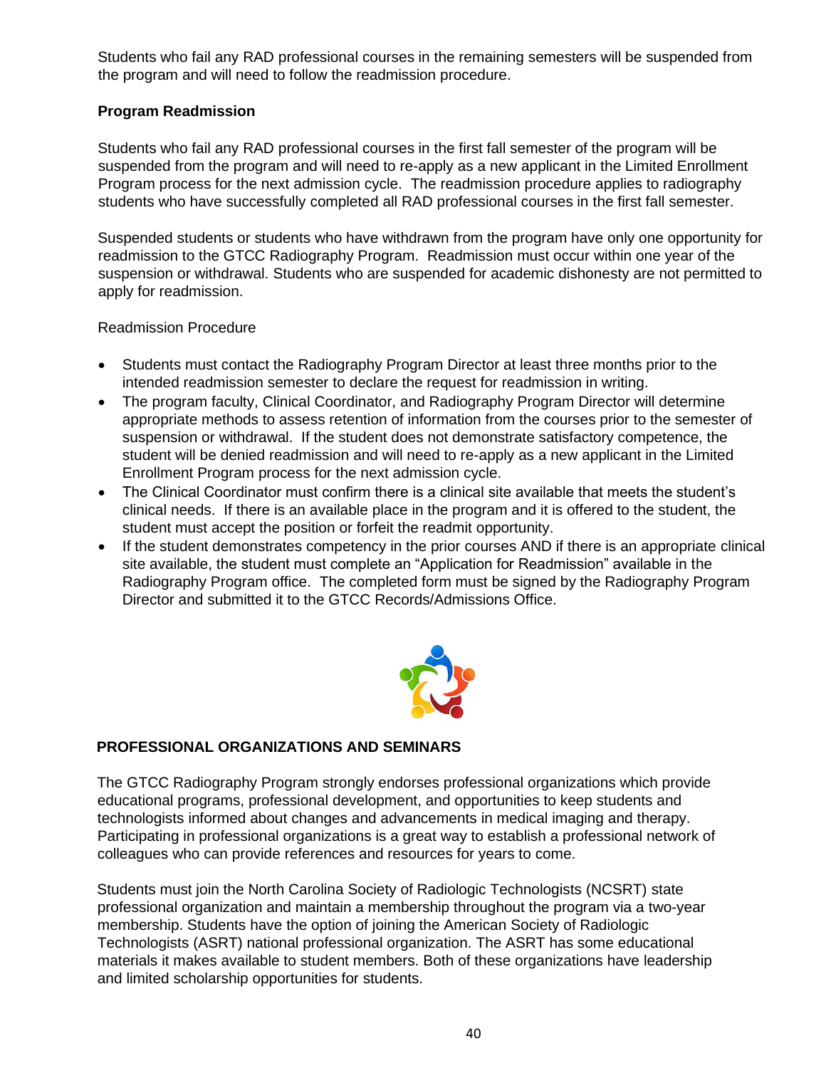Students who fail any RAD professional courses in the remaining semesters will be suspended from the program and will need to follow the readmission procedure.

**Program Readmission**

Students who fail any RAD professional courses in the first fall semester of the program will be suspended from the program and will need to re-apply as a new applicant in the Limited Enrollment Program process for the next admission cycle. The readmission procedure applies to radiography students who have successfully completed all RAD professional courses in the first fall semester.

Suspended students or students who have withdrawn from the program have only one opportunity for readmission to the GTCC Radiography Program. Readmission must occur within one year of the suspension or withdrawal. Students who are suspended for academic dishonesty are not permitted to apply for readmission.

Readmission Procedure

- Students must contact the Radiography Program Director at least three months prior to the intended readmission semester to declare the request for readmission in writing.
- The program faculty, Clinical Coordinator, and Radiography Program Director will determine appropriate methods to assess retention of information from the courses prior to the semester of suspension or withdrawal. If the student does not demonstrate satisfactory competence, the student will be denied readmission and will need to re-apply as a new applicant in the Limited Enrollment Program process for the next admission cycle.
- The Clinical Coordinator must confirm there is a clinical site available that meets the student's clinical needs. If there is an available place in the program and it is offered to the student, the student must accept the position or forfeit the readmit opportunity.
- If the student demonstrates competency in the prior courses AND if there is an appropriate clinical site available, the student must complete an "Application for Readmission" available in the Radiography Program office. The completed form must be signed by the Radiography Program Director and submitted it to the GTCC Records/Admissions Office.

## PROFESSIONAL ORGANIZATIONS AND SEMINARS

The GTCC Radiography Program strongly endorses professional organizations which provide educational programs, professional development, and opportunities to keep students and technologists informed about changes and advancements in medical imaging and therapy. Participating in professional organizations is a great way to establish a professional network of colleagues who can provide references and resources for years to come.

Students must join the North Carolina Society of Radiologic Technologists (NCSRT) state professional organization and maintain a membership throughout the program via a two-year membership. Students have the option of joining the American Society of Radiologic Technologists (ASRT) national professional organization. The ASRT has some educational materials it makes available to student members. Both of these organizations have leadership and limited scholarship opportunities for students.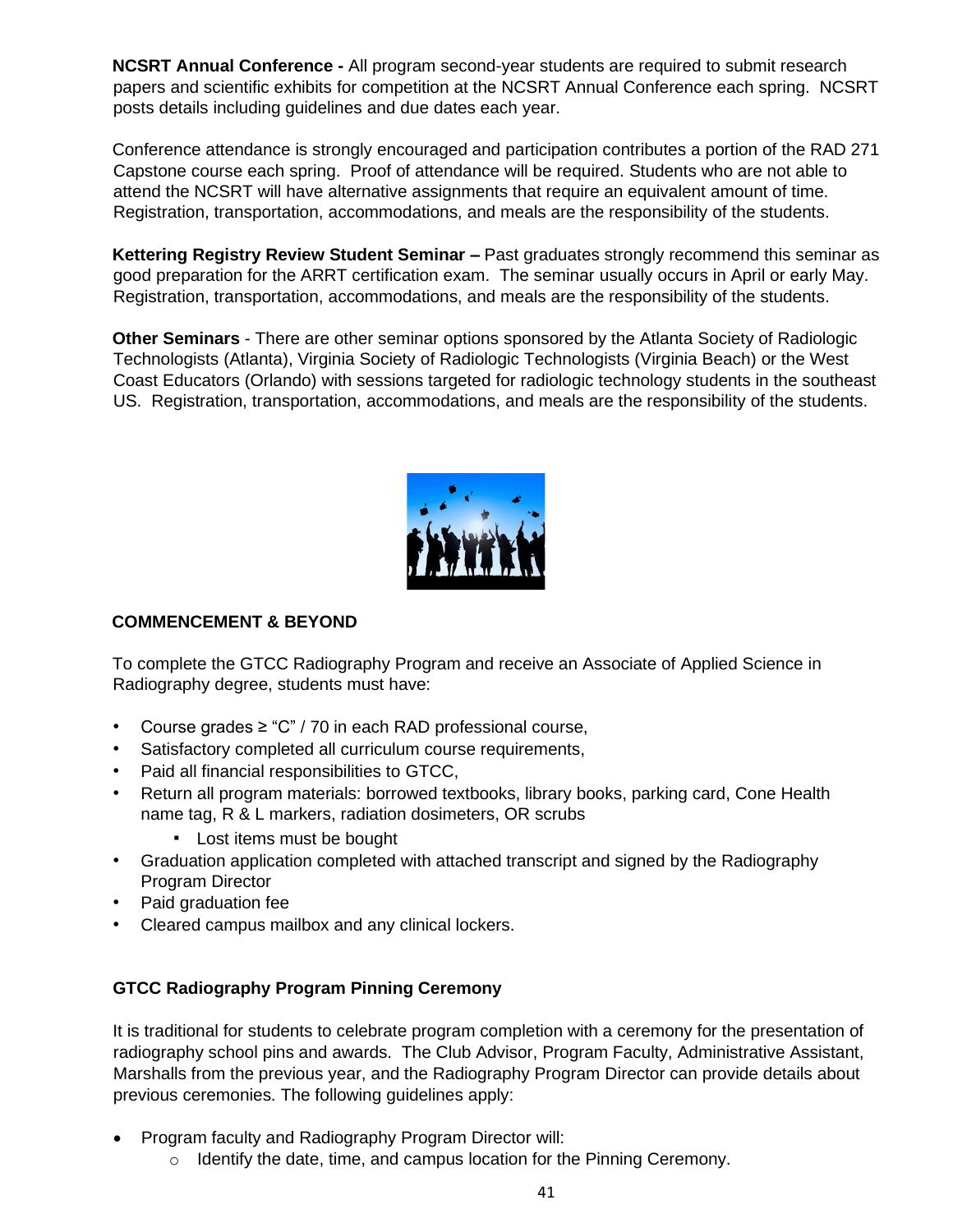**NCSRT Annual Conference -** All program second-year students are required to submit research papers and scientific exhibits for competition at the NCSRT Annual Conference each spring. NCSRT posts details including guidelines and due dates each year.

Conference attendance is strongly encouraged and participation contributes a portion of the RAD 271 Capstone course each spring. Proof of attendance will be required. Students who are not able to attend the NCSRT will have alternative assignments that require an equivalent amount of time. Registration, transportation, accommodations, and meals are the responsibility of the students.

**Kettering Registry Review Student Seminar –** Past graduates strongly recommend this seminar as good preparation for the ARRT certification exam. The seminar usually occurs in April or early May. Registration, transportation, accommodations, and meals are the responsibility of the students.

**Other Seminars** - There are other seminar options sponsored by the Atlanta Society of Radiologic Technologists (Atlanta), Virginia Society of Radiologic Technologists (Virginia Beach) or the West Coast Educators (Orlando) with sessions targeted for radiologic technology students in the southeast US. Registration, transportation, accommodations, and meals are the responsibility of the students.

## COMMENCEMENT & BEYOND

To complete the GTCC Radiography Program and receive an Associate of Applied Science in Radiography degree, students must have:

- Course grades ≥ "C" / 70 in each RAD professional course,
- Satisfactory completed all curriculum course requirements,
- Paid all financial responsibilities to GTCC,
- Return all program materials: borrowed textbooks, library books, parking card, Cone Health name tag, R & L markers, radiation dosimeters, OR scrubs
  - Lost items must be bought
- Graduation application completed with attached transcript and signed by the Radiography Program Director
- Paid graduation fee
- Cleared campus mailbox and any clinical lockers.

### GTCC Radiography Program Pinning Ceremony

It is traditional for students to celebrate program completion with a ceremony for the presentation of radiography school pins and awards. The Club Advisor, Program Faculty, Administrative Assistant, Marshalls from the previous year, and the Radiography Program Director can provide details about previous ceremonies. The following guidelines apply:

- Program faculty and Radiography Program Director will:
  - Identify the date, time, and campus location for the Pinning Ceremony.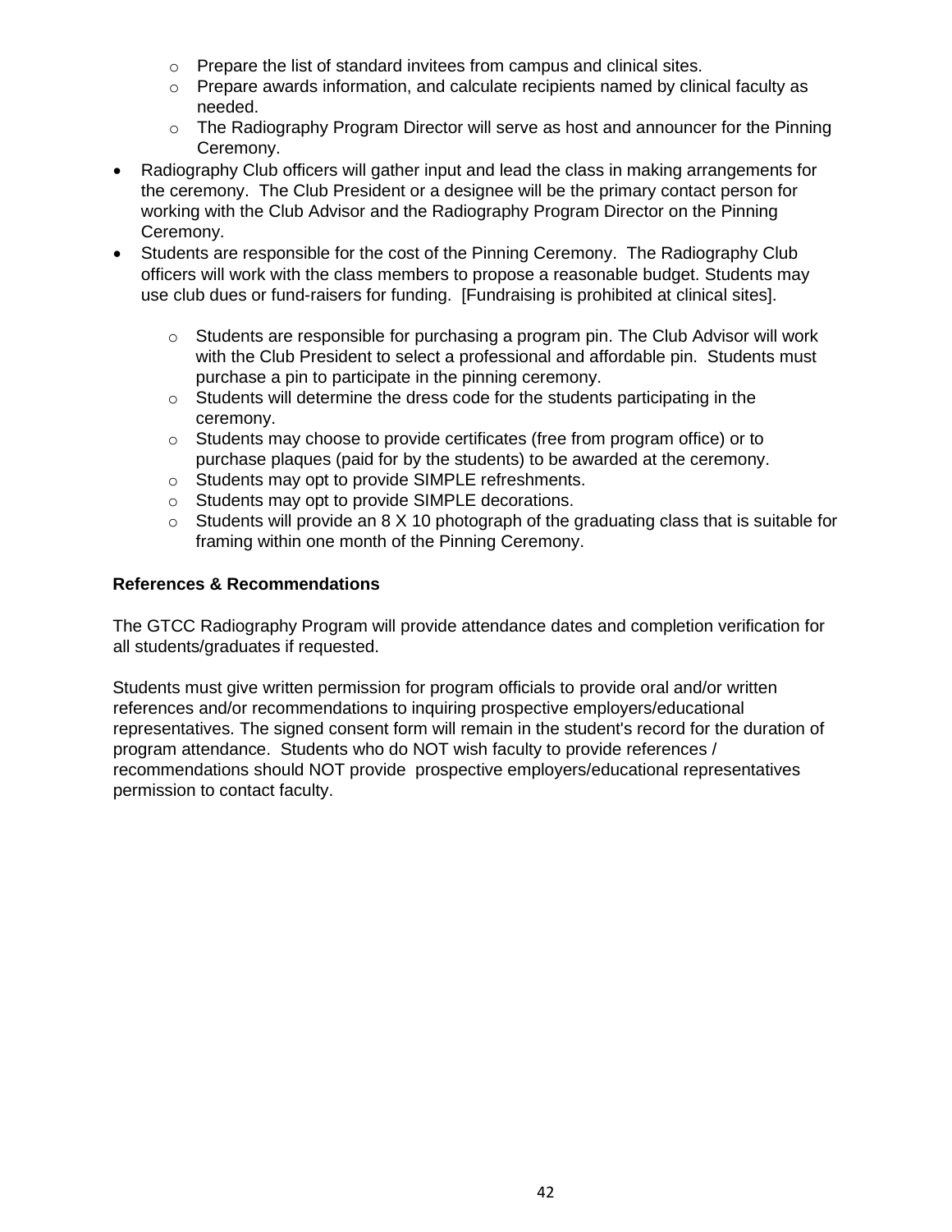- Prepare the list of standard invitees from campus and clinical sites.
  - Prepare awards information, and calculate recipients named by clinical faculty as needed.
  - The Radiography Program Director will serve as host and announcer for the Pinning Ceremony.
- Radiography Club officers will gather input and lead the class in making arrangements for the ceremony. The Club President or a designee will be the primary contact person for working with the Club Advisor and the Radiography Program Director on the Pinning Ceremony.
- Students are responsible for the cost of the Pinning Ceremony. The Radiography Club officers will work with the class members to propose a reasonable budget. Students may use club dues or fund-raisers for funding. [Fundraising is prohibited at clinical sites].
  - Students are responsible for purchasing a program pin. The Club Advisor will work with the Club President to select a professional and affordable pin. Students must purchase a pin to participate in the pinning ceremony.
  - Students will determine the dress code for the students participating in the ceremony.
  - Students may choose to provide certificates (free from program office) or to purchase plaques (paid for by the students) to be awarded at the ceremony.
  - Students may opt to provide SIMPLE refreshments.
  - Students may opt to provide SIMPLE decorations.
  - Students will provide an 8 X 10 photograph of the graduating class that is suitable for framing within one month of the Pinning Ceremony.

**References & Recommendations**

The GTCC Radiography Program will provide attendance dates and completion verification for all students/graduates if requested.

Students must give written permission for program officials to provide oral and/or written references and/or recommendations to inquiring prospective employers/educational representatives. The signed consent form will remain in the student's record for the duration of program attendance. Students who do NOT wish faculty to provide references / recommendations should NOT provide prospective employers/educational representatives permission to contact faculty.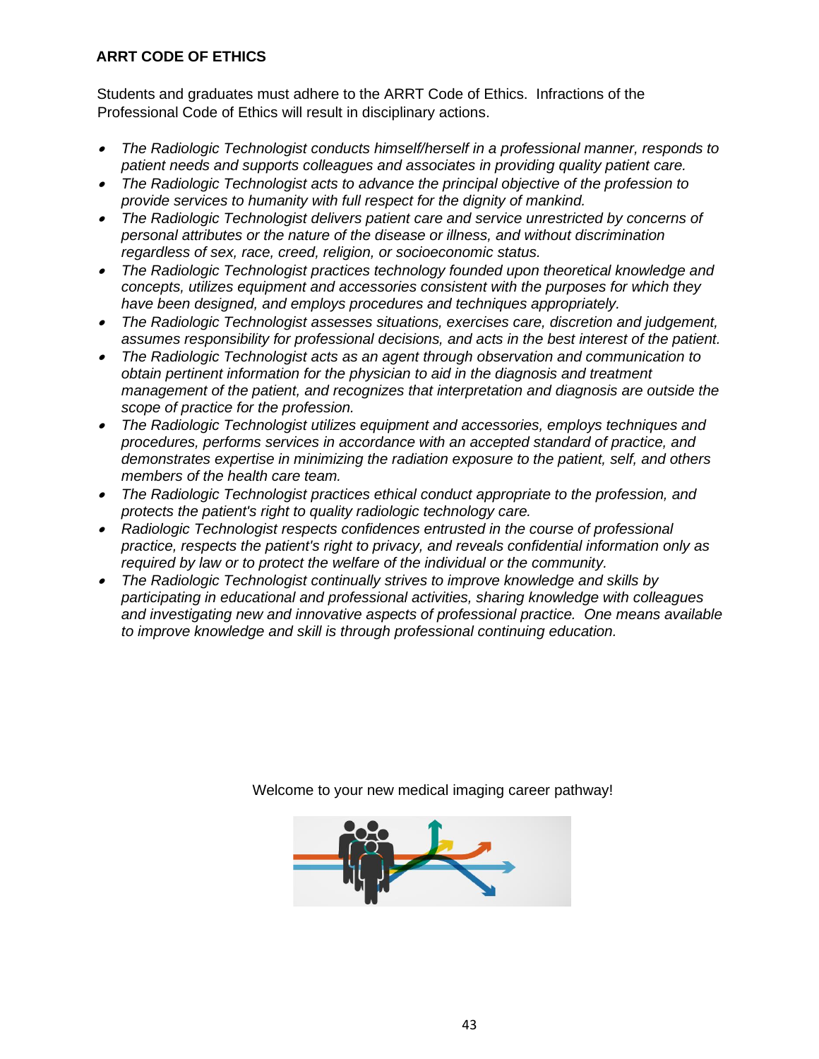## ARRT CODE OF ETHICS

Students and graduates must adhere to the ARRT Code of Ethics. Infractions of the Professional Code of Ethics will result in disciplinary actions.

- *The Radiologic Technologist conducts himself/herself in a professional manner, responds to patient needs and supports colleagues and associates in providing quality patient care.*
- *The Radiologic Technologist acts to advance the principal objective of the profession to provide services to humanity with full respect for the dignity of mankind.*
- *The Radiologic Technologist delivers patient care and service unrestricted by concerns of personal attributes or the nature of the disease or illness, and without discrimination regardless of sex, race, creed, religion, or socioeconomic status.*
- *The Radiologic Technologist practices technology founded upon theoretical knowledge and concepts, utilizes equipment and accessories consistent with the purposes for which they have been designed, and employs procedures and techniques appropriately.*
- *The Radiologic Technologist assesses situations, exercises care, discretion and judgement, assumes responsibility for professional decisions, and acts in the best interest of the patient.*
- *The Radiologic Technologist acts as an agent through observation and communication to obtain pertinent information for the physician to aid in the diagnosis and treatment management of the patient, and recognizes that interpretation and diagnosis are outside the scope of practice for the profession.*
- *The Radiologic Technologist utilizes equipment and accessories, employs techniques and procedures, performs services in accordance with an accepted standard of practice, and demonstrates expertise in minimizing the radiation exposure to the patient, self, and others members of the health care team.*
- *The Radiologic Technologist practices ethical conduct appropriate to the profession, and protects the patient's right to quality radiologic technology care.*
- *Radiologic Technologist respects confidences entrusted in the course of professional practice, respects the patient's right to privacy, and reveals confidential information only as required by law or to protect the welfare of the individual or the community.*
- *The Radiologic Technologist continually strives to improve knowledge and skills by participating in educational and professional activities, sharing knowledge with colleagues and investigating new and innovative aspects of professional practice. One means available to improve knowledge and skill is through professional continuing education.*

Welcome to your new medical imaging career pathway!